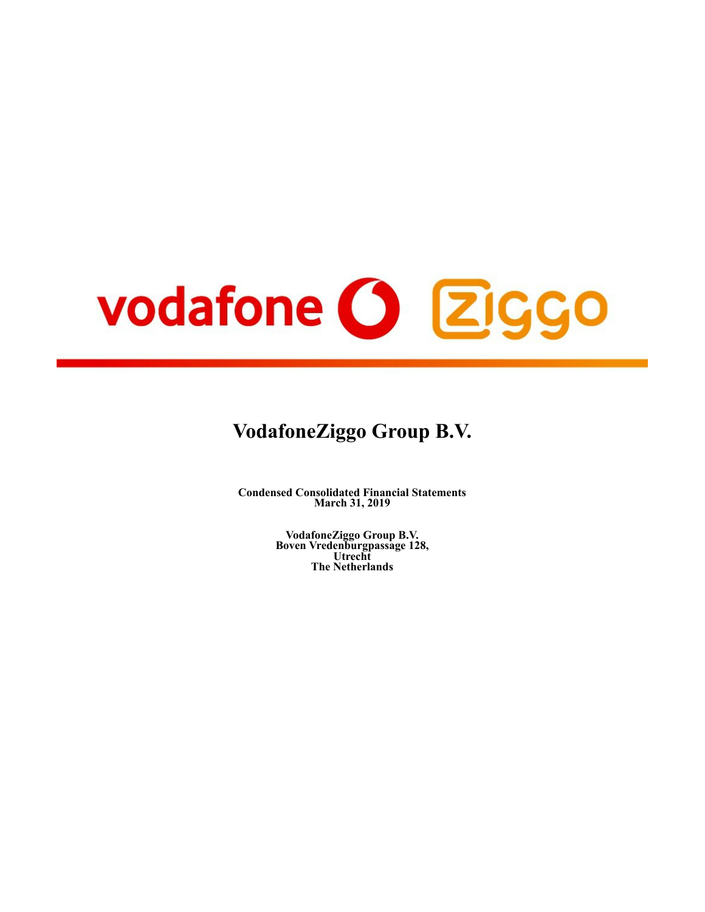# VodafoneZiggo Group B.V.

**Condensed Consolidated Financial Statements**
**March 31, 2019**

**VodafoneZiggo Group B.V.**
**Boven Vredenburgpassage 128,**
**Utrecht**
**The Netherlands**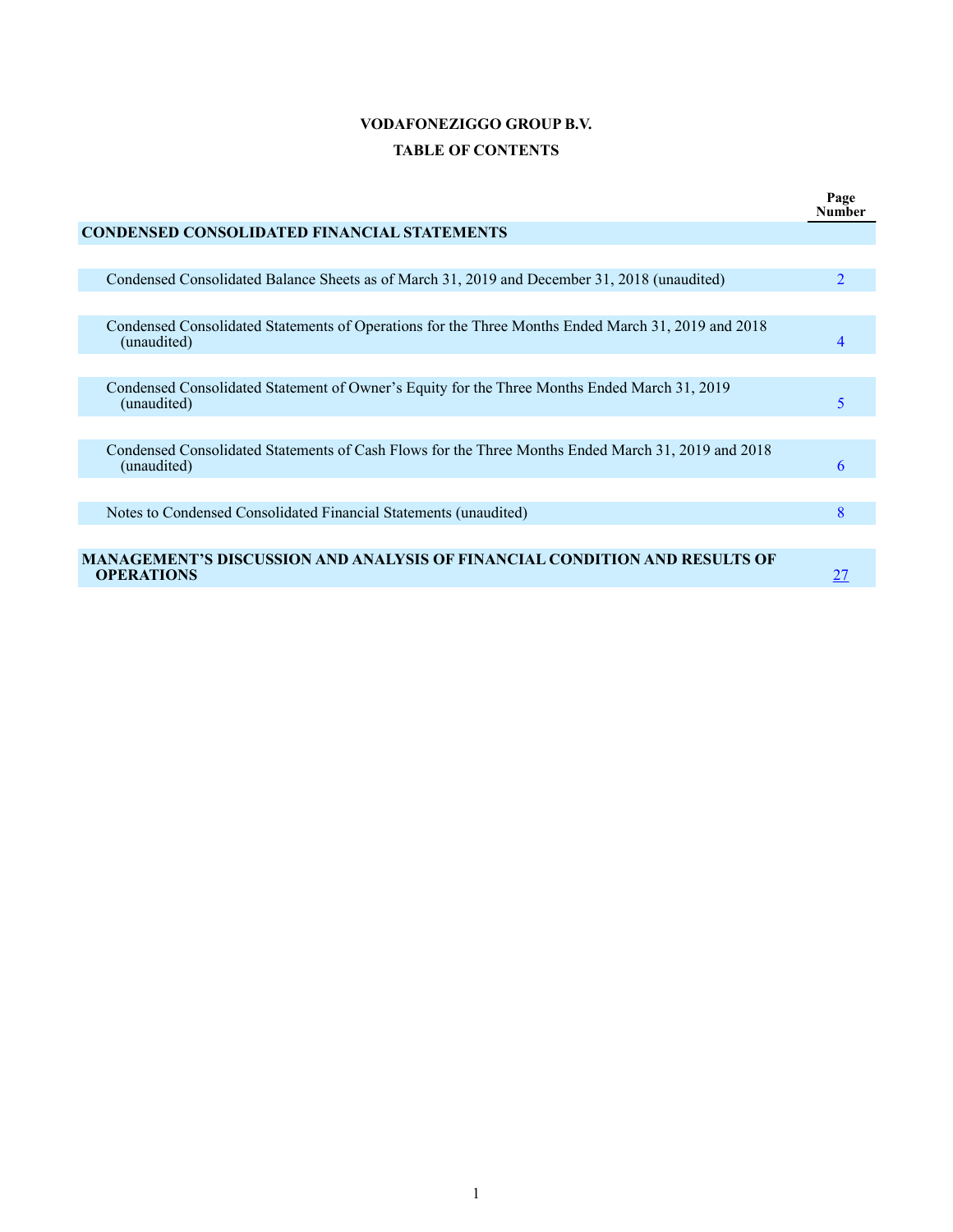# VODAFONEZIGGO GROUP B.V.

## TABLE OF CONTENTS

| | Page Number |
|---|---|
| **CONDENSED CONSOLIDATED FINANCIAL STATEMENTS** | |
| Condensed Consolidated Balance Sheets as of March 31, 2019 and December 31, 2018 (unaudited) | 2 |
| Condensed Consolidated Statements of Operations for the Three Months Ended March 31, 2019 and 2018 (unaudited) | 4 |
| Condensed Consolidated Statement of Owner's Equity for the Three Months Ended March 31, 2019 (unaudited) | 5 |
| Condensed Consolidated Statements of Cash Flows for the Three Months Ended March 31, 2019 and 2018 (unaudited) | 6 |
| Notes to Condensed Consolidated Financial Statements (unaudited) | 8 |
| **MANAGEMENT'S DISCUSSION AND ANALYSIS OF FINANCIAL CONDITION AND RESULTS OF OPERATIONS** | 27 |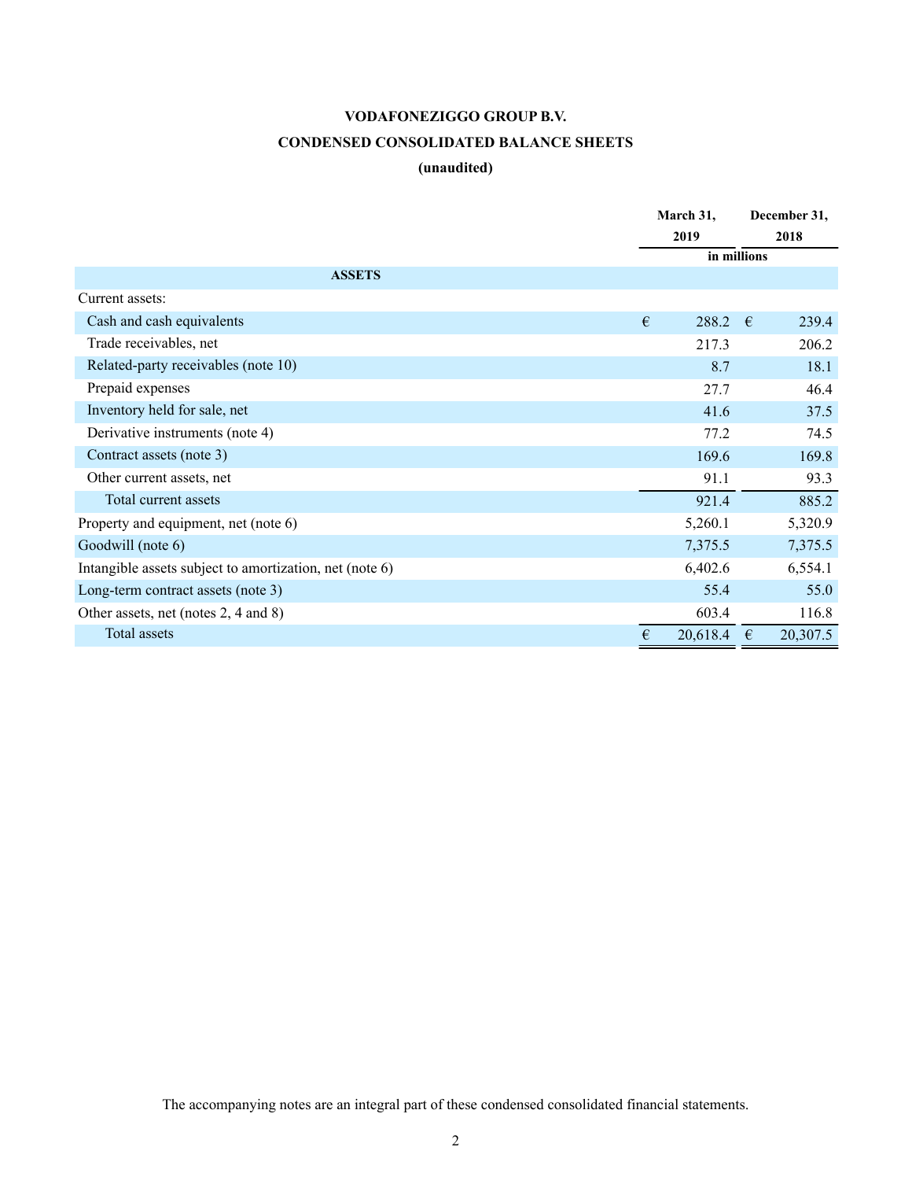**VODAFONEZIGGO GROUP B.V.**

**CONDENSED CONSOLIDATED BALANCE SHEETS**

**(unaudited)**

| | March 31, 2019 | December 31, 2018 |
|---|---|---|
| | in millions | |
| **ASSETS** | | |
| Current assets: | | |
| Cash and cash equivalents | € 288.2 | € 239.4 |
| Trade receivables, net | 217.3 | 206.2 |
| Related-party receivables (note 10) | 8.7 | 18.1 |
| Prepaid expenses | 27.7 | 46.4 |
| Inventory held for sale, net | 41.6 | 37.5 |
| Derivative instruments (note 4) | 77.2 | 74.5 |
| Contract assets (note 3) | 169.6 | 169.8 |
| Other current assets, net | 91.1 | 93.3 |
| Total current assets | 921.4 | 885.2 |
| Property and equipment, net (note 6) | 5,260.1 | 5,320.9 |
| Goodwill (note 6) | 7,375.5 | 7,375.5 |
| Intangible assets subject to amortization, net (note 6) | 6,402.6 | 6,554.1 |
| Long-term contract assets (note 3) | 55.4 | 55.0 |
| Other assets, net (notes 2, 4 and 8) | 603.4 | 116.8 |
| Total assets | € 20,618.4 | € 20,307.5 |

The accompanying notes are an integral part of these condensed consolidated financial statements.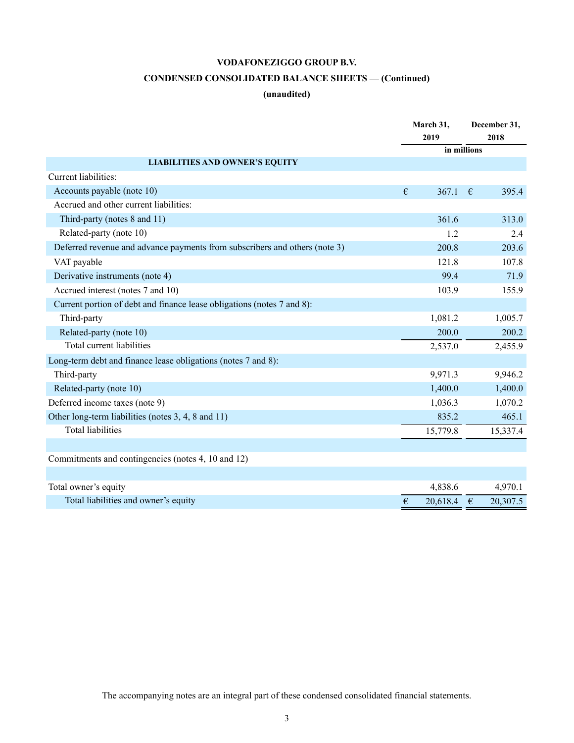# VODAFONEZIGGO GROUP B.V.

## CONDENSED CONSOLIDATED BALANCE SHEETS — (Continued)

**(unaudited)**

| | March 31, 2019 | December 31, 2018 |
|---|---|---|
| | in millions | |
| **LIABILITIES AND OWNER'S EQUITY** | | |
| Current liabilities: | | |
| Accounts payable (note 10) | € 367.1 | € 395.4 |
| Accrued and other current liabilities: | | |
| Third-party (notes 8 and 11) | 361.6 | 313.0 |
| Related-party (note 10) | 1.2 | 2.4 |
| Deferred revenue and advance payments from subscribers and others (note 3) | 200.8 | 203.6 |
| VAT payable | 121.8 | 107.8 |
| Derivative instruments (note 4) | 99.4 | 71.9 |
| Accrued interest (notes 7 and 10) | 103.9 | 155.9 |
| Current portion of debt and finance lease obligations (notes 7 and 8): | | |
| Third-party | 1,081.2 | 1,005.7 |
| Related-party (note 10) | 200.0 | 200.2 |
| Total current liabilities | 2,537.0 | 2,455.9 |
| Long-term debt and finance lease obligations (notes 7 and 8): | | |
| Third-party | 9,971.3 | 9,946.2 |
| Related-party (note 10) | 1,400.0 | 1,400.0 |
| Deferred income taxes (note 9) | 1,036.3 | 1,070.2 |
| Other long-term liabilities (notes 3, 4, 8 and 11) | 835.2 | 465.1 |
| Total liabilities | 15,779.8 | 15,337.4 |
| | | |
| Commitments and contingencies (notes 4, 10 and 12) | | |
| | | |
| Total owner's equity | 4,838.6 | 4,970.1 |
| Total liabilities and owner's equity | € 20,618.4 | € 20,307.5 |

The accompanying notes are an integral part of these condensed consolidated financial statements.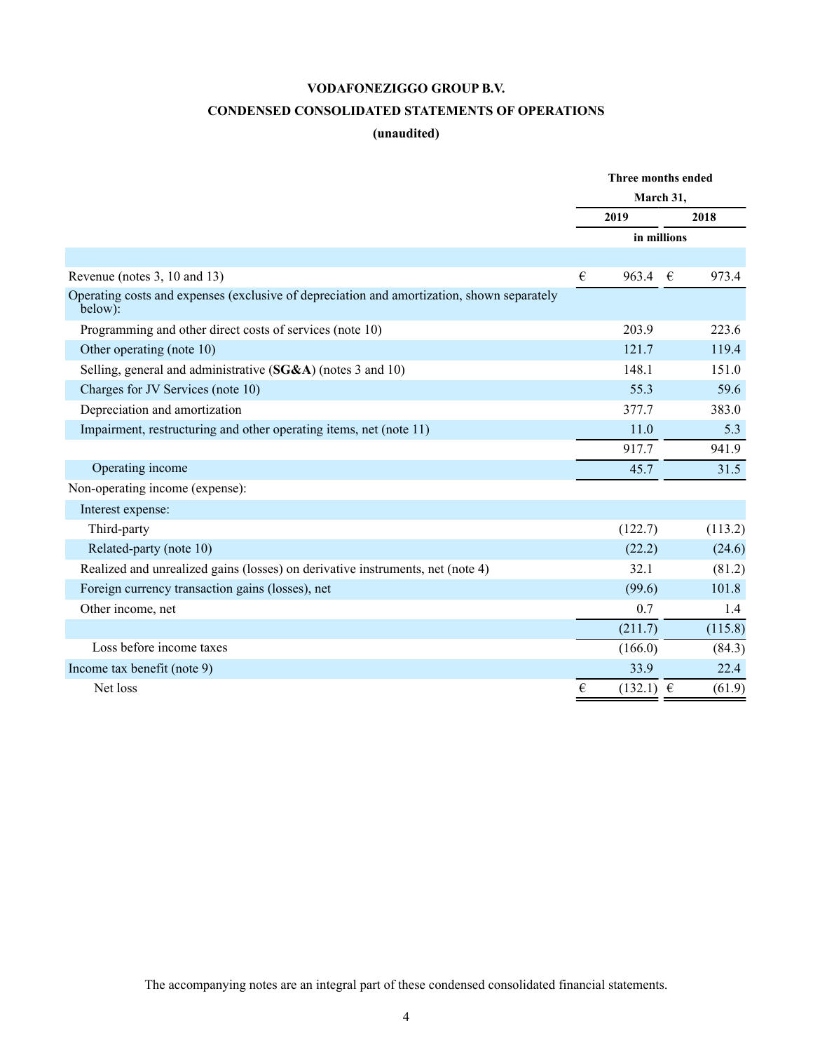# VODAFONEZIGGO GROUP B.V.

## CONDENSED CONSOLIDATED STATEMENTS OF OPERATIONS

### (unaudited)

| | Three months ended March 31, | |
|---|---|---|
| | 2019 | 2018 |
| | in millions | |
| Revenue (notes 3, 10 and 13) | € 963.4 | € 973.4 |
| Operating costs and expenses (exclusive of depreciation and amortization, shown separately below): | | |
| Programming and other direct costs of services (note 10) | 203.9 | 223.6 |
| Other operating (note 10) | 121.7 | 119.4 |
| Selling, general and administrative (**SG&A**) (notes 3 and 10) | 148.1 | 151.0 |
| Charges for JV Services (note 10) | 55.3 | 59.6 |
| Depreciation and amortization | 377.7 | 383.0 |
| Impairment, restructuring and other operating items, net (note 11) | 11.0 | 5.3 |
| | 917.7 | 941.9 |
| Operating income | 45.7 | 31.5 |
| Non-operating income (expense): | | |
| Interest expense: | | |
| Third-party | (122.7) | (113.2) |
| Related-party (note 10) | (22.2) | (24.6) |
| Realized and unrealized gains (losses) on derivative instruments, net (note 4) | 32.1 | (81.2) |
| Foreign currency transaction gains (losses), net | (99.6) | 101.8 |
| Other income, net | 0.7 | 1.4 |
| | (211.7) | (115.8) |
| Loss before income taxes | (166.0) | (84.3) |
| Income tax benefit (note 9) | 33.9 | 22.4 |
| Net loss | € (132.1) | € (61.9) |

The accompanying notes are an integral part of these condensed consolidated financial statements.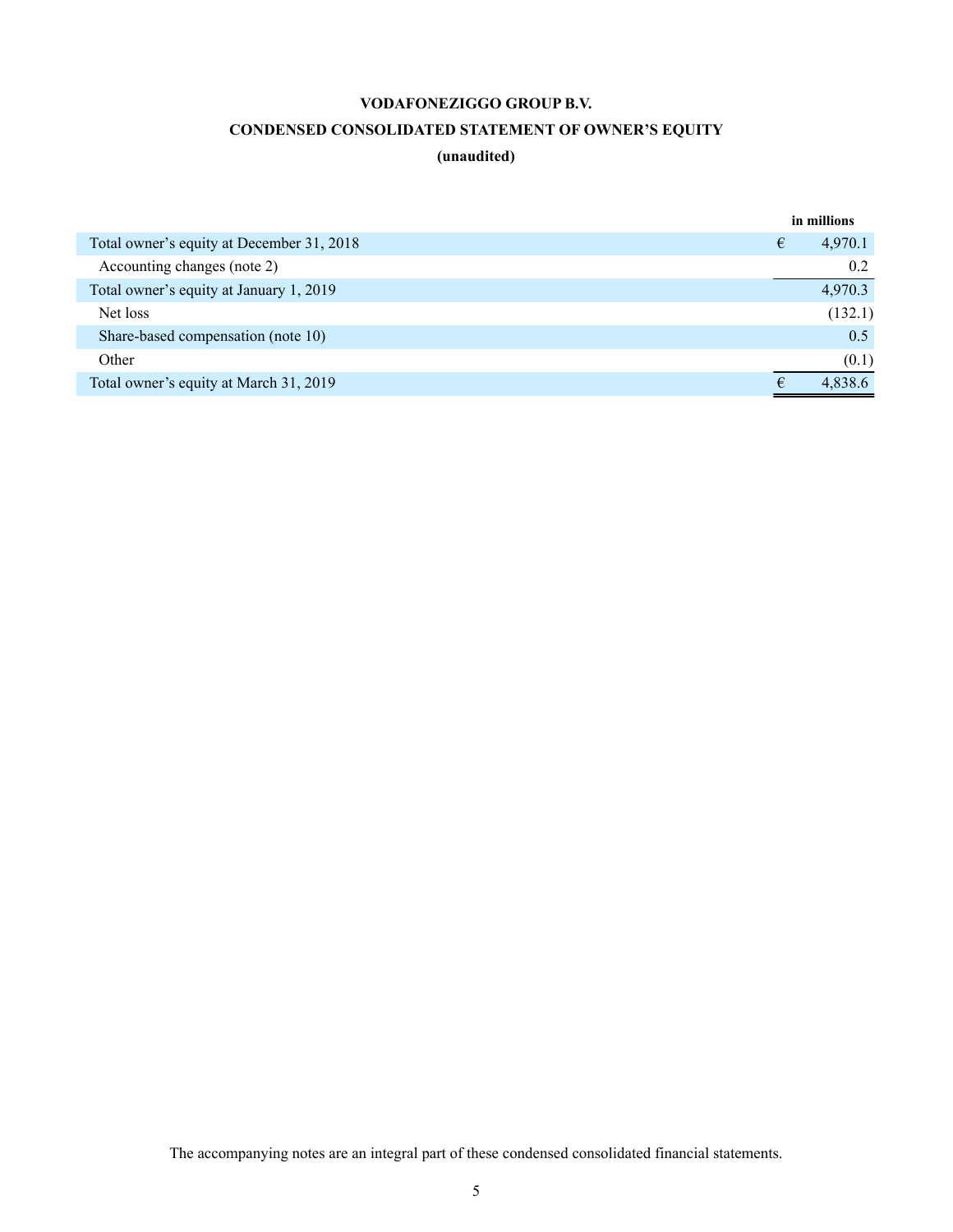# VODAFONEZIGGO GROUP B.V.

## CONDENSED CONSOLIDATED STATEMENT OF OWNER'S EQUITY

**(unaudited)**

| | in millions |
|---|---|
| Total owner's equity at December 31, 2018 | € 4,970.1 |
| Accounting changes (note 2) | 0.2 |
| Total owner's equity at January 1, 2019 | 4,970.3 |
| Net loss | (132.1) |
| Share-based compensation (note 10) | 0.5 |
| Other | (0.1) |
| Total owner's equity at March 31, 2019 | € 4,838.6 |

The accompanying notes are an integral part of these condensed consolidated financial statements.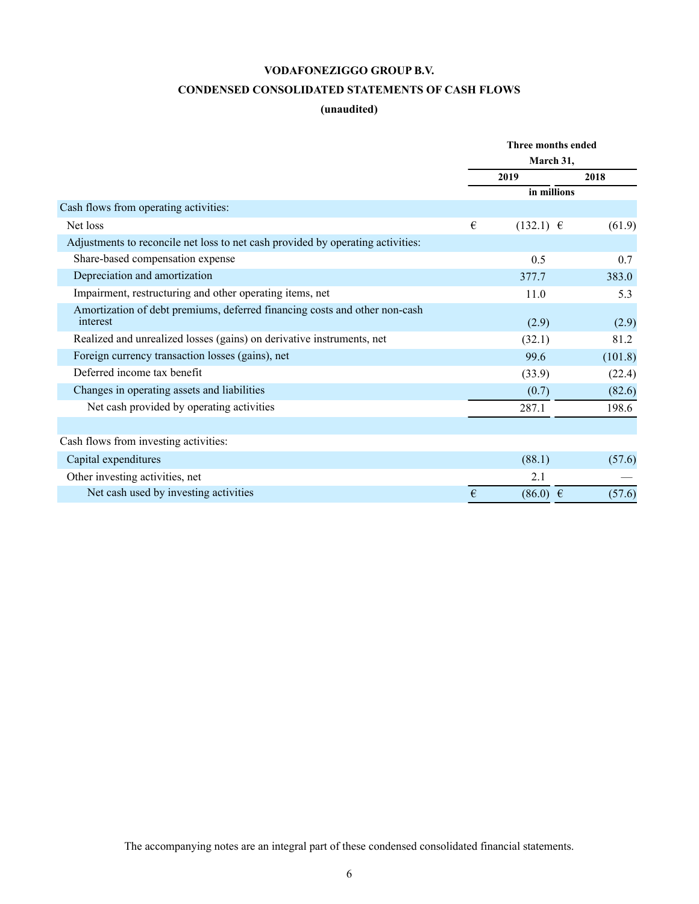# VODAFONEZIGGO GROUP B.V.

## CONDENSED CONSOLIDATED STATEMENTS OF CASH FLOWS

**(unaudited)**

| | Three months ended March 31, | |
|---|---|---|
| | 2019 | 2018 |
| | in millions | |
| Cash flows from operating activities: | | |
| Net loss | € (132.1) | € (61.9) |
| Adjustments to reconcile net loss to net cash provided by operating activities: | | |
| Share-based compensation expense | 0.5 | 0.7 |
| Depreciation and amortization | 377.7 | 383.0 |
| Impairment, restructuring and other operating items, net | 11.0 | 5.3 |
| Amortization of debt premiums, deferred financing costs and other non-cash interest | (2.9) | (2.9) |
| Realized and unrealized losses (gains) on derivative instruments, net | (32.1) | 81.2 |
| Foreign currency transaction losses (gains), net | 99.6 | (101.8) |
| Deferred income tax benefit | (33.9) | (22.4) |
| Changes in operating assets and liabilities | (0.7) | (82.6) |
| Net cash provided by operating activities | 287.1 | 198.6 |
| | | |
| Cash flows from investing activities: | | |
| Capital expenditures | (88.1) | (57.6) |
| Other investing activities, net | 2.1 | — |
| Net cash used by investing activities | € (86.0) | € (57.6) |

The accompanying notes are an integral part of these condensed consolidated financial statements.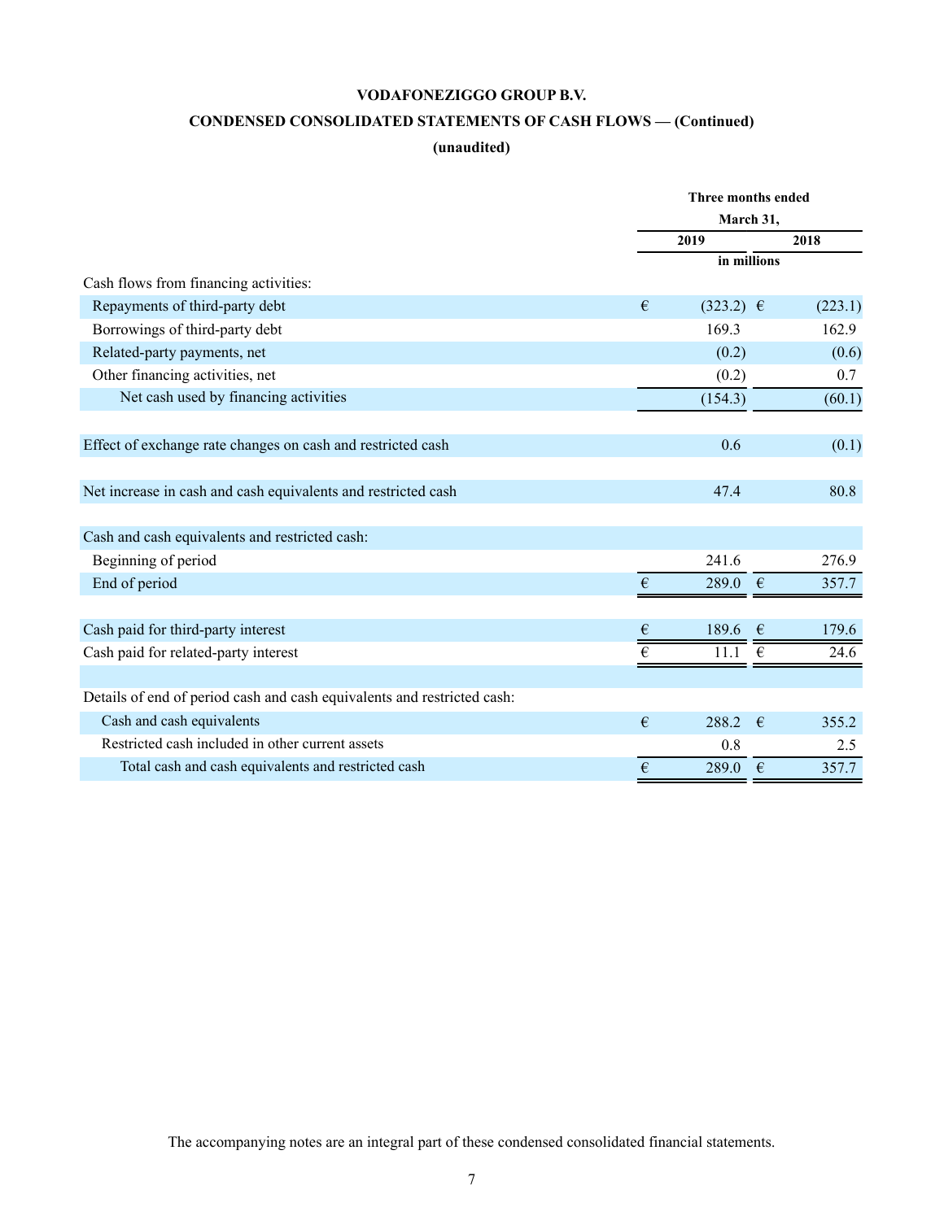**VODAFONEZIGGO GROUP B.V.**

**CONDENSED CONSOLIDATED STATEMENTS OF CASH FLOWS — (Continued)**

**(unaudited)**

| | Three months ended March 31, | |
|---|---|---|
| | 2019 | 2018 |
| | in millions | |
| Cash flows from financing activities: | | |
| Repayments of third-party debt | € (323.2) | € (223.1) |
| Borrowings of third-party debt | 169.3 | 162.9 |
| Related-party payments, net | (0.2) | (0.6) |
| Other financing activities, net | (0.2) | 0.7 |
| Net cash used by financing activities | (154.3) | (60.1) |
| Effect of exchange rate changes on cash and restricted cash | 0.6 | (0.1) |
| Net increase in cash and cash equivalents and restricted cash | 47.4 | 80.8 |
| Cash and cash equivalents and restricted cash: | | |
| Beginning of period | 241.6 | 276.9 |
| End of period | € 289.0 | € 357.7 |
| Cash paid for third-party interest | € 189.6 | € 179.6 |
| Cash paid for related-party interest | € 11.1 | € 24.6 |
| Details of end of period cash and cash equivalents and restricted cash: | | |
| Cash and cash equivalents | € 288.2 | € 355.2 |
| Restricted cash included in other current assets | 0.8 | 2.5 |
| Total cash and cash equivalents and restricted cash | € 289.0 | € 357.7 |

The accompanying notes are an integral part of these condensed consolidated financial statements.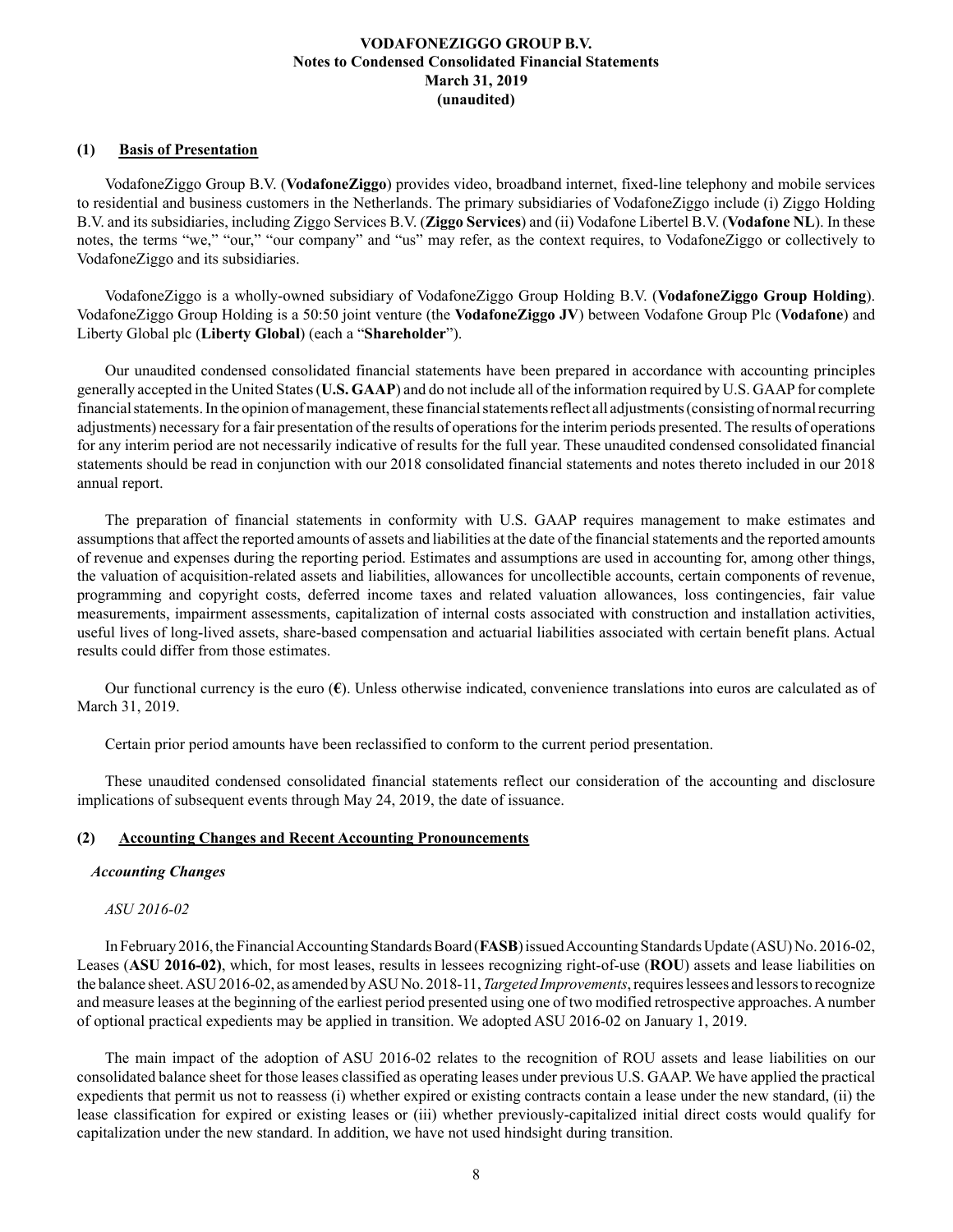**VODAFONEZIGGO GROUP B.V.**
**Notes to Condensed Consolidated Financial Statements**
**March 31, 2019**
**(unaudited)**

## (1) Basis of Presentation

VodafoneZiggo Group B.V. (**VodafoneZiggo**) provides video, broadband internet, fixed-line telephony and mobile services to residential and business customers in the Netherlands. The primary subsidiaries of VodafoneZiggo include (i) Ziggo Holding B.V. and its subsidiaries, including Ziggo Services B.V. (**Ziggo Services**) and (ii) Vodafone Libertel B.V. (**Vodafone NL**). In these notes, the terms "we," "our," "our company" and "us" may refer, as the context requires, to VodafoneZiggo or collectively to VodafoneZiggo and its subsidiaries.

VodafoneZiggo is a wholly-owned subsidiary of VodafoneZiggo Group Holding B.V. (**VodafoneZiggo Group Holding**). VodafoneZiggo Group Holding is a 50:50 joint venture (the **VodafoneZiggo JV**) between Vodafone Group Plc (**Vodafone**) and Liberty Global plc (**Liberty Global**) (each a "**Shareholder**").

Our unaudited condensed consolidated financial statements have been prepared in accordance with accounting principles generally accepted in the United States (**U.S. GAAP**) and do not include all of the information required by U.S. GAAP for complete financial statements. In the opinion of management, these financial statements reflect all adjustments (consisting of normal recurring adjustments) necessary for a fair presentation of the results of operations for the interim periods presented. The results of operations for any interim period are not necessarily indicative of results for the full year. These unaudited condensed consolidated financial statements should be read in conjunction with our 2018 consolidated financial statements and notes thereto included in our 2018 annual report.

The preparation of financial statements in conformity with U.S. GAAP requires management to make estimates and assumptions that affect the reported amounts of assets and liabilities at the date of the financial statements and the reported amounts of revenue and expenses during the reporting period. Estimates and assumptions are used in accounting for, among other things, the valuation of acquisition-related assets and liabilities, allowances for uncollectible accounts, certain components of revenue, programming and copyright costs, deferred income taxes and related valuation allowances, loss contingencies, fair value measurements, impairment assessments, capitalization of internal costs associated with construction and installation activities, useful lives of long-lived assets, share-based compensation and actuarial liabilities associated with certain benefit plans. Actual results could differ from those estimates.

Our functional currency is the euro (**€**). Unless otherwise indicated, convenience translations into euros are calculated as of March 31, 2019.

Certain prior period amounts have been reclassified to conform to the current period presentation.

These unaudited condensed consolidated financial statements reflect our consideration of the accounting and disclosure implications of subsequent events through May 24, 2019, the date of issuance.

## (2) Accounting Changes and Recent Accounting Pronouncements

### *Accounting Changes*

*ASU 2016-02*

In February 2016, the Financial Accounting Standards Board (**FASB**) issued Accounting Standards Update (ASU) No. 2016-02, Leases (**ASU 2016-02)**, which, for most leases, results in lessees recognizing right-of-use (**ROU**) assets and lease liabilities on the balance sheet. ASU 2016-02, as amended by ASU No. 2018-11, *Targeted Improvements*, requires lessees and lessors to recognize and measure leases at the beginning of the earliest period presented using one of two modified retrospective approaches. A number of optional practical expedients may be applied in transition. We adopted ASU 2016-02 on January 1, 2019.

The main impact of the adoption of ASU 2016-02 relates to the recognition of ROU assets and lease liabilities on our consolidated balance sheet for those leases classified as operating leases under previous U.S. GAAP. We have applied the practical expedients that permit us not to reassess (i) whether expired or existing contracts contain a lease under the new standard, (ii) the lease classification for expired or existing leases or (iii) whether previously-capitalized initial direct costs would qualify for capitalization under the new standard. In addition, we have not used hindsight during transition.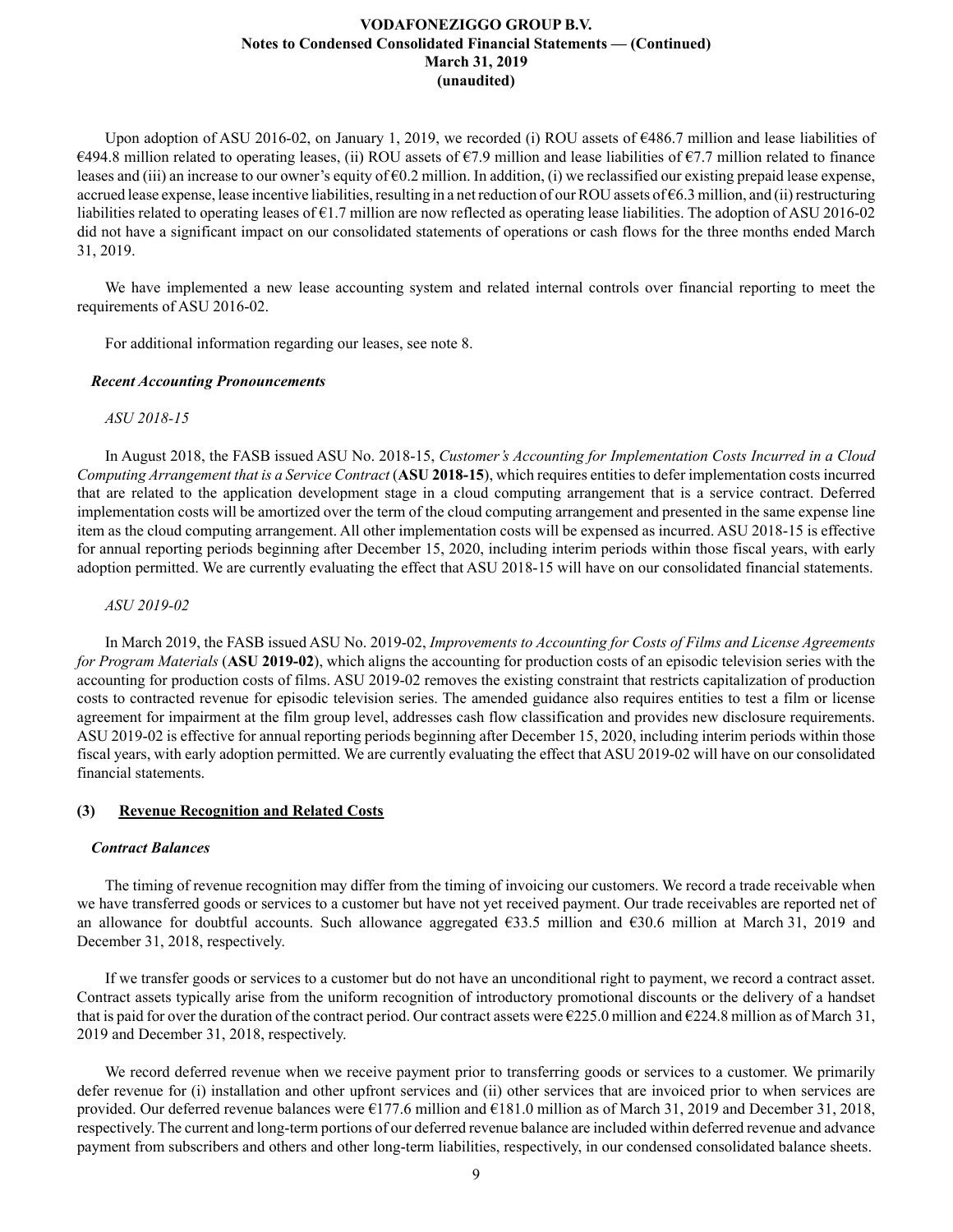Upon adoption of ASU 2016-02, on January 1, 2019, we recorded (i) ROU assets of €486.7 million and lease liabilities of €494.8 million related to operating leases, (ii) ROU assets of €7.9 million and lease liabilities of €7.7 million related to finance leases and (iii) an increase to our owner's equity of €0.2 million. In addition, (i) we reclassified our existing prepaid lease expense, accrued lease expense, lease incentive liabilities, resulting in a net reduction of our ROU assets of €6.3 million, and (ii) restructuring liabilities related to operating leases of €1.7 million are now reflected as operating lease liabilities. The adoption of ASU 2016-02 did not have a significant impact on our consolidated statements of operations or cash flows for the three months ended March 31, 2019.

We have implemented a new lease accounting system and related internal controls over financial reporting to meet the requirements of ASU 2016-02.

For additional information regarding our leases, see note 8.

### *Recent Accounting Pronouncements*

*ASU 2018-15*

In August 2018, the FASB issued ASU No. 2018-15, *Customer's Accounting for Implementation Costs Incurred in a Cloud Computing Arrangement that is a Service Contract* (**ASU 2018-15**), which requires entities to defer implementation costs incurred that are related to the application development stage in a cloud computing arrangement that is a service contract. Deferred implementation costs will be amortized over the term of the cloud computing arrangement and presented in the same expense line item as the cloud computing arrangement. All other implementation costs will be expensed as incurred. ASU 2018-15 is effective for annual reporting periods beginning after December 15, 2020, including interim periods within those fiscal years, with early adoption permitted. We are currently evaluating the effect that ASU 2018-15 will have on our consolidated financial statements.

*ASU 2019-02*

In March 2019, the FASB issued ASU No. 2019-02, *Improvements to Accounting for Costs of Films and License Agreements for Program Materials* (**ASU 2019-02**), which aligns the accounting for production costs of an episodic television series with the accounting for production costs of films. ASU 2019-02 removes the existing constraint that restricts capitalization of production costs to contracted revenue for episodic television series. The amended guidance also requires entities to test a film or license agreement for impairment at the film group level, addresses cash flow classification and provides new disclosure requirements. ASU 2019-02 is effective for annual reporting periods beginning after December 15, 2020, including interim periods within those fiscal years, with early adoption permitted. We are currently evaluating the effect that ASU 2019-02 will have on our consolidated financial statements.

## (3) Revenue Recognition and Related Costs

### *Contract Balances*

The timing of revenue recognition may differ from the timing of invoicing our customers. We record a trade receivable when we have transferred goods or services to a customer but have not yet received payment. Our trade receivables are reported net of an allowance for doubtful accounts. Such allowance aggregated €33.5 million and €30.6 million at March 31, 2019 and December 31, 2018, respectively.

If we transfer goods or services to a customer but do not have an unconditional right to payment, we record a contract asset. Contract assets typically arise from the uniform recognition of introductory promotional discounts or the delivery of a handset that is paid for over the duration of the contract period. Our contract assets were €225.0 million and €224.8 million as of March 31, 2019 and December 31, 2018, respectively.

We record deferred revenue when we receive payment prior to transferring goods or services to a customer. We primarily defer revenue for (i) installation and other upfront services and (ii) other services that are invoiced prior to when services are provided. Our deferred revenue balances were €177.6 million and €181.0 million as of March 31, 2019 and December 31, 2018, respectively. The current and long-term portions of our deferred revenue balance are included within deferred revenue and advance payment from subscribers and others and other long-term liabilities, respectively, in our condensed consolidated balance sheets.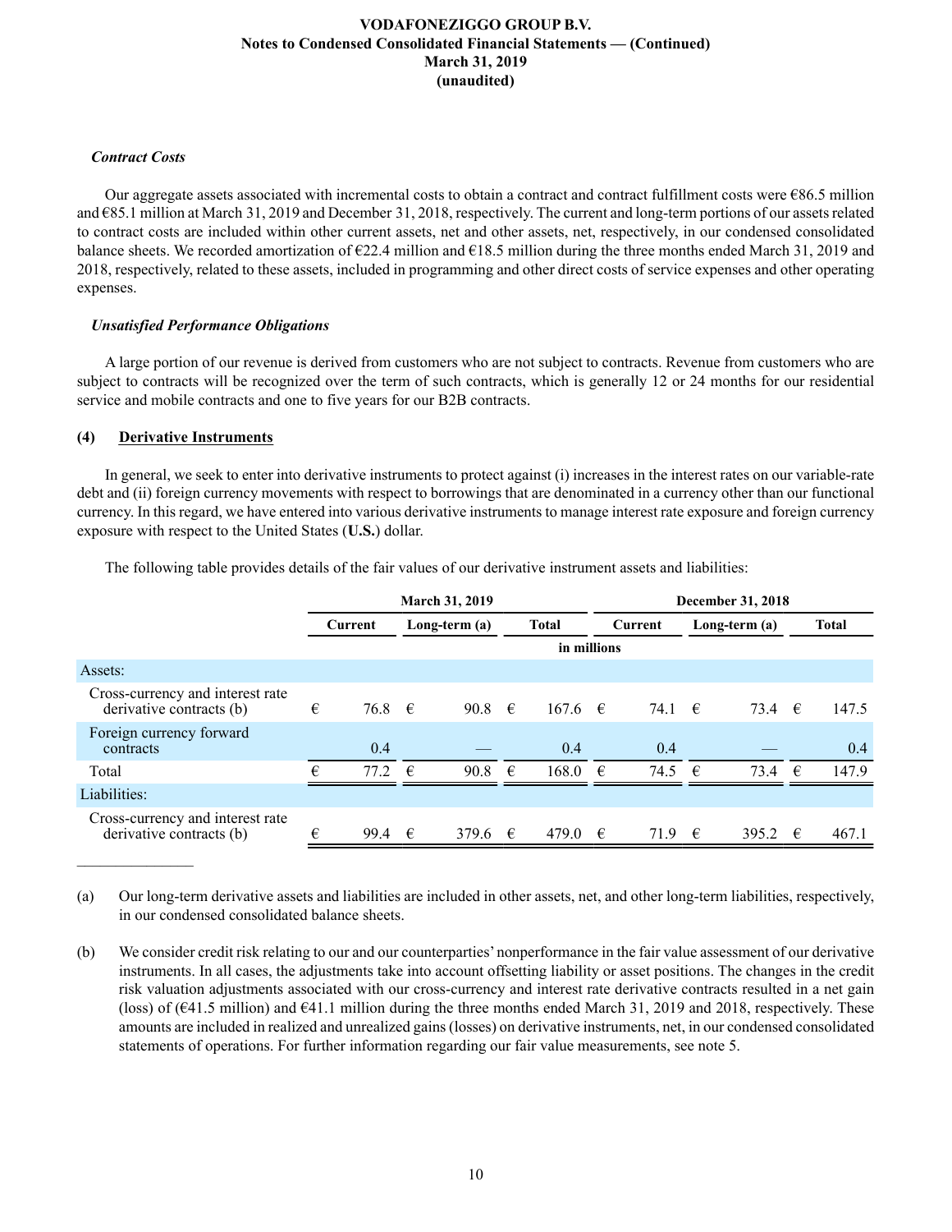*Contract Costs*

Our aggregate assets associated with incremental costs to obtain a contract and contract fulfillment costs were €86.5 million and €85.1 million at March 31, 2019 and December 31, 2018, respectively. The current and long-term portions of our assets related to contract costs are included within other current assets, net and other assets, net, respectively, in our condensed consolidated balance sheets. We recorded amortization of €22.4 million and €18.5 million during the three months ended March 31, 2019 and 2018, respectively, related to these assets, included in programming and other direct costs of service expenses and other operating expenses.

*Unsatisfied Performance Obligations*

A large portion of our revenue is derived from customers who are not subject to contracts. Revenue from customers who are subject to contracts will be recognized over the term of such contracts, which is generally 12 or 24 months for our residential service and mobile contracts and one to five years for our B2B contracts.

## (4) Derivative Instruments

In general, we seek to enter into derivative instruments to protect against (i) increases in the interest rates on our variable-rate debt and (ii) foreign currency movements with respect to borrowings that are denominated in a currency other than our functional currency. In this regard, we have entered into various derivative instruments to manage interest rate exposure and foreign currency exposure with respect to the United States (**U.S.**) dollar.

The following table provides details of the fair values of our derivative instrument assets and liabilities:

| | March 31, 2019 | | | December 31, 2018 | | |
|---|---|---|---|---|---|---|
| | Current | Long-term (a) | Total | Current | Long-term (a) | Total |
| | in millions | | | | | |
| **Assets:** | | | | | | |
| Cross-currency and interest rate derivative contracts (b) | € 76.8 | € 90.8 | € 167.6 | € 74.1 | € 73.4 | € 147.5 |
| Foreign currency forward contracts | 0.4 | — | 0.4 | 0.4 | — | 0.4 |
| Total | € 77.2 | € 90.8 | € 168.0 | € 74.5 | € 73.4 | € 147.9 |
| **Liabilities:** | | | | | | |
| Cross-currency and interest rate derivative contracts (b) | € 99.4 | € 379.6 | € 479.0 | € 71.9 | € 395.2 | € 467.1 |

(a) Our long-term derivative assets and liabilities are included in other assets, net, and other long-term liabilities, respectively, in our condensed consolidated balance sheets.

(b) We consider credit risk relating to our and our counterparties' nonperformance in the fair value assessment of our derivative instruments. In all cases, the adjustments take into account offsetting liability or asset positions. The changes in the credit risk valuation adjustments associated with our cross-currency and interest rate derivative contracts resulted in a net gain (loss) of (€41.5 million) and €41.1 million during the three months ended March 31, 2019 and 2018, respectively. These amounts are included in realized and unrealized gains (losses) on derivative instruments, net, in our condensed consolidated statements of operations. For further information regarding our fair value measurements, see note 5.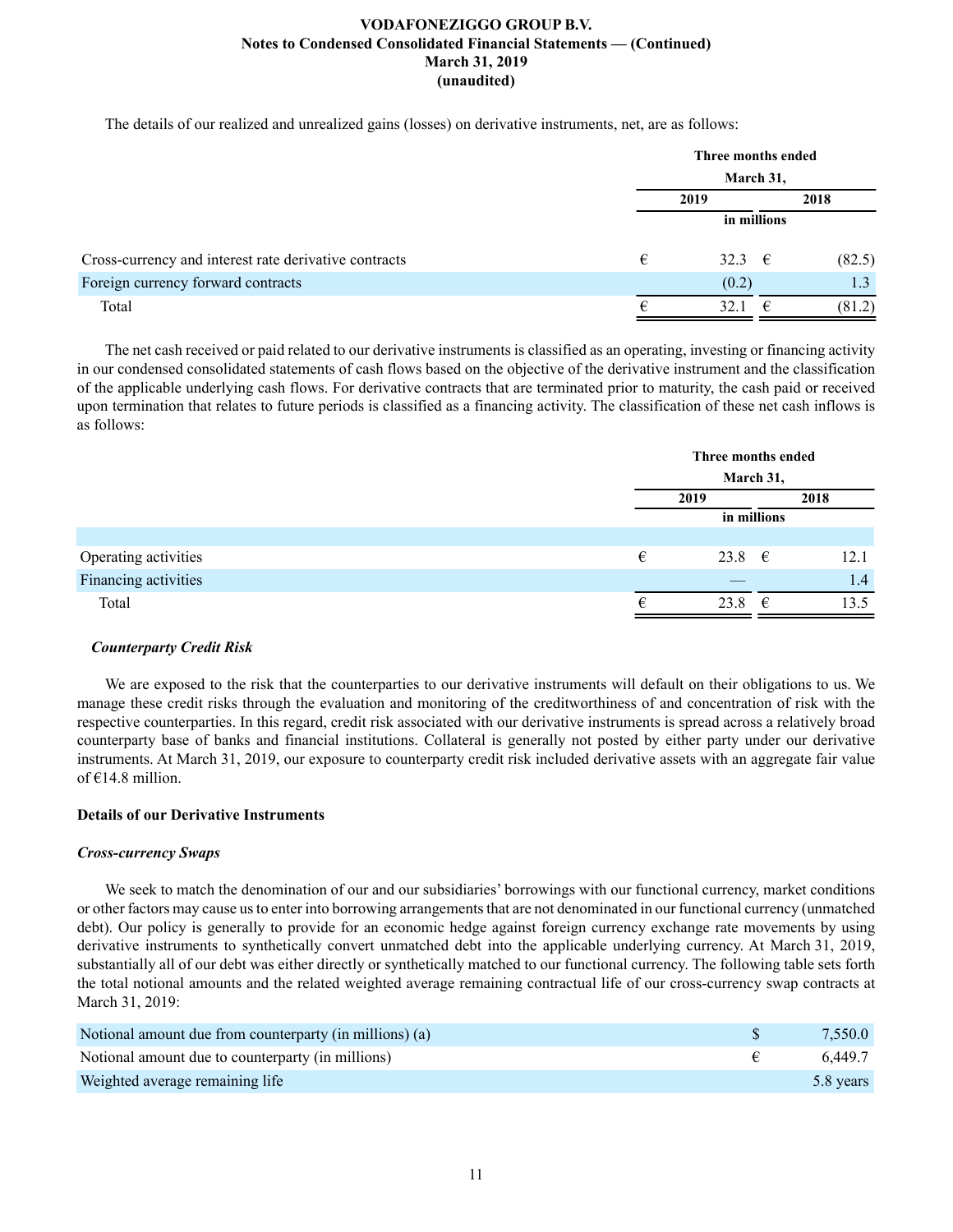The details of our realized and unrealized gains (losses) on derivative instruments, net, are as follows:

| | Three months ended March 31, | |
|---|---|---|
| | 2019 | 2018 |
| | in millions | |
| Cross-currency and interest rate derivative contracts | € 32.3 | € (82.5) |
| Foreign currency forward contracts | (0.2) | 1.3 |
| Total | € 32.1 | € (81.2) |

The net cash received or paid related to our derivative instruments is classified as an operating, investing or financing activity in our condensed consolidated statements of cash flows based on the objective of the derivative instrument and the classification of the applicable underlying cash flows. For derivative contracts that are terminated prior to maturity, the cash paid or received upon termination that relates to future periods is classified as a financing activity. The classification of these net cash inflows is as follows:

| | Three months ended March 31, | |
|---|---|---|
| | 2019 | 2018 |
| | in millions | |
| Operating activities | € 23.8 | € 12.1 |
| Financing activities | — | 1.4 |
| Total | € 23.8 | € 13.5 |

***Counterparty Credit Risk***

We are exposed to the risk that the counterparties to our derivative instruments will default on their obligations to us. We manage these credit risks through the evaluation and monitoring of the creditworthiness of and concentration of risk with the respective counterparties. In this regard, credit risk associated with our derivative instruments is spread across a relatively broad counterparty base of banks and financial institutions. Collateral is generally not posted by either party under our derivative instruments. At March 31, 2019, our exposure to counterparty credit risk included derivative assets with an aggregate fair value of €14.8 million.

**Details of our Derivative Instruments**

***Cross-currency Swaps***

We seek to match the denomination of our and our subsidiaries' borrowings with our functional currency, market conditions or other factors may cause us to enter into borrowing arrangements that are not denominated in our functional currency (unmatched debt). Our policy is generally to provide for an economic hedge against foreign currency exchange rate movements by using derivative instruments to synthetically convert unmatched debt into the applicable underlying currency. At March 31, 2019, substantially all of our debt was either directly or synthetically matched to our functional currency. The following table sets forth the total notional amounts and the related weighted average remaining contractual life of our cross-currency swap contracts at March 31, 2019:

| | |
|---|---|
| Notional amount due from counterparty (in millions) (a) | $ 7,550.0 |
| Notional amount due to counterparty (in millions) | € 6,449.7 |
| Weighted average remaining life | 5.8 years |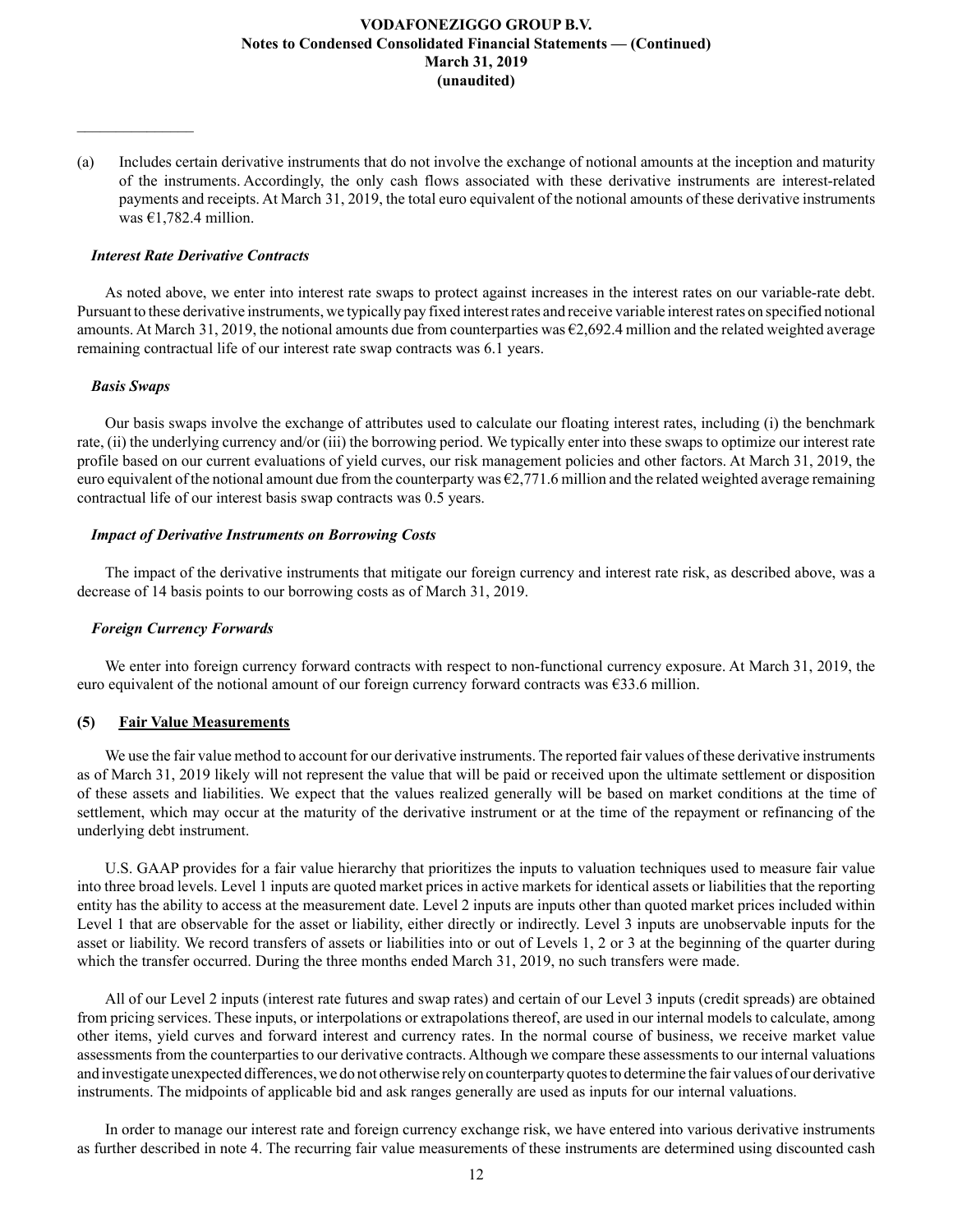(a) Includes certain derivative instruments that do not involve the exchange of notional amounts at the inception and maturity of the instruments. Accordingly, the only cash flows associated with these derivative instruments are interest-related payments and receipts. At March 31, 2019, the total euro equivalent of the notional amounts of these derivative instruments was €1,782.4 million.

***Interest Rate Derivative Contracts***

As noted above, we enter into interest rate swaps to protect against increases in the interest rates on our variable-rate debt. Pursuant to these derivative instruments, we typically pay fixed interest rates and receive variable interest rates on specified notional amounts. At March 31, 2019, the notional amounts due from counterparties was €2,692.4 million and the related weighted average remaining contractual life of our interest rate swap contracts was 6.1 years.

***Basis Swaps***

Our basis swaps involve the exchange of attributes used to calculate our floating interest rates, including (i) the benchmark rate, (ii) the underlying currency and/or (iii) the borrowing period. We typically enter into these swaps to optimize our interest rate profile based on our current evaluations of yield curves, our risk management policies and other factors. At March 31, 2019, the euro equivalent of the notional amount due from the counterparty was €2,771.6 million and the related weighted average remaining contractual life of our interest basis swap contracts was 0.5 years.

***Impact of Derivative Instruments on Borrowing Costs***

The impact of the derivative instruments that mitigate our foreign currency and interest rate risk, as described above, was a decrease of 14 basis points to our borrowing costs as of March 31, 2019.

***Foreign Currency Forwards***

We enter into foreign currency forward contracts with respect to non-functional currency exposure. At March 31, 2019, the euro equivalent of the notional amount of our foreign currency forward contracts was €33.6 million.

## (5) Fair Value Measurements

We use the fair value method to account for our derivative instruments. The reported fair values of these derivative instruments as of March 31, 2019 likely will not represent the value that will be paid or received upon the ultimate settlement or disposition of these assets and liabilities. We expect that the values realized generally will be based on market conditions at the time of settlement, which may occur at the maturity of the derivative instrument or at the time of the repayment or refinancing of the underlying debt instrument.

U.S. GAAP provides for a fair value hierarchy that prioritizes the inputs to valuation techniques used to measure fair value into three broad levels. Level 1 inputs are quoted market prices in active markets for identical assets or liabilities that the reporting entity has the ability to access at the measurement date. Level 2 inputs are inputs other than quoted market prices included within Level 1 that are observable for the asset or liability, either directly or indirectly. Level 3 inputs are unobservable inputs for the asset or liability. We record transfers of assets or liabilities into or out of Levels 1, 2 or 3 at the beginning of the quarter during which the transfer occurred. During the three months ended March 31, 2019, no such transfers were made.

All of our Level 2 inputs (interest rate futures and swap rates) and certain of our Level 3 inputs (credit spreads) are obtained from pricing services. These inputs, or interpolations or extrapolations thereof, are used in our internal models to calculate, among other items, yield curves and forward interest and currency rates. In the normal course of business, we receive market value assessments from the counterparties to our derivative contracts. Although we compare these assessments to our internal valuations and investigate unexpected differences, we do not otherwise rely on counterparty quotes to determine the fair values of our derivative instruments. The midpoints of applicable bid and ask ranges generally are used as inputs for our internal valuations.

In order to manage our interest rate and foreign currency exchange risk, we have entered into various derivative instruments as further described in note 4. The recurring fair value measurements of these instruments are determined using discounted cash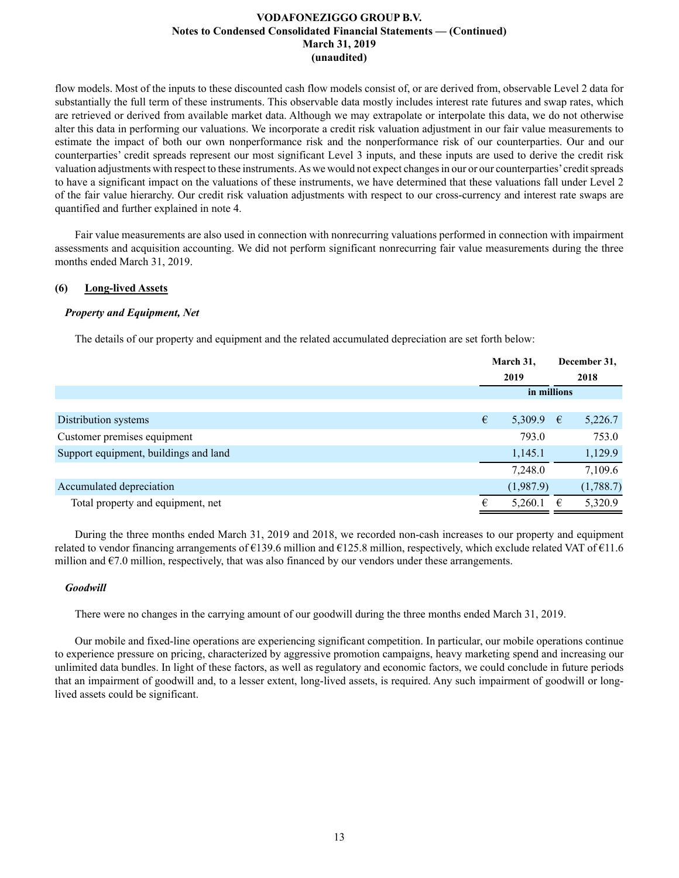flow models. Most of the inputs to these discounted cash flow models consist of, or are derived from, observable Level 2 data for substantially the full term of these instruments. This observable data mostly includes interest rate futures and swap rates, which are retrieved or derived from available market data. Although we may extrapolate or interpolate this data, we do not otherwise alter this data in performing our valuations. We incorporate a credit risk valuation adjustment in our fair value measurements to estimate the impact of both our own nonperformance risk and the nonperformance risk of our counterparties. Our and our counterparties' credit spreads represent our most significant Level 3 inputs, and these inputs are used to derive the credit risk valuation adjustments with respect to these instruments. As we would not expect changes in our or our counterparties' credit spreads to have a significant impact on the valuations of these instruments, we have determined that these valuations fall under Level 2 of the fair value hierarchy. Our credit risk valuation adjustments with respect to our cross-currency and interest rate swaps are quantified and further explained in note 4.

Fair value measurements are also used in connection with nonrecurring valuations performed in connection with impairment assessments and acquisition accounting. We did not perform significant nonrecurring fair value measurements during the three months ended March 31, 2019.

## (6) Long-lived Assets

### *Property and Equipment, Net*

The details of our property and equipment and the related accumulated depreciation are set forth below:

| | March 31, 2019 | December 31, 2018 |
|---|---|---|
| | in millions | |
| Distribution systems | € 5,309.9 | € 5,226.7 |
| Customer premises equipment | 793.0 | 753.0 |
| Support equipment, buildings and land | 1,145.1 | 1,129.9 |
| | 7,248.0 | 7,109.6 |
| Accumulated depreciation | (1,987.9) | (1,788.7) |
| Total property and equipment, net | € 5,260.1 | € 5,320.9 |

During the three months ended March 31, 2019 and 2018, we recorded non-cash increases to our property and equipment related to vendor financing arrangements of €139.6 million and €125.8 million, respectively, which exclude related VAT of €11.6 million and €7.0 million, respectively, that was also financed by our vendors under these arrangements.

### *Goodwill*

There were no changes in the carrying amount of our goodwill during the three months ended March 31, 2019.

Our mobile and fixed-line operations are experiencing significant competition. In particular, our mobile operations continue to experience pressure on pricing, characterized by aggressive promotion campaigns, heavy marketing spend and increasing our unlimited data bundles. In light of these factors, as well as regulatory and economic factors, we could conclude in future periods that an impairment of goodwill and, to a lesser extent, long-lived assets, is required. Any such impairment of goodwill or long-lived assets could be significant.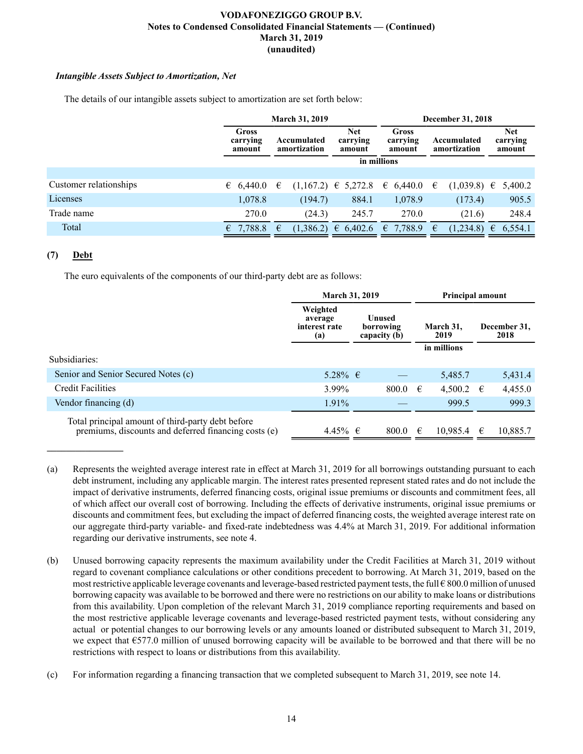### *Intangible Assets Subject to Amortization, Net*

The details of our intangible assets subject to amortization are set forth below:

| | March 31, 2019 | | | December 31, 2018 | | |
|---|---|---|---|---|---|---|
| | Gross carrying amount | Accumulated amortization | Net carrying amount | Gross carrying amount | Accumulated amortization | Net carrying amount |
| | in millions | | | | | |
| Customer relationships | € 6,440.0 | € (1,167.2) | € 5,272.8 | € 6,440.0 | € (1,039.8) | € 5,400.2 |
| Licenses | 1,078.8 | (194.7) | 884.1 | 1,078.9 | (173.4) | 905.5 |
| Trade name | 270.0 | (24.3) | 245.7 | 270.0 | (21.6) | 248.4 |
| Total | € 7,788.8 | € (1,386.2) | € 6,402.6 | € 7,788.9 | € (1,234.8) | € 6,554.1 |

## (7) Debt

The euro equivalents of the components of our third-party debt are as follows:

| | March 31, 2019 | | Principal amount | |
|---|---|---|---|---|
| | Weighted average interest rate (a) | Unused borrowing capacity (b) | March 31, 2019 | December 31, 2018 |
| | | | in millions | |
| Subsidiaries: | | | | |
| Senior and Senior Secured Notes (c) | 5.28% | € — | 5,485.7 | 5,431.4 |
| Credit Facilities | 3.99% | 800.0 | € 4,500.2 | € 4,455.0 |
| Vendor financing (d) | 1.91% | — | 999.5 | 999.3 |
| Total principal amount of third-party debt before premiums, discounts and deferred financing costs (e) | 4.45% | € 800.0 | € 10,985.4 | € 10,885.7 |

_______________

(a) Represents the weighted average interest rate in effect at March 31, 2019 for all borrowings outstanding pursuant to each debt instrument, including any applicable margin. The interest rates presented represent stated rates and do not include the impact of derivative instruments, deferred financing costs, original issue premiums or discounts and commitment fees, all of which affect our overall cost of borrowing. Including the effects of derivative instruments, original issue premiums or discounts and commitment fees, but excluding the impact of deferred financing costs, the weighted average interest rate on our aggregate third-party variable- and fixed-rate indebtedness was 4.4% at March 31, 2019. For additional information regarding our derivative instruments, see note 4.

(b) Unused borrowing capacity represents the maximum availability under the Credit Facilities at March 31, 2019 without regard to covenant compliance calculations or other conditions precedent to borrowing. At March 31, 2019, based on the most restrictive applicable leverage covenants and leverage-based restricted payment tests, the full € 800.0 million of unused borrowing capacity was available to be borrowed and there were no restrictions on our ability to make loans or distributions from this availability. Upon completion of the relevant March 31, 2019 compliance reporting requirements and based on the most restrictive applicable leverage covenants and leverage-based restricted payment tests, without considering any actual or potential changes to our borrowing levels or any amounts loaned or distributed subsequent to March 31, 2019, we expect that €577.0 million of unused borrowing capacity will be available to be borrowed and that there will be no restrictions with respect to loans or distributions from this availability.

(c) For information regarding a financing transaction that we completed subsequent to March 31, 2019, see note 14.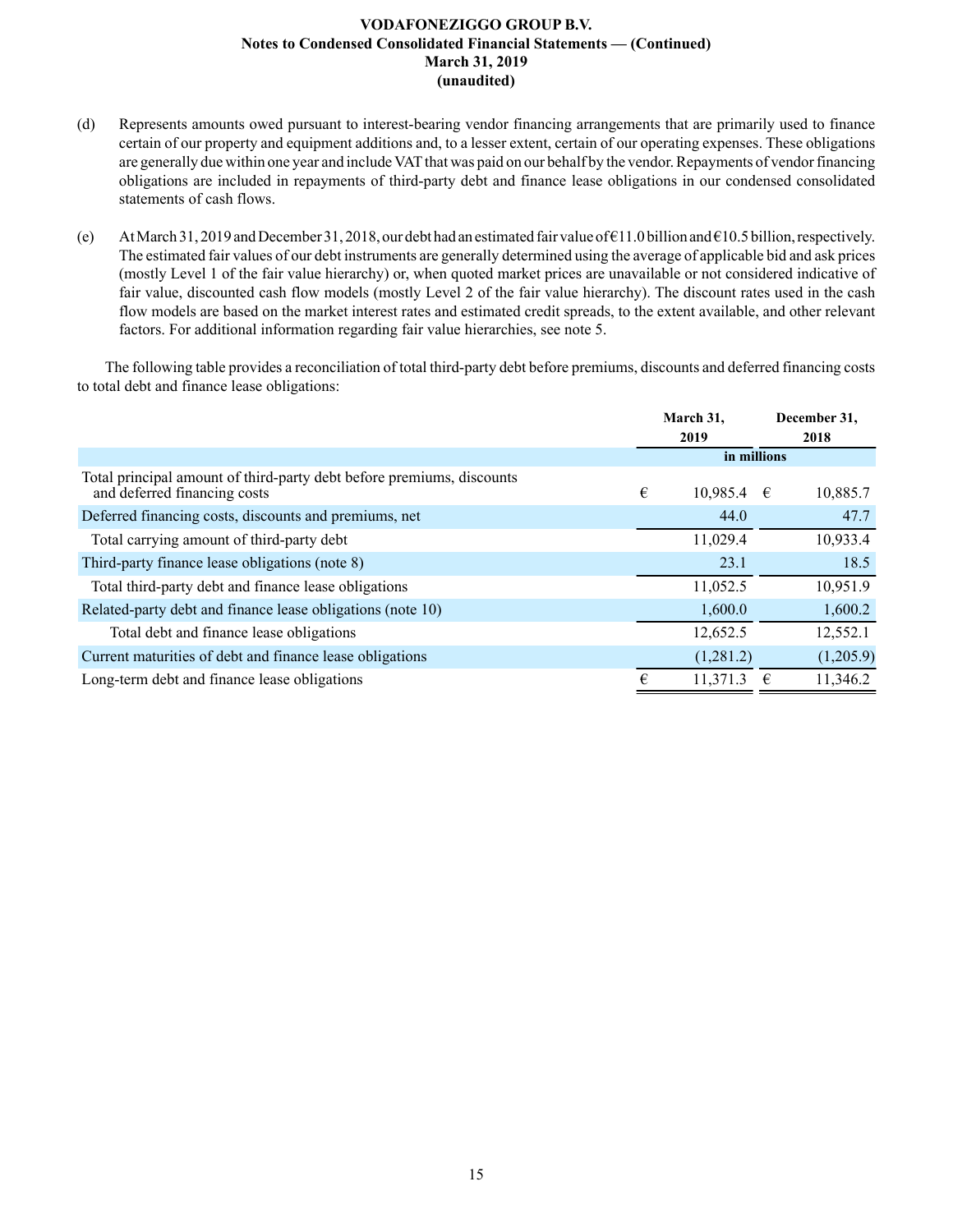(d) Represents amounts owed pursuant to interest-bearing vendor financing arrangements that are primarily used to finance certain of our property and equipment additions and, to a lesser extent, certain of our operating expenses. These obligations are generally due within one year and include VAT that was paid on our behalf by the vendor. Repayments of vendor financing obligations are included in repayments of third-party debt and finance lease obligations in our condensed consolidated statements of cash flows.

(e) At March 31, 2019 and December 31, 2018, our debt had an estimated fair value of €11.0 billion and €10.5 billion, respectively. The estimated fair values of our debt instruments are generally determined using the average of applicable bid and ask prices (mostly Level 1 of the fair value hierarchy) or, when quoted market prices are unavailable or not considered indicative of fair value, discounted cash flow models (mostly Level 2 of the fair value hierarchy). The discount rates used in the cash flow models are based on the market interest rates and estimated credit spreads, to the extent available, and other relevant factors. For additional information regarding fair value hierarchies, see note 5.

The following table provides a reconciliation of total third-party debt before premiums, discounts and deferred financing costs to total debt and finance lease obligations:

| | March 31, 2019 | December 31, 2018 |
|---|---|---|
| | in millions | |
| Total principal amount of third-party debt before premiums, discounts and deferred financing costs | € 10,985.4 | € 10,885.7 |
| Deferred financing costs, discounts and premiums, net | 44.0 | 47.7 |
| Total carrying amount of third-party debt | 11,029.4 | 10,933.4 |
| Third-party finance lease obligations (note 8) | 23.1 | 18.5 |
| Total third-party debt and finance lease obligations | 11,052.5 | 10,951.9 |
| Related-party debt and finance lease obligations (note 10) | 1,600.0 | 1,600.2 |
| Total debt and finance lease obligations | 12,652.5 | 12,552.1 |
| Current maturities of debt and finance lease obligations | (1,281.2) | (1,205.9) |
| Long-term debt and finance lease obligations | € 11,371.3 | € 11,346.2 |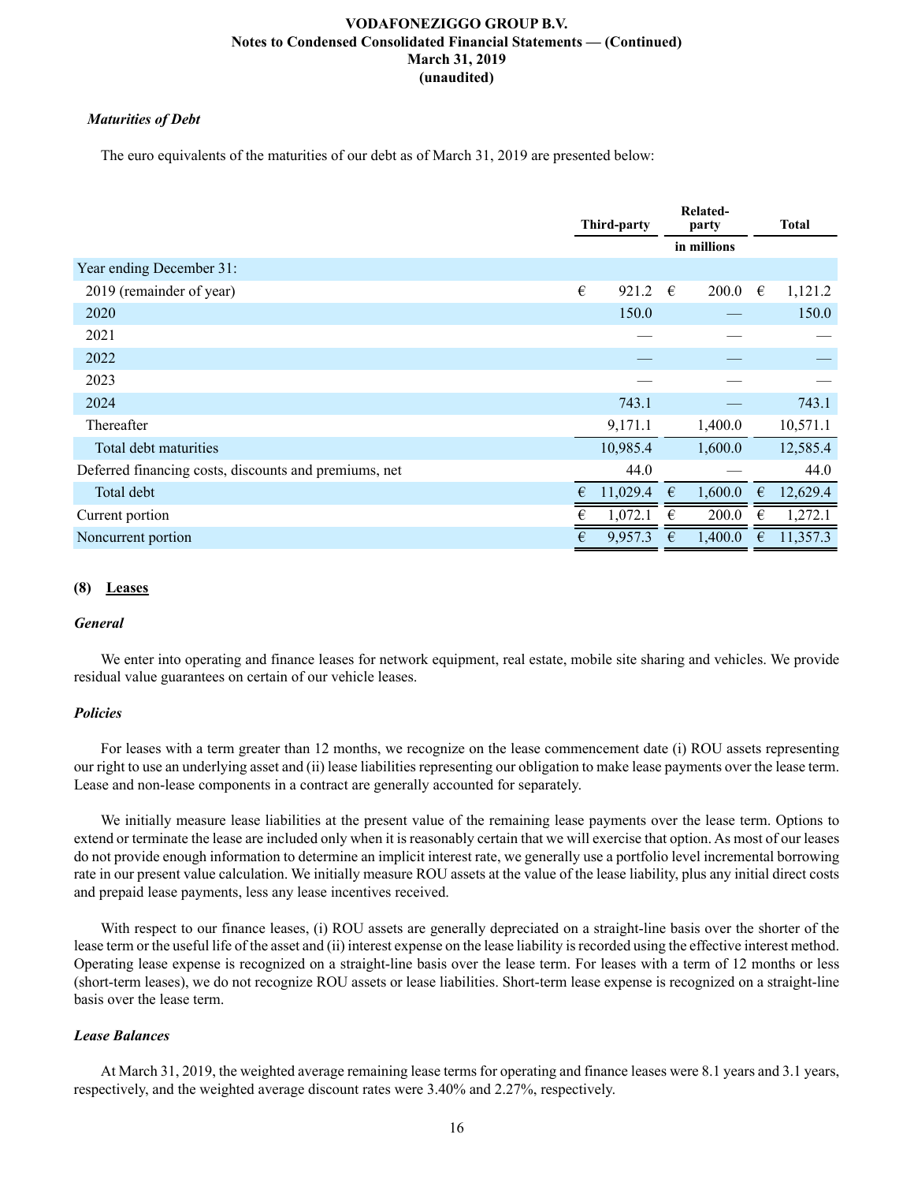### *Maturities of Debt*

The euro equivalents of the maturities of our debt as of March 31, 2019 are presented below:

| | Third-party | Related-party | Total |
|---|---|---|---|
| | | in millions | |
| Year ending December 31: | | | |
| 2019 (remainder of year) | € 921.2 | € 200.0 | € 1,121.2 |
| 2020 | 150.0 | — | 150.0 |
| 2021 | — | — | — |
| 2022 | — | — | — |
| 2023 | — | — | — |
| 2024 | 743.1 | — | 743.1 |
| Thereafter | 9,171.1 | 1,400.0 | 10,571.1 |
| Total debt maturities | 10,985.4 | 1,600.0 | 12,585.4 |
| Deferred financing costs, discounts and premiums, net | 44.0 | — | 44.0 |
| Total debt | € 11,029.4 | € 1,600.0 | € 12,629.4 |
| Current portion | € 1,072.1 | € 200.0 | € 1,272.1 |
| Noncurrent portion | € 9,957.3 | € 1,400.0 | € 11,357.3 |

## (8) Leases

### *General*

We enter into operating and finance leases for network equipment, real estate, mobile site sharing and vehicles. We provide residual value guarantees on certain of our vehicle leases.

### *Policies*

For leases with a term greater than 12 months, we recognize on the lease commencement date (i) ROU assets representing our right to use an underlying asset and (ii) lease liabilities representing our obligation to make lease payments over the lease term. Lease and non-lease components in a contract are generally accounted for separately.

We initially measure lease liabilities at the present value of the remaining lease payments over the lease term. Options to extend or terminate the lease are included only when it is reasonably certain that we will exercise that option. As most of our leases do not provide enough information to determine an implicit interest rate, we generally use a portfolio level incremental borrowing rate in our present value calculation. We initially measure ROU assets at the value of the lease liability, plus any initial direct costs and prepaid lease payments, less any lease incentives received.

With respect to our finance leases, (i) ROU assets are generally depreciated on a straight-line basis over the shorter of the lease term or the useful life of the asset and (ii) interest expense on the lease liability is recorded using the effective interest method. Operating lease expense is recognized on a straight-line basis over the lease term. For leases with a term of 12 months or less (short-term leases), we do not recognize ROU assets or lease liabilities. Short-term lease expense is recognized on a straight-line basis over the lease term.

### *Lease Balances*

At March 31, 2019, the weighted average remaining lease terms for operating and finance leases were 8.1 years and 3.1 years, respectively, and the weighted average discount rates were 3.40% and 2.27%, respectively.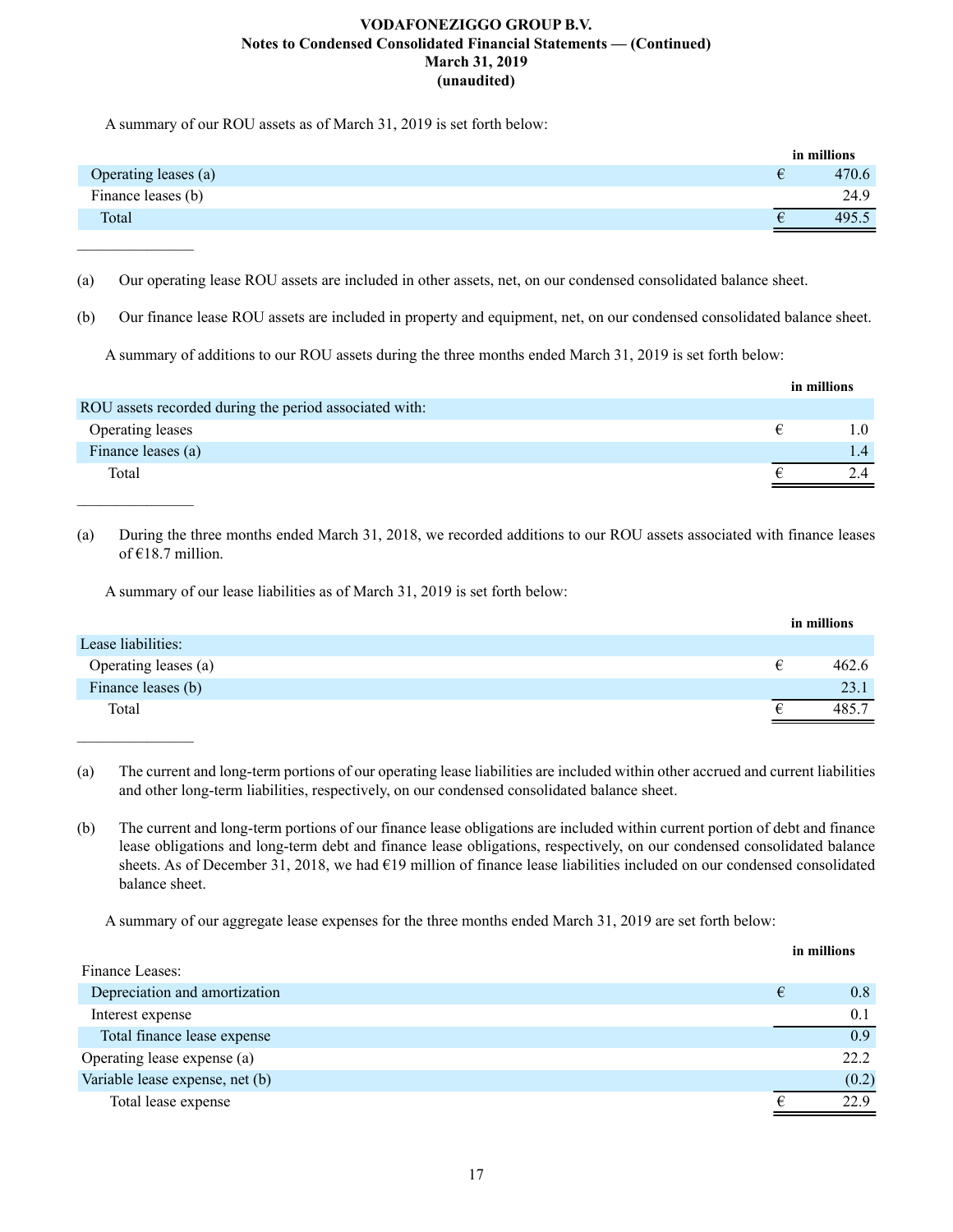A summary of our ROU assets as of March 31, 2019 is set forth below:

| | in millions |
|---|---|
| Operating leases (a) | € 470.6 |
| Finance leases (b) | 24.9 |
| Total | € 495.5 |

_______________

(a) Our operating lease ROU assets are included in other assets, net, on our condensed consolidated balance sheet.

(b) Our finance lease ROU assets are included in property and equipment, net, on our condensed consolidated balance sheet.

A summary of additions to our ROU assets during the three months ended March 31, 2019 is set forth below:

| | in millions |
|---|---|
| ROU assets recorded during the period associated with: | |
| Operating leases | € 1.0 |
| Finance leases (a) | 1.4 |
| Total | € 2.4 |

_______________

(a) During the three months ended March 31, 2018, we recorded additions to our ROU assets associated with finance leases of €18.7 million.

A summary of our lease liabilities as of March 31, 2019 is set forth below:

| | in millions |
|---|---|
| Lease liabilities: | |
| Operating leases (a) | € 462.6 |
| Finance leases (b) | 23.1 |
| Total | € 485.7 |

_______________

(a) The current and long-term portions of our operating lease liabilities are included within other accrued and current liabilities and other long-term liabilities, respectively, on our condensed consolidated balance sheet.

(b) The current and long-term portions of our finance lease obligations are included within current portion of debt and finance lease obligations and long-term debt and finance lease obligations, respectively, on our condensed consolidated balance sheets. As of December 31, 2018, we had €19 million of finance lease liabilities included on our condensed consolidated balance sheet.

A summary of our aggregate lease expenses for the three months ended March 31, 2019 are set forth below:

| | in millions |
|---|---|
| Finance Leases: | |
| Depreciation and amortization | € 0.8 |
| Interest expense | 0.1 |
| Total finance lease expense | 0.9 |
| Operating lease expense (a) | 22.2 |
| Variable lease expense, net (b) | (0.2) |
| Total lease expense | € 22.9 |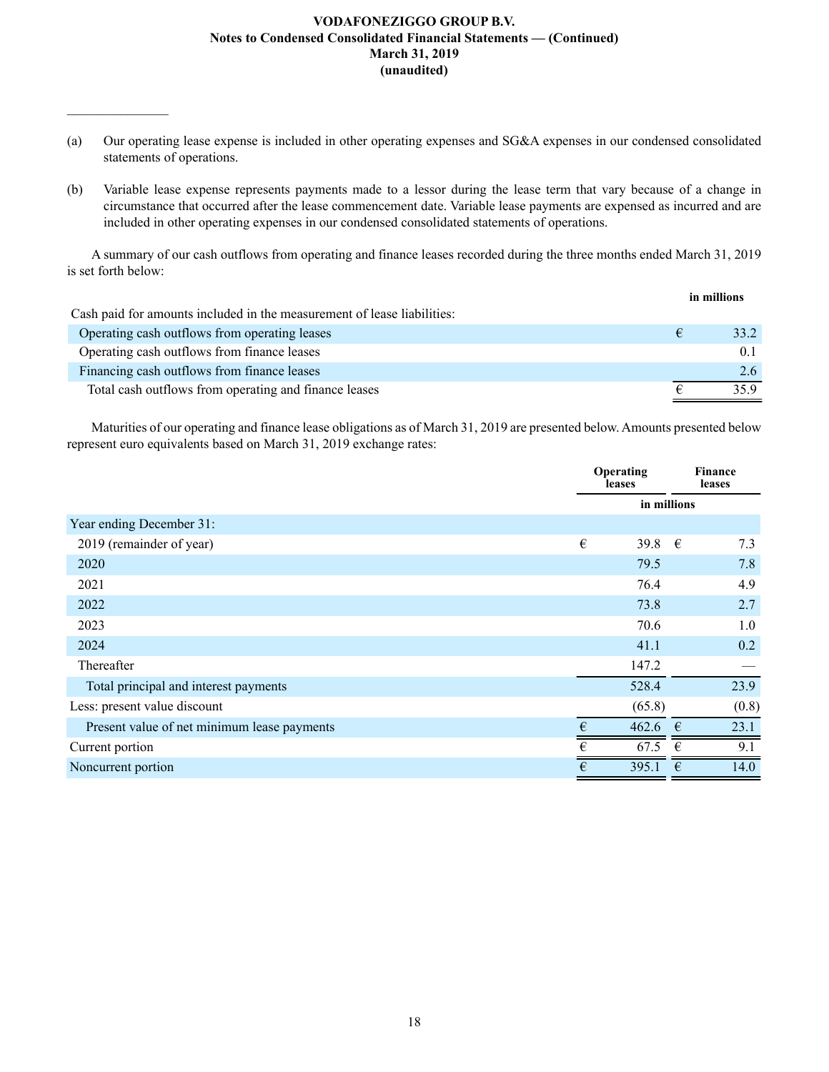(a) Our operating lease expense is included in other operating expenses and SG&A expenses in our condensed consolidated statements of operations.

(b) Variable lease expense represents payments made to a lessor during the lease term that vary because of a change in circumstance that occurred after the lease commencement date. Variable lease payments are expensed as incurred and are included in other operating expenses in our condensed consolidated statements of operations.

A summary of our cash outflows from operating and finance leases recorded during the three months ended March 31, 2019 is set forth below:

| | in millions |
|---|---|
| Cash paid for amounts included in the measurement of lease liabilities: | |
| Operating cash outflows from operating leases | € 33.2 |
| Operating cash outflows from finance leases | 0.1 |
| Financing cash outflows from finance leases | 2.6 |
| Total cash outflows from operating and finance leases | € 35.9 |

Maturities of our operating and finance lease obligations as of March 31, 2019 are presented below. Amounts presented below represent euro equivalents based on March 31, 2019 exchange rates:

| | Operating leases | Finance leases |
|---|---|---|
| | in millions | |
| Year ending December 31: | | |
| 2019 (remainder of year) | € 39.8 | € 7.3 |
| 2020 | 79.5 | 7.8 |
| 2021 | 76.4 | 4.9 |
| 2022 | 73.8 | 2.7 |
| 2023 | 70.6 | 1.0 |
| 2024 | 41.1 | 0.2 |
| Thereafter | 147.2 | — |
| Total principal and interest payments | 528.4 | 23.9 |
| Less: present value discount | (65.8) | (0.8) |
| Present value of net minimum lease payments | € 462.6 | € 23.1 |
| Current portion | € 67.5 | € 9.1 |
| Noncurrent portion | € 395.1 | € 14.0 |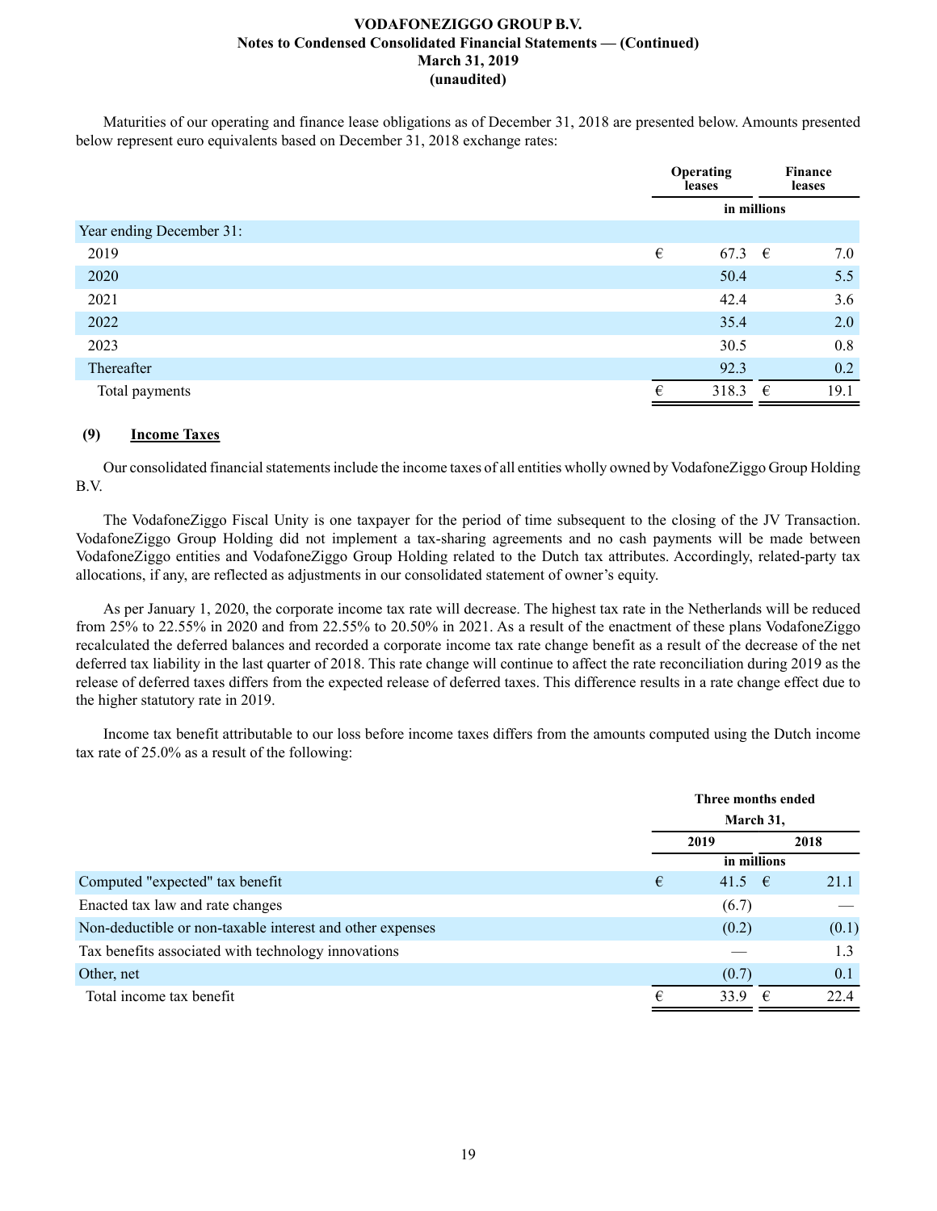Maturities of our operating and finance lease obligations as of December 31, 2018 are presented below. Amounts presented below represent euro equivalents based on December 31, 2018 exchange rates:

| | Operating leases | Finance leases |
|---|---|---|
| | in millions | |
| Year ending December 31: | | |
| 2019 | € 67.3 | € 7.0 |
| 2020 | 50.4 | 5.5 |
| 2021 | 42.4 | 3.6 |
| 2022 | 35.4 | 2.0 |
| 2023 | 30.5 | 0.8 |
| Thereafter | 92.3 | 0.2 |
| Total payments | € 318.3 | € 19.1 |

## (9) Income Taxes

Our consolidated financial statements include the income taxes of all entities wholly owned by VodafoneZiggo Group Holding B.V.

The VodafoneZiggo Fiscal Unity is one taxpayer for the period of time subsequent to the closing of the JV Transaction. VodafoneZiggo Group Holding did not implement a tax-sharing agreements and no cash payments will be made between VodafoneZiggo entities and VodafoneZiggo Group Holding related to the Dutch tax attributes. Accordingly, related-party tax allocations, if any, are reflected as adjustments in our consolidated statement of owner's equity.

As per January 1, 2020, the corporate income tax rate will decrease. The highest tax rate in the Netherlands will be reduced from 25% to 22.55% in 2020 and from 22.55% to 20.50% in 2021. As a result of the enactment of these plans VodafoneZiggo recalculated the deferred balances and recorded a corporate income tax rate change benefit as a result of the decrease of the net deferred tax liability in the last quarter of 2018. This rate change will continue to affect the rate reconciliation during 2019 as the release of deferred taxes differs from the expected release of deferred taxes. This difference results in a rate change effect due to the higher statutory rate in 2019.

Income tax benefit attributable to our loss before income taxes differs from the amounts computed using the Dutch income tax rate of 25.0% as a result of the following:

| | Three months ended March 31, | |
|---|---|---|
| | 2019 | 2018 |
| | in millions | |
| Computed "expected" tax benefit | € 41.5 | € 21.1 |
| Enacted tax law and rate changes | (6.7) | — |
| Non-deductible or non-taxable interest and other expenses | (0.2) | (0.1) |
| Tax benefits associated with technology innovations | — | 1.3 |
| Other, net | (0.7) | 0.1 |
| Total income tax benefit | € 33.9 | € 22.4 |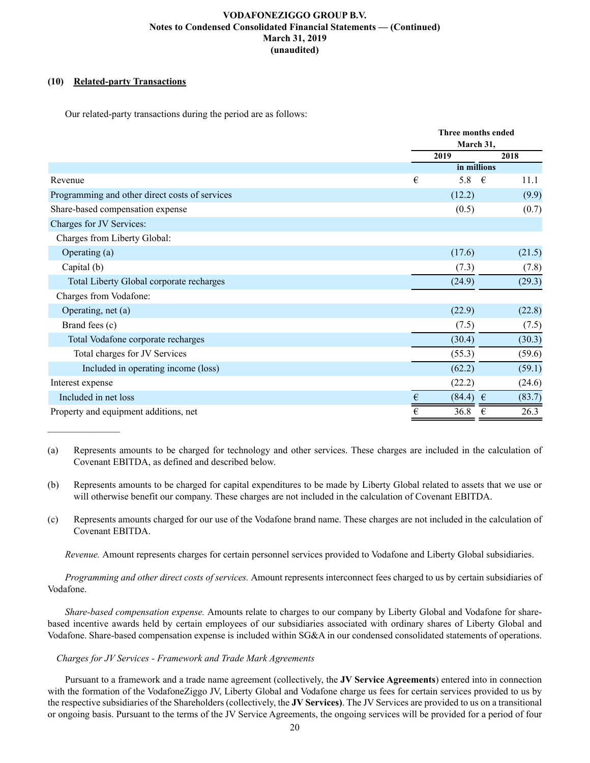### (10) Related-party Transactions

Our related-party transactions during the period are as follows:

| | Three months ended March 31, | |
|---|---|---|
| | 2019 | 2018 |
| | in millions | |
| Revenue | € 5.8 | € 11.1 |
| Programming and other direct costs of services | (12.2) | (9.9) |
| Share-based compensation expense | (0.5) | (0.7) |
| Charges for JV Services: | | |
| Charges from Liberty Global: | | |
| Operating (a) | (17.6) | (21.5) |
| Capital (b) | (7.3) | (7.8) |
| Total Liberty Global corporate recharges | (24.9) | (29.3) |
| Charges from Vodafone: | | |
| Operating, net (a) | (22.9) | (22.8) |
| Brand fees (c) | (7.5) | (7.5) |
| Total Vodafone corporate recharges | (30.4) | (30.3) |
| Total charges for JV Services | (55.3) | (59.6) |
| Included in operating income (loss) | (62.2) | (59.1) |
| Interest expense | (22.2) | (24.6) |
| Included in net loss | € (84.4) | € (83.7) |
| Property and equipment additions, net | € 36.8 | € 26.3 |

_______________

(a) Represents amounts to be charged for technology and other services. These charges are included in the calculation of Covenant EBITDA, as defined and described below.

(b) Represents amounts to be charged for capital expenditures to be made by Liberty Global related to assets that we use or will otherwise benefit our company. These charges are not included in the calculation of Covenant EBITDA.

(c) Represents amounts charged for our use of the Vodafone brand name. These charges are not included in the calculation of Covenant EBITDA.

*Revenue.* Amount represents charges for certain personnel services provided to Vodafone and Liberty Global subsidiaries.

*Programming and other direct costs of services.* Amount represents interconnect fees charged to us by certain subsidiaries of Vodafone.

*Share-based compensation expense.* Amounts relate to charges to our company by Liberty Global and Vodafone for share-based incentive awards held by certain employees of our subsidiaries associated with ordinary shares of Liberty Global and Vodafone. Share-based compensation expense is included within SG&A in our condensed consolidated statements of operations.

*Charges for JV Services - Framework and Trade Mark Agreements*

Pursuant to a framework and a trade name agreement (collectively, the **JV Service Agreements**) entered into in connection with the formation of the VodafoneZiggo JV, Liberty Global and Vodafone charge us fees for certain services provided to us by the respective subsidiaries of the Shareholders (collectively, the **JV Services)**. The JV Services are provided to us on a transitional or ongoing basis. Pursuant to the terms of the JV Service Agreements, the ongoing services will be provided for a period of four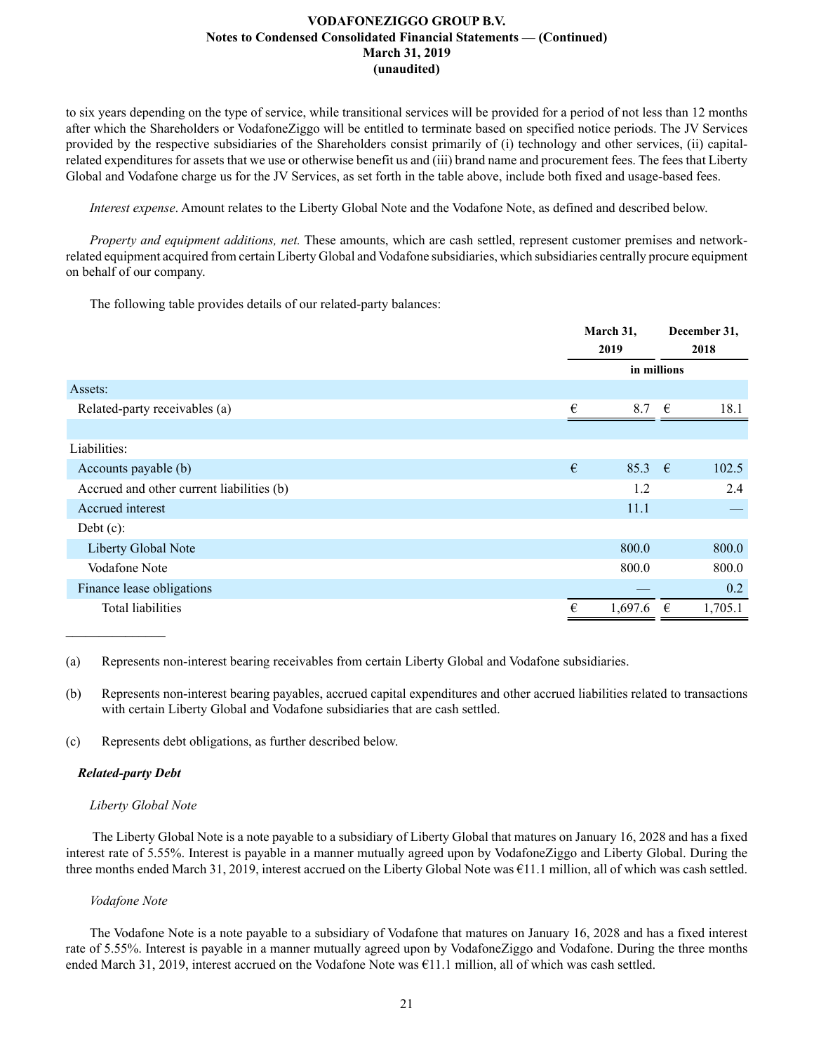to six years depending on the type of service, while transitional services will be provided for a period of not less than 12 months after which the Shareholders or VodafoneZiggo will be entitled to terminate based on specified notice periods. The JV Services provided by the respective subsidiaries of the Shareholders consist primarily of (i) technology and other services, (ii) capital-related expenditures for assets that we use or otherwise benefit us and (iii) brand name and procurement fees. The fees that Liberty Global and Vodafone charge us for the JV Services, as set forth in the table above, include both fixed and usage-based fees.

*Interest expense*. Amount relates to the Liberty Global Note and the Vodafone Note, as defined and described below.

*Property and equipment additions, net.* These amounts, which are cash settled, represent customer premises and network-related equipment acquired from certain Liberty Global and Vodafone subsidiaries, which subsidiaries centrally procure equipment on behalf of our company.

The following table provides details of our related-party balances:

| | March 31, 2019 | December 31, 2018 |
|---|---|---|
| | in millions | |
| Assets: | | |
| Related-party receivables (a) | € 8.7 | € 18.1 |
| | | |
| Liabilities: | | |
| Accounts payable (b) | € 85.3 | € 102.5 |
| Accrued and other current liabilities (b) | 1.2 | 2.4 |
| Accrued interest | 11.1 | — |
| Debt (c): | | |
| Liberty Global Note | 800.0 | 800.0 |
| Vodafone Note | 800.0 | 800.0 |
| Finance lease obligations | — | 0.2 |
| Total liabilities | € 1,697.6 | € 1,705.1 |

(a) Represents non-interest bearing receivables from certain Liberty Global and Vodafone subsidiaries.

(b) Represents non-interest bearing payables, accrued capital expenditures and other accrued liabilities related to transactions with certain Liberty Global and Vodafone subsidiaries that are cash settled.

(c) Represents debt obligations, as further described below.

***Related-party Debt***

*Liberty Global Note*

The Liberty Global Note is a note payable to a subsidiary of Liberty Global that matures on January 16, 2028 and has a fixed interest rate of 5.55%. Interest is payable in a manner mutually agreed upon by VodafoneZiggo and Liberty Global. During the three months ended March 31, 2019, interest accrued on the Liberty Global Note was €11.1 million, all of which was cash settled.

*Vodafone Note*

The Vodafone Note is a note payable to a subsidiary of Vodafone that matures on January 16, 2028 and has a fixed interest rate of 5.55%. Interest is payable in a manner mutually agreed upon by VodafoneZiggo and Vodafone. During the three months ended March 31, 2019, interest accrued on the Vodafone Note was €11.1 million, all of which was cash settled.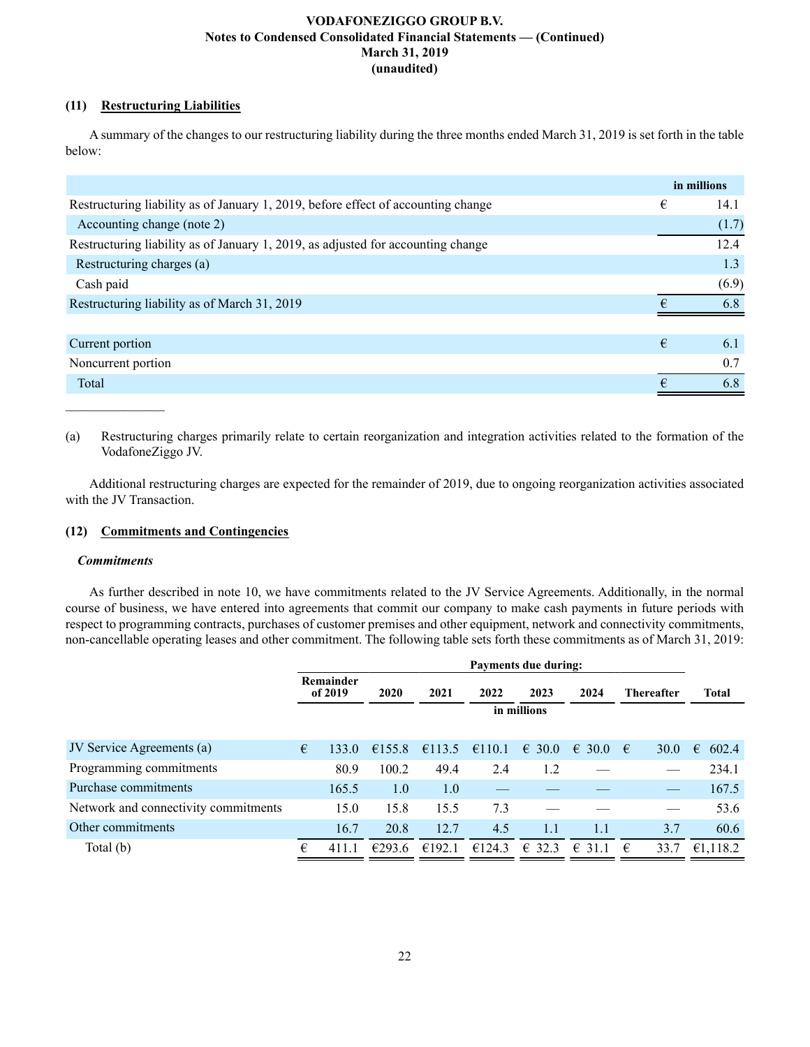### (11) Restructuring Liabilities

A summary of the changes to our restructuring liability during the three months ended March 31, 2019 is set forth in the table below:

| | in millions |
|---|---|
| Restructuring liability as of January 1, 2019, before effect of accounting change | € 14.1 |
| Accounting change (note 2) | (1.7) |
| Restructuring liability as of January 1, 2019, as adjusted for accounting change | 12.4 |
| Restructuring charges (a) | 1.3 |
| Cash paid | (6.9) |
| Restructuring liability as of March 31, 2019 | € 6.8 |
| | |
| Current portion | € 6.1 |
| Noncurrent portion | 0.7 |
| Total | € 6.8 |

_______________

(a) Restructuring charges primarily relate to certain reorganization and integration activities related to the formation of the VodafoneZiggo JV.

Additional restructuring charges are expected for the remainder of 2019, due to ongoing reorganization activities associated with the JV Transaction.

### (12) Commitments and Contingencies

***Commitments***

As further described in note 10, we have commitments related to the JV Service Agreements. Additionally, in the normal course of business, we have entered into agreements that commit our company to make cash payments in future periods with respect to programming contracts, purchases of customer premises and other equipment, network and connectivity commitments, non-cancellable operating leases and other commitment. The following table sets forth these commitments as of March 31, 2019:

| | Payments due during: | | | | | | | |
|---|---|---|---|---|---|---|---|---|
| | Remainder of 2019 | 2020 | 2021 | 2022 | 2023 | 2024 | Thereafter | Total |
| | in millions | | | | | | | |
| JV Service Agreements (a) | € 133.0 | €155.8 | €113.5 | €110.1 | € 30.0 | € 30.0 | € 30.0 | € 602.4 |
| Programming commitments | 80.9 | 100.2 | 49.4 | 2.4 | 1.2 | — | — | 234.1 |
| Purchase commitments | 165.5 | 1.0 | 1.0 | — | — | — | — | 167.5 |
| Network and connectivity commitments | 15.0 | 15.8 | 15.5 | 7.3 | — | — | — | 53.6 |
| Other commitments | 16.7 | 20.8 | 12.7 | 4.5 | 1.1 | 1.1 | 3.7 | 60.6 |
| Total (b) | € 411.1 | €293.6 | €192.1 | €124.3 | € 32.3 | € 31.1 | € 33.7 | €1,118.2 |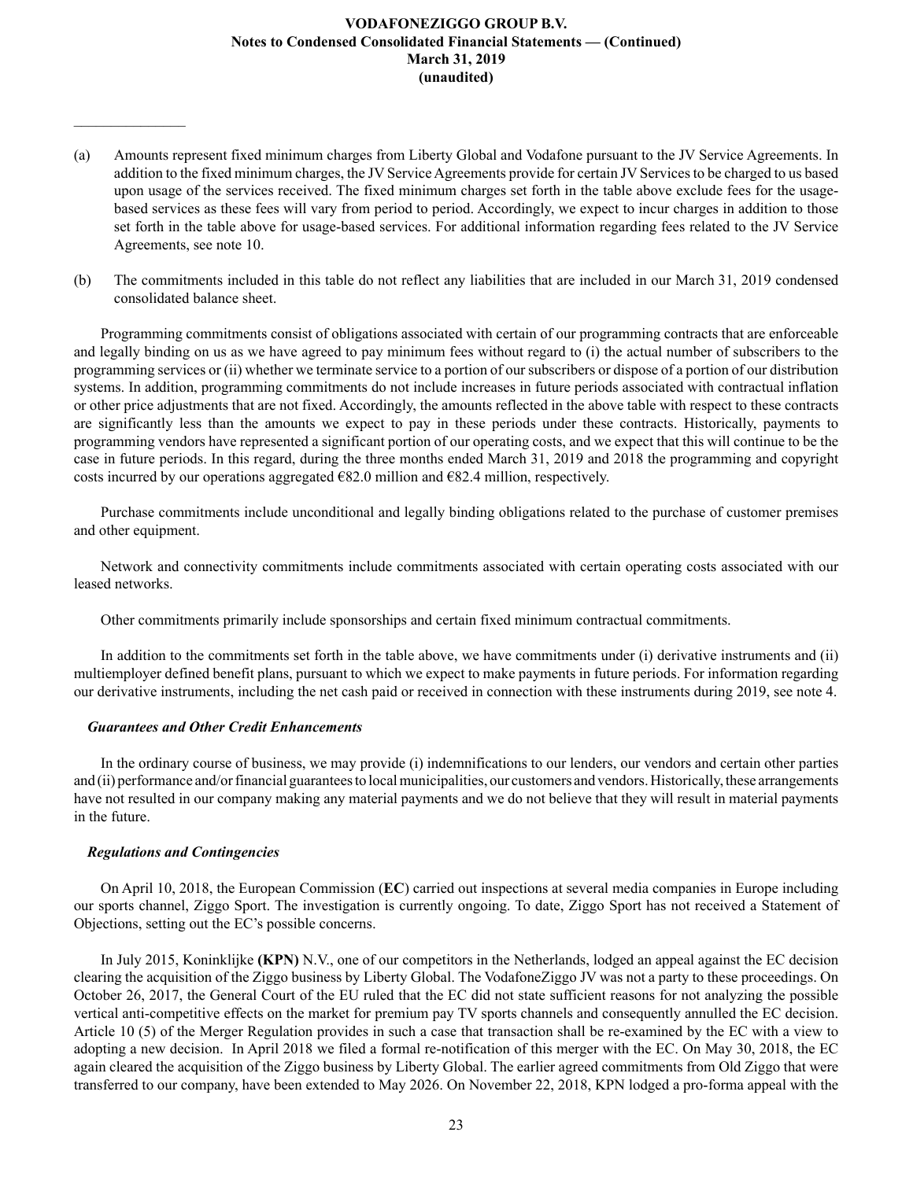(a) Amounts represent fixed minimum charges from Liberty Global and Vodafone pursuant to the JV Service Agreements. In addition to the fixed minimum charges, the JV Service Agreements provide for certain JV Services to be charged to us based upon usage of the services received. The fixed minimum charges set forth in the table above exclude fees for the usage-based services as these fees will vary from period to period. Accordingly, we expect to incur charges in addition to those set forth in the table above for usage-based services. For additional information regarding fees related to the JV Service Agreements, see note 10.

(b) The commitments included in this table do not reflect any liabilities that are included in our March 31, 2019 condensed consolidated balance sheet.

Programming commitments consist of obligations associated with certain of our programming contracts that are enforceable and legally binding on us as we have agreed to pay minimum fees without regard to (i) the actual number of subscribers to the programming services or (ii) whether we terminate service to a portion of our subscribers or dispose of a portion of our distribution systems. In addition, programming commitments do not include increases in future periods associated with contractual inflation or other price adjustments that are not fixed. Accordingly, the amounts reflected in the above table with respect to these contracts are significantly less than the amounts we expect to pay in these periods under these contracts. Historically, payments to programming vendors have represented a significant portion of our operating costs, and we expect that this will continue to be the case in future periods. In this regard, during the three months ended March 31, 2019 and 2018 the programming and copyright costs incurred by our operations aggregated €82.0 million and €82.4 million, respectively.

Purchase commitments include unconditional and legally binding obligations related to the purchase of customer premises and other equipment.

Network and connectivity commitments include commitments associated with certain operating costs associated with our leased networks.

Other commitments primarily include sponsorships and certain fixed minimum contractual commitments.

In addition to the commitments set forth in the table above, we have commitments under (i) derivative instruments and (ii) multiemployer defined benefit plans, pursuant to which we expect to make payments in future periods. For information regarding our derivative instruments, including the net cash paid or received in connection with these instruments during 2019, see note 4.

### *Guarantees and Other Credit Enhancements*

In the ordinary course of business, we may provide (i) indemnifications to our lenders, our vendors and certain other parties and (ii) performance and/or financial guarantees to local municipalities, our customers and vendors. Historically, these arrangements have not resulted in our company making any material payments and we do not believe that they will result in material payments in the future.

### *Regulations and Contingencies*

On April 10, 2018, the European Commission (**EC**) carried out inspections at several media companies in Europe including our sports channel, Ziggo Sport. The investigation is currently ongoing. To date, Ziggo Sport has not received a Statement of Objections, setting out the EC's possible concerns.

In July 2015, Koninklijke **(KPN)** N.V., one of our competitors in the Netherlands, lodged an appeal against the EC decision clearing the acquisition of the Ziggo business by Liberty Global. The VodafoneZiggo JV was not a party to these proceedings. On October 26, 2017, the General Court of the EU ruled that the EC did not state sufficient reasons for not analyzing the possible vertical anti-competitive effects on the market for premium pay TV sports channels and consequently annulled the EC decision. Article 10 (5) of the Merger Regulation provides in such a case that transaction shall be re-examined by the EC with a view to adopting a new decision. In April 2018 we filed a formal re-notification of this merger with the EC. On May 30, 2018, the EC again cleared the acquisition of the Ziggo business by Liberty Global. The earlier agreed commitments from Old Ziggo that were transferred to our company, have been extended to May 2026. On November 22, 2018, KPN lodged a pro-forma appeal with the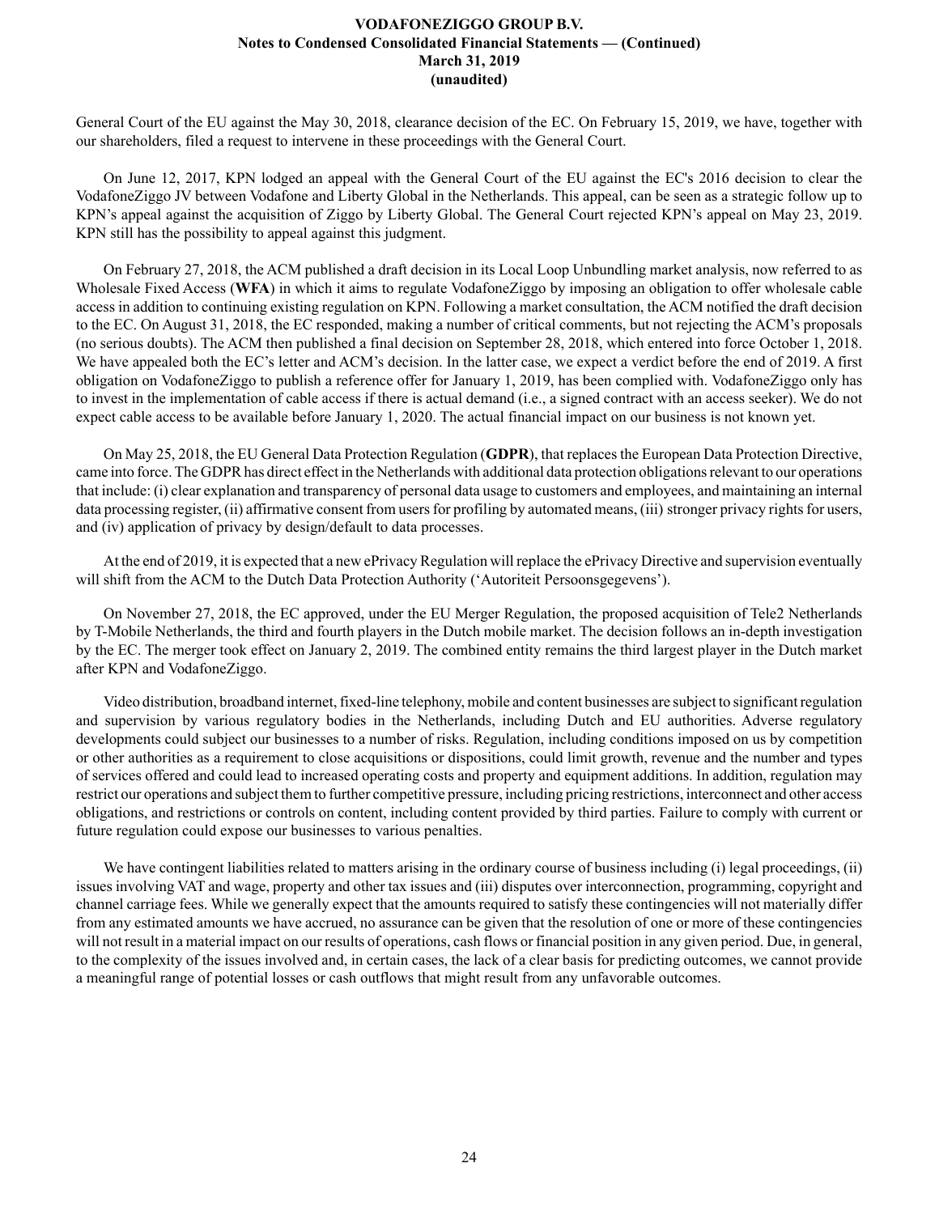General Court of the EU against the May 30, 2018, clearance decision of the EC. On February 15, 2019, we have, together with our shareholders, filed a request to intervene in these proceedings with the General Court.

On June 12, 2017, KPN lodged an appeal with the General Court of the EU against the EC's 2016 decision to clear the VodafoneZiggo JV between Vodafone and Liberty Global in the Netherlands. This appeal, can be seen as a strategic follow up to KPN's appeal against the acquisition of Ziggo by Liberty Global. The General Court rejected KPN's appeal on May 23, 2019. KPN still has the possibility to appeal against this judgment.

On February 27, 2018, the ACM published a draft decision in its Local Loop Unbundling market analysis, now referred to as Wholesale Fixed Access (**WFA**) in which it aims to regulate VodafoneZiggo by imposing an obligation to offer wholesale cable access in addition to continuing existing regulation on KPN. Following a market consultation, the ACM notified the draft decision to the EC. On August 31, 2018, the EC responded, making a number of critical comments, but not rejecting the ACM's proposals (no serious doubts). The ACM then published a final decision on September 28, 2018, which entered into force October 1, 2018. We have appealed both the EC's letter and ACM's decision. In the latter case, we expect a verdict before the end of 2019. A first obligation on VodafoneZiggo to publish a reference offer for January 1, 2019, has been complied with. VodafoneZiggo only has to invest in the implementation of cable access if there is actual demand (i.e., a signed contract with an access seeker). We do not expect cable access to be available before January 1, 2020. The actual financial impact on our business is not known yet.

On May 25, 2018, the EU General Data Protection Regulation (**GDPR**), that replaces the European Data Protection Directive, came into force. The GDPR has direct effect in the Netherlands with additional data protection obligations relevant to our operations that include: (i) clear explanation and transparency of personal data usage to customers and employees, and maintaining an internal data processing register, (ii) affirmative consent from users for profiling by automated means, (iii) stronger privacy rights for users, and (iv) application of privacy by design/default to data processes.

At the end of 2019, it is expected that a new ePrivacy Regulation will replace the ePrivacy Directive and supervision eventually will shift from the ACM to the Dutch Data Protection Authority ('Autoriteit Persoonsgegevens').

On November 27, 2018, the EC approved, under the EU Merger Regulation, the proposed acquisition of Tele2 Netherlands by T-Mobile Netherlands, the third and fourth players in the Dutch mobile market. The decision follows an in-depth investigation by the EC. The merger took effect on January 2, 2019. The combined entity remains the third largest player in the Dutch market after KPN and VodafoneZiggo.

Video distribution, broadband internet, fixed-line telephony, mobile and content businesses are subject to significant regulation and supervision by various regulatory bodies in the Netherlands, including Dutch and EU authorities. Adverse regulatory developments could subject our businesses to a number of risks. Regulation, including conditions imposed on us by competition or other authorities as a requirement to close acquisitions or dispositions, could limit growth, revenue and the number and types of services offered and could lead to increased operating costs and property and equipment additions. In addition, regulation may restrict our operations and subject them to further competitive pressure, including pricing restrictions, interconnect and other access obligations, and restrictions or controls on content, including content provided by third parties. Failure to comply with current or future regulation could expose our businesses to various penalties.

We have contingent liabilities related to matters arising in the ordinary course of business including (i) legal proceedings, (ii) issues involving VAT and wage, property and other tax issues and (iii) disputes over interconnection, programming, copyright and channel carriage fees. While we generally expect that the amounts required to satisfy these contingencies will not materially differ from any estimated amounts we have accrued, no assurance can be given that the resolution of one or more of these contingencies will not result in a material impact on our results of operations, cash flows or financial position in any given period. Due, in general, to the complexity of the issues involved and, in certain cases, the lack of a clear basis for predicting outcomes, we cannot provide a meaningful range of potential losses or cash outflows that might result from any unfavorable outcomes.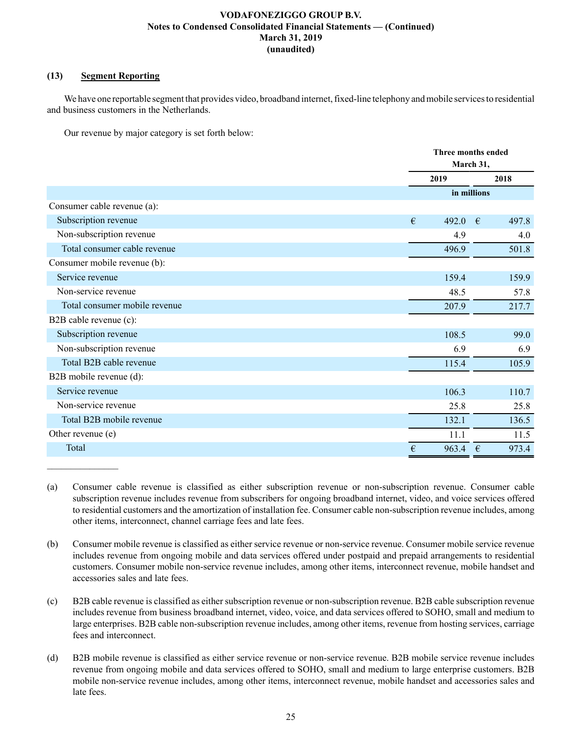### (13) Segment Reporting

We have one reportable segment that provides video, broadband internet, fixed-line telephony and mobile services to residential and business customers in the Netherlands.

Our revenue by major category is set forth below:

| | Three months ended March 31, | |
|---|---|---|
| | 2019 | 2018 |
| | in millions | |
| Consumer cable revenue (a): | | |
| Subscription revenue | € 492.0 | € 497.8 |
| Non-subscription revenue | 4.9 | 4.0 |
| Total consumer cable revenue | 496.9 | 501.8 |
| Consumer mobile revenue (b): | | |
| Service revenue | 159.4 | 159.9 |
| Non-service revenue | 48.5 | 57.8 |
| Total consumer mobile revenue | 207.9 | 217.7 |
| B2B cable revenue (c): | | |
| Subscription revenue | 108.5 | 99.0 |
| Non-subscription revenue | 6.9 | 6.9 |
| Total B2B cable revenue | 115.4 | 105.9 |
| B2B mobile revenue (d): | | |
| Service revenue | 106.3 | 110.7 |
| Non-service revenue | 25.8 | 25.8 |
| Total B2B mobile revenue | 132.1 | 136.5 |
| Other revenue (e) | 11.1 | 11.5 |
| Total | € 963.4 | € 973.4 |

_______________

(a) Consumer cable revenue is classified as either subscription revenue or non-subscription revenue. Consumer cable subscription revenue includes revenue from subscribers for ongoing broadband internet, video, and voice services offered to residential customers and the amortization of installation fee. Consumer cable non-subscription revenue includes, among other items, interconnect, channel carriage fees and late fees.

(b) Consumer mobile revenue is classified as either service revenue or non-service revenue. Consumer mobile service revenue includes revenue from ongoing mobile and data services offered under postpaid and prepaid arrangements to residential customers. Consumer mobile non-service revenue includes, among other items, interconnect revenue, mobile handset and accessories sales and late fees.

(c) B2B cable revenue is classified as either subscription revenue or non-subscription revenue. B2B cable subscription revenue includes revenue from business broadband internet, video, voice, and data services offered to SOHO, small and medium to large enterprises. B2B cable non-subscription revenue includes, among other items, revenue from hosting services, carriage fees and interconnect.

(d) B2B mobile revenue is classified as either service revenue or non-service revenue. B2B mobile service revenue includes revenue from ongoing mobile and data services offered to SOHO, small and medium to large enterprise customers. B2B mobile non-service revenue includes, among other items, interconnect revenue, mobile handset and accessories sales and late fees.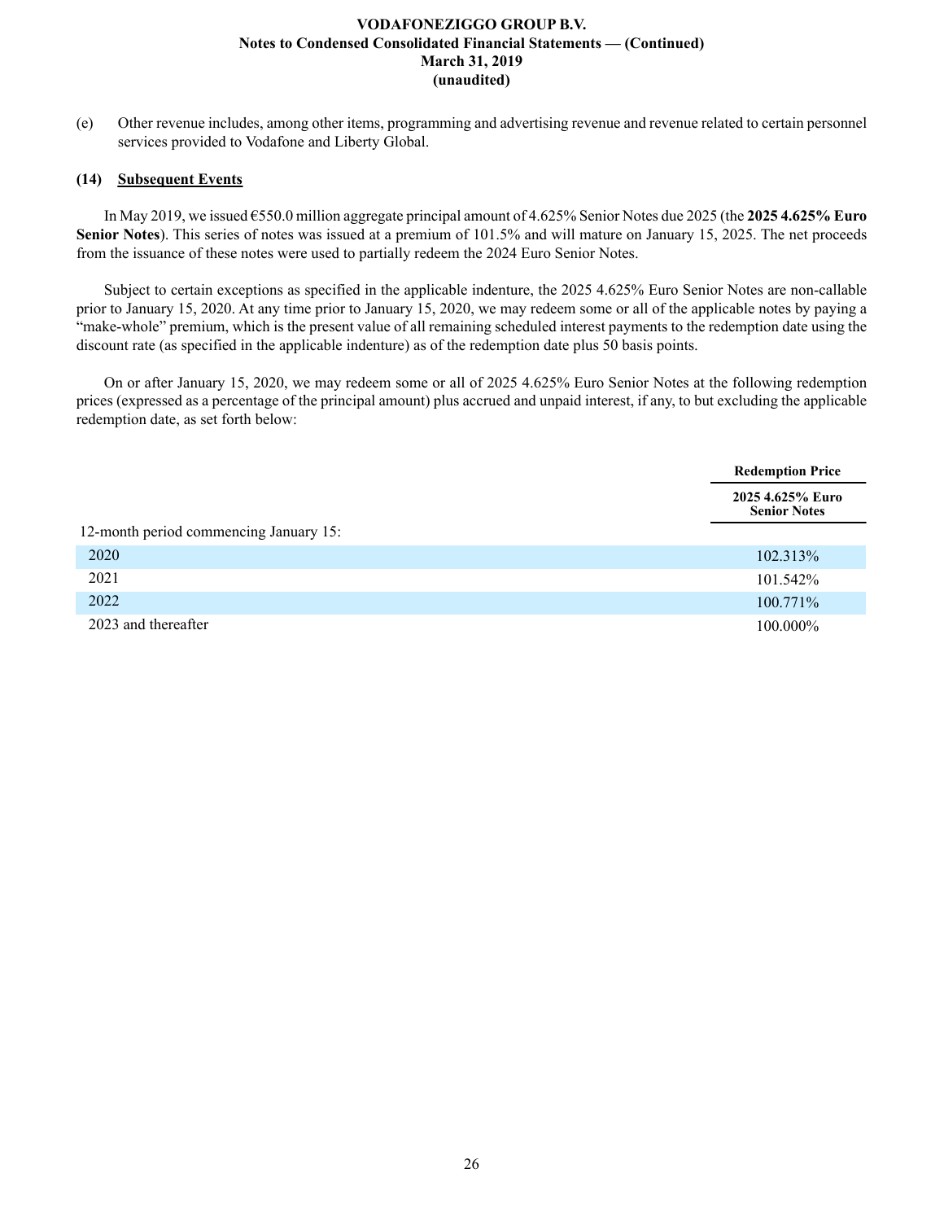(e) Other revenue includes, among other items, programming and advertising revenue and revenue related to certain personnel services provided to Vodafone and Liberty Global.

## (14) Subsequent Events

In May 2019, we issued €550.0 million aggregate principal amount of 4.625% Senior Notes due 2025 (the **2025 4.625% Euro Senior Notes**). This series of notes was issued at a premium of 101.5% and will mature on January 15, 2025. The net proceeds from the issuance of these notes were used to partially redeem the 2024 Euro Senior Notes.

Subject to certain exceptions as specified in the applicable indenture, the 2025 4.625% Euro Senior Notes are non-callable prior to January 15, 2020. At any time prior to January 15, 2020, we may redeem some or all of the applicable notes by paying a "make-whole" premium, which is the present value of all remaining scheduled interest payments to the redemption date using the discount rate (as specified in the applicable indenture) as of the redemption date plus 50 basis points.

On or after January 15, 2020, we may redeem some or all of 2025 4.625% Euro Senior Notes at the following redemption prices (expressed as a percentage of the principal amount) plus accrued and unpaid interest, if any, to but excluding the applicable redemption date, as set forth below:

| | Redemption Price |
|---|---|
| | 2025 4.625% Euro Senior Notes |
| 12-month period commencing January 15: | |
| 2020 | 102.313% |
| 2021 | 101.542% |
| 2022 | 100.771% |
| 2023 and thereafter | 100.000% |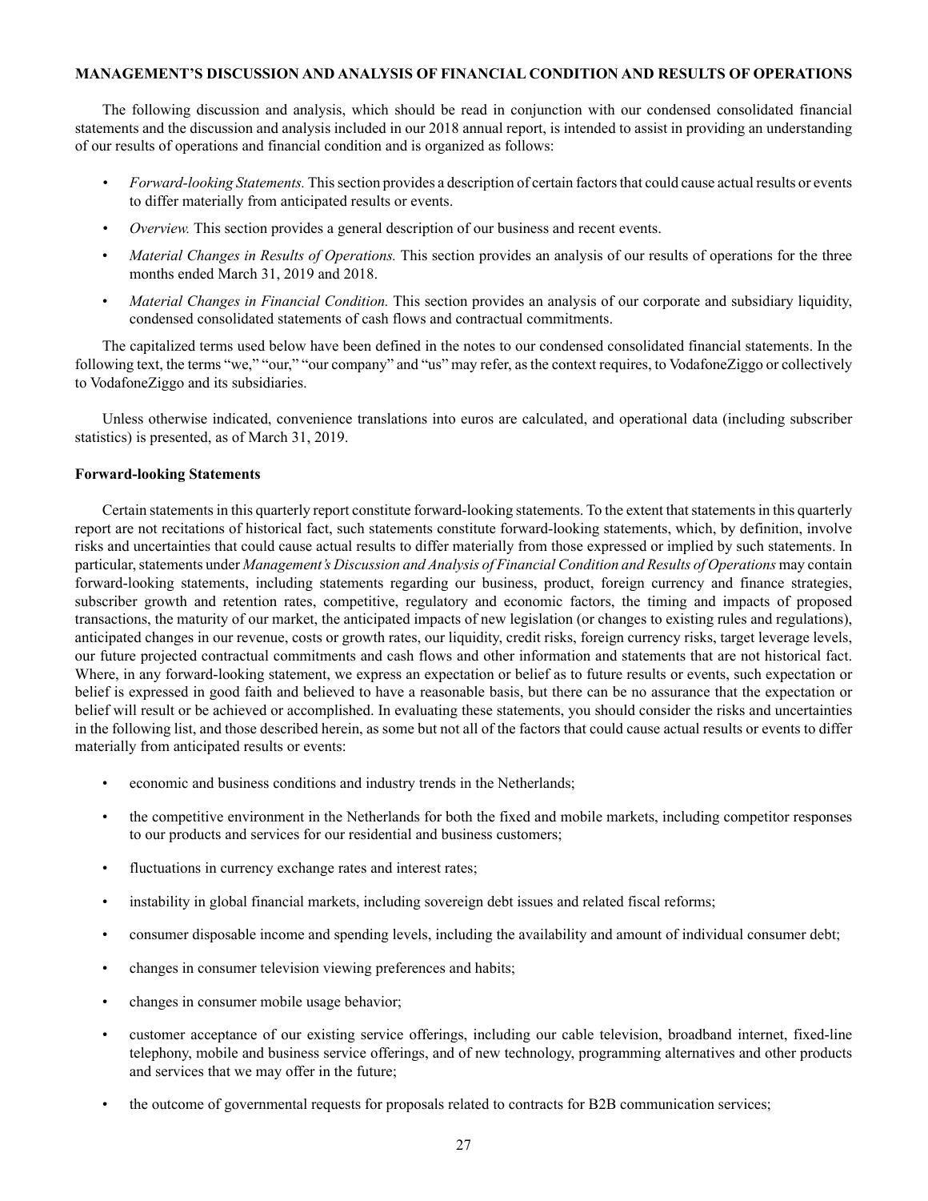## MANAGEMENT'S DISCUSSION AND ANALYSIS OF FINANCIAL CONDITION AND RESULTS OF OPERATIONS

The following discussion and analysis, which should be read in conjunction with our condensed consolidated financial statements and the discussion and analysis included in our 2018 annual report, is intended to assist in providing an understanding of our results of operations and financial condition and is organized as follows:

- *Forward-looking Statements.* This section provides a description of certain factors that could cause actual results or events to differ materially from anticipated results or events.
- *Overview.* This section provides a general description of our business and recent events.
- *Material Changes in Results of Operations.* This section provides an analysis of our results of operations for the three months ended March 31, 2019 and 2018.
- *Material Changes in Financial Condition.* This section provides an analysis of our corporate and subsidiary liquidity, condensed consolidated statements of cash flows and contractual commitments.

The capitalized terms used below have been defined in the notes to our condensed consolidated financial statements. In the following text, the terms "we," "our," "our company" and "us" may refer, as the context requires, to VodafoneZiggo or collectively to VodafoneZiggo and its subsidiaries.

Unless otherwise indicated, convenience translations into euros are calculated, and operational data (including subscriber statistics) is presented, as of March 31, 2019.

### Forward-looking Statements

Certain statements in this quarterly report constitute forward-looking statements. To the extent that statements in this quarterly report are not recitations of historical fact, such statements constitute forward-looking statements, which, by definition, involve risks and uncertainties that could cause actual results to differ materially from those expressed or implied by such statements. In particular, statements under *Management's Discussion and Analysis of Financial Condition and Results of Operations* may contain forward-looking statements, including statements regarding our business, product, foreign currency and finance strategies, subscriber growth and retention rates, competitive, regulatory and economic factors, the timing and impacts of proposed transactions, the maturity of our market, the anticipated impacts of new legislation (or changes to existing rules and regulations), anticipated changes in our revenue, costs or growth rates, our liquidity, credit risks, foreign currency risks, target leverage levels, our future projected contractual commitments and cash flows and other information and statements that are not historical fact. Where, in any forward-looking statement, we express an expectation or belief as to future results or events, such expectation or belief is expressed in good faith and believed to have a reasonable basis, but there can be no assurance that the expectation or belief will result or be achieved or accomplished. In evaluating these statements, you should consider the risks and uncertainties in the following list, and those described herein, as some but not all of the factors that could cause actual results or events to differ materially from anticipated results or events:

- economic and business conditions and industry trends in the Netherlands;
- the competitive environment in the Netherlands for both the fixed and mobile markets, including competitor responses to our products and services for our residential and business customers;
- fluctuations in currency exchange rates and interest rates;
- instability in global financial markets, including sovereign debt issues and related fiscal reforms;
- consumer disposable income and spending levels, including the availability and amount of individual consumer debt;
- changes in consumer television viewing preferences and habits;
- changes in consumer mobile usage behavior;
- customer acceptance of our existing service offerings, including our cable television, broadband internet, fixed-line telephony, mobile and business service offerings, and of new technology, programming alternatives and other products and services that we may offer in the future;
- the outcome of governmental requests for proposals related to contracts for B2B communication services;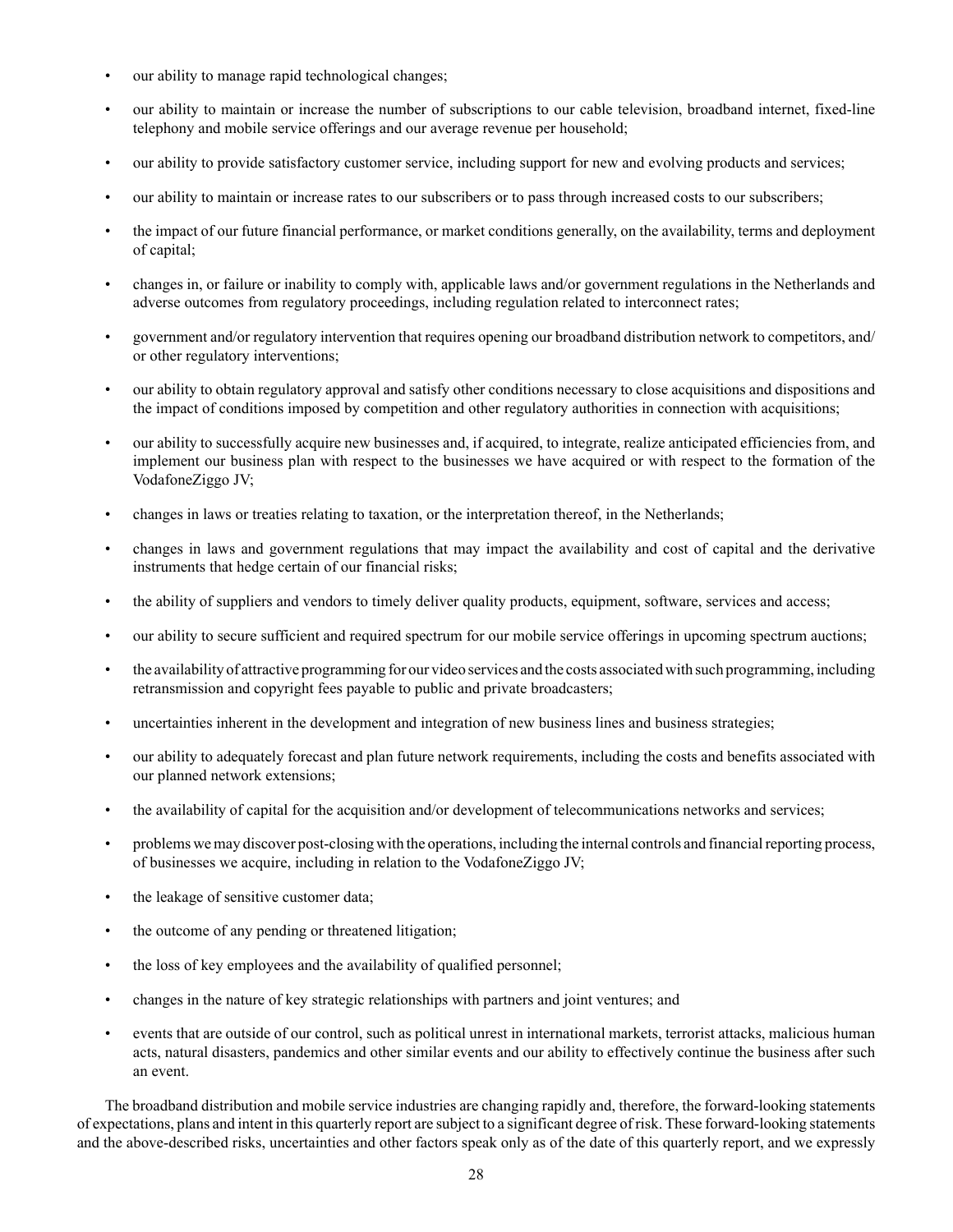- our ability to manage rapid technological changes;
- our ability to maintain or increase the number of subscriptions to our cable television, broadband internet, fixed-line telephony and mobile service offerings and our average revenue per household;
- our ability to provide satisfactory customer service, including support for new and evolving products and services;
- our ability to maintain or increase rates to our subscribers or to pass through increased costs to our subscribers;
- the impact of our future financial performance, or market conditions generally, on the availability, terms and deployment of capital;
- changes in, or failure or inability to comply with, applicable laws and/or government regulations in the Netherlands and adverse outcomes from regulatory proceedings, including regulation related to interconnect rates;
- government and/or regulatory intervention that requires opening our broadband distribution network to competitors, and/or other regulatory interventions;
- our ability to obtain regulatory approval and satisfy other conditions necessary to close acquisitions and dispositions and the impact of conditions imposed by competition and other regulatory authorities in connection with acquisitions;
- our ability to successfully acquire new businesses and, if acquired, to integrate, realize anticipated efficiencies from, and implement our business plan with respect to the businesses we have acquired or with respect to the formation of the VodafoneZiggo JV;
- changes in laws or treaties relating to taxation, or the interpretation thereof, in the Netherlands;
- changes in laws and government regulations that may impact the availability and cost of capital and the derivative instruments that hedge certain of our financial risks;
- the ability of suppliers and vendors to timely deliver quality products, equipment, software, services and access;
- our ability to secure sufficient and required spectrum for our mobile service offerings in upcoming spectrum auctions;
- the availability of attractive programming for our video services and the costs associated with such programming, including retransmission and copyright fees payable to public and private broadcasters;
- uncertainties inherent in the development and integration of new business lines and business strategies;
- our ability to adequately forecast and plan future network requirements, including the costs and benefits associated with our planned network extensions;
- the availability of capital for the acquisition and/or development of telecommunications networks and services;
- problems we may discover post-closing with the operations, including the internal controls and financial reporting process, of businesses we acquire, including in relation to the VodafoneZiggo JV;
- the leakage of sensitive customer data;
- the outcome of any pending or threatened litigation;
- the loss of key employees and the availability of qualified personnel;
- changes in the nature of key strategic relationships with partners and joint ventures; and
- events that are outside of our control, such as political unrest in international markets, terrorist attacks, malicious human acts, natural disasters, pandemics and other similar events and our ability to effectively continue the business after such an event.

The broadband distribution and mobile service industries are changing rapidly and, therefore, the forward-looking statements of expectations, plans and intent in this quarterly report are subject to a significant degree of risk. These forward-looking statements and the above-described risks, uncertainties and other factors speak only as of the date of this quarterly report, and we expressly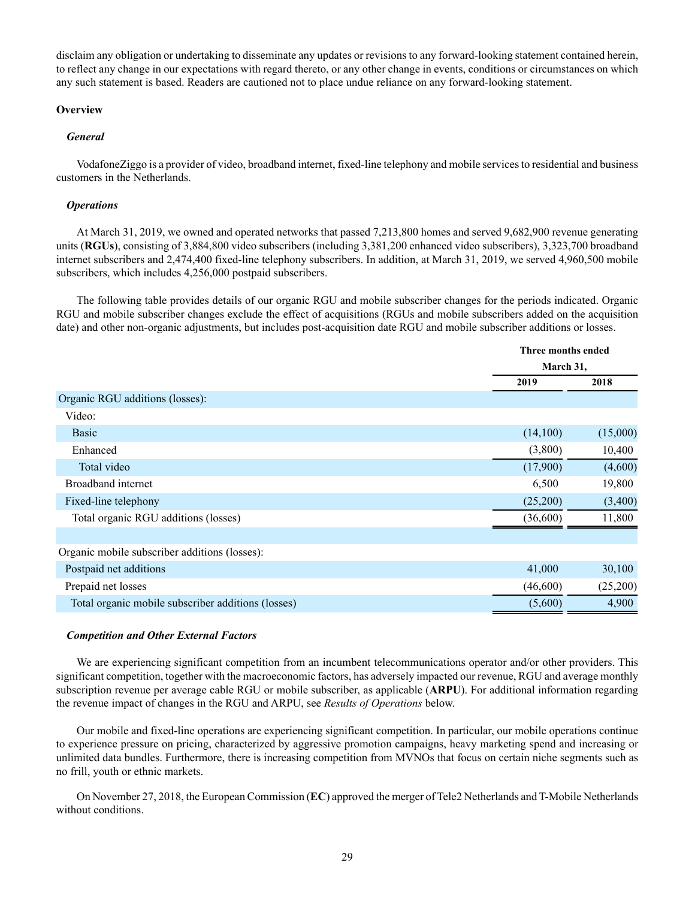disclaim any obligation or undertaking to disseminate any updates or revisions to any forward-looking statement contained herein, to reflect any change in our expectations with regard thereto, or any other change in events, conditions or circumstances on which any such statement is based. Readers are cautioned not to place undue reliance on any forward-looking statement.

## Overview

### *General*

VodafoneZiggo is a provider of video, broadband internet, fixed-line telephony and mobile services to residential and business customers in the Netherlands.

### *Operations*

At March 31, 2019, we owned and operated networks that passed 7,213,800 homes and served 9,682,900 revenue generating units (**RGUs**), consisting of 3,884,800 video subscribers (including 3,381,200 enhanced video subscribers), 3,323,700 broadband internet subscribers and 2,474,400 fixed-line telephony subscribers. In addition, at March 31, 2019, we served 4,960,500 mobile subscribers, which includes 4,256,000 postpaid subscribers.

The following table provides details of our organic RGU and mobile subscriber changes for the periods indicated. Organic RGU and mobile subscriber changes exclude the effect of acquisitions (RGUs and mobile subscribers added on the acquisition date) and other non-organic adjustments, but includes post-acquisition date RGU and mobile subscriber additions or losses.

| | Three months ended March 31, | |
|---|---|---|
| | 2019 | 2018 |
| Organic RGU additions (losses): | | |
| Video: | | |
| Basic | (14,100) | (15,000) |
| Enhanced | (3,800) | 10,400 |
| Total video | (17,900) | (4,600) |
| Broadband internet | 6,500 | 19,800 |
| Fixed-line telephony | (25,200) | (3,400) |
| Total organic RGU additions (losses) | (36,600) | 11,800 |
| | | |
| Organic mobile subscriber additions (losses): | | |
| Postpaid net additions | 41,000 | 30,100 |
| Prepaid net losses | (46,600) | (25,200) |
| Total organic mobile subscriber additions (losses) | (5,600) | 4,900 |

### *Competition and Other External Factors*

We are experiencing significant competition from an incumbent telecommunications operator and/or other providers. This significant competition, together with the macroeconomic factors, has adversely impacted our revenue, RGU and average monthly subscription revenue per average cable RGU or mobile subscriber, as applicable (**ARPU**). For additional information regarding the revenue impact of changes in the RGU and ARPU, see *Results of Operations* below.

Our mobile and fixed-line operations are experiencing significant competition. In particular, our mobile operations continue to experience pressure on pricing, characterized by aggressive promotion campaigns, heavy marketing spend and increasing or unlimited data bundles. Furthermore, there is increasing competition from MVNOs that focus on certain niche segments such as no frill, youth or ethnic markets.

On November 27, 2018, the European Commission (**EC**) approved the merger of Tele2 Netherlands and T-Mobile Netherlands without conditions.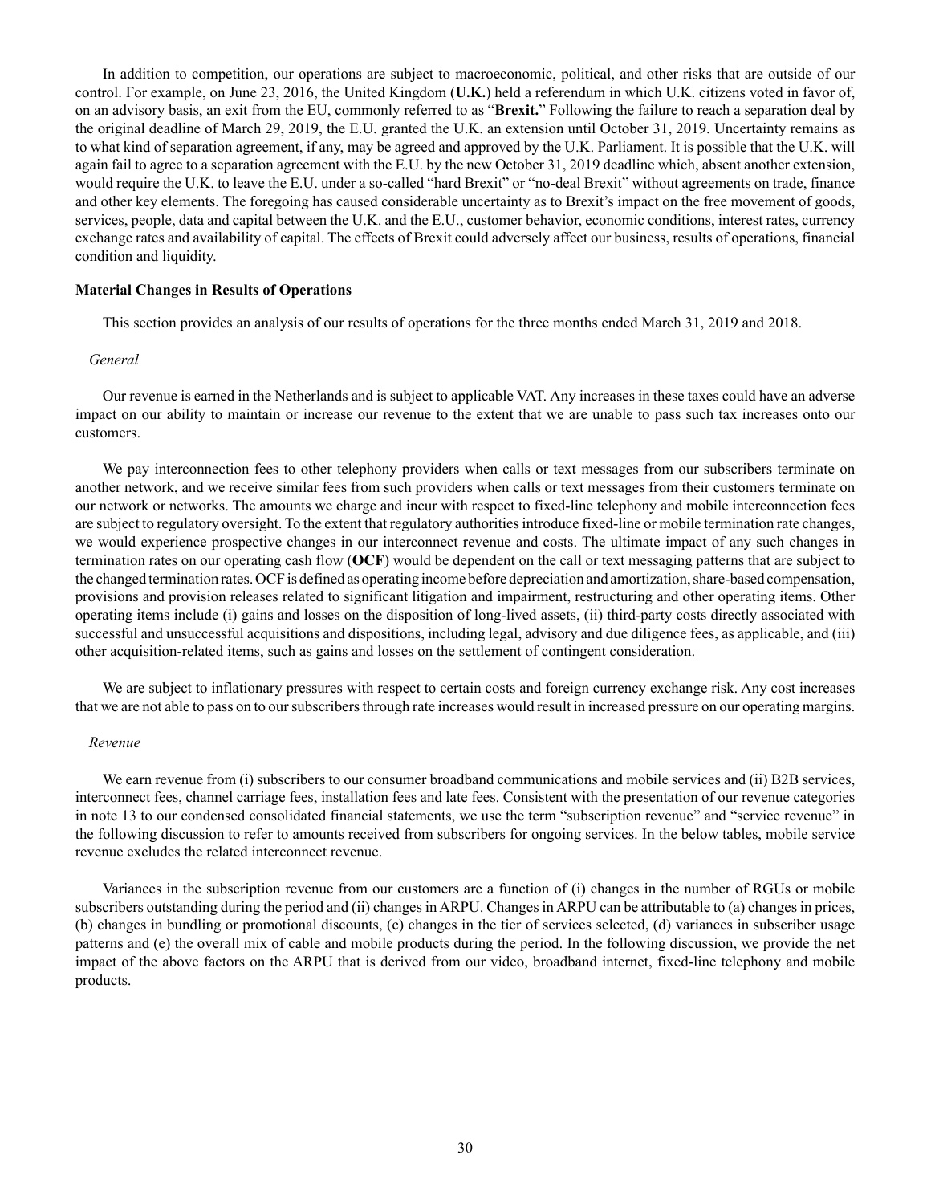In addition to competition, our operations are subject to macroeconomic, political, and other risks that are outside of our control. For example, on June 23, 2016, the United Kingdom (**U.K.**) held a referendum in which U.K. citizens voted in favor of, on an advisory basis, an exit from the EU, commonly referred to as "**Brexit.**" Following the failure to reach a separation deal by the original deadline of March 29, 2019, the E.U. granted the U.K. an extension until October 31, 2019. Uncertainty remains as to what kind of separation agreement, if any, may be agreed and approved by the U.K. Parliament. It is possible that the U.K. will again fail to agree to a separation agreement with the E.U. by the new October 31, 2019 deadline which, absent another extension, would require the U.K. to leave the E.U. under a so-called "hard Brexit" or "no-deal Brexit" without agreements on trade, finance and other key elements. The foregoing has caused considerable uncertainty as to Brexit's impact on the free movement of goods, services, people, data and capital between the U.K. and the E.U., customer behavior, economic conditions, interest rates, currency exchange rates and availability of capital. The effects of Brexit could adversely affect our business, results of operations, financial condition and liquidity.

**Material Changes in Results of Operations**

This section provides an analysis of our results of operations for the three months ended March 31, 2019 and 2018.

*General*

Our revenue is earned in the Netherlands and is subject to applicable VAT. Any increases in these taxes could have an adverse impact on our ability to maintain or increase our revenue to the extent that we are unable to pass such tax increases onto our customers.

We pay interconnection fees to other telephony providers when calls or text messages from our subscribers terminate on another network, and we receive similar fees from such providers when calls or text messages from their customers terminate on our network or networks. The amounts we charge and incur with respect to fixed-line telephony and mobile interconnection fees are subject to regulatory oversight. To the extent that regulatory authorities introduce fixed-line or mobile termination rate changes, we would experience prospective changes in our interconnect revenue and costs. The ultimate impact of any such changes in termination rates on our operating cash flow (**OCF**) would be dependent on the call or text messaging patterns that are subject to the changed termination rates. OCF is defined as operating income before depreciation and amortization, share-based compensation, provisions and provision releases related to significant litigation and impairment, restructuring and other operating items. Other operating items include (i) gains and losses on the disposition of long-lived assets, (ii) third-party costs directly associated with successful and unsuccessful acquisitions and dispositions, including legal, advisory and due diligence fees, as applicable, and (iii) other acquisition-related items, such as gains and losses on the settlement of contingent consideration.

We are subject to inflationary pressures with respect to certain costs and foreign currency exchange risk. Any cost increases that we are not able to pass on to our subscribers through rate increases would result in increased pressure on our operating margins.

*Revenue*

We earn revenue from (i) subscribers to our consumer broadband communications and mobile services and (ii) B2B services, interconnect fees, channel carriage fees, installation fees and late fees. Consistent with the presentation of our revenue categories in note 13 to our condensed consolidated financial statements, we use the term "subscription revenue" and "service revenue" in the following discussion to refer to amounts received from subscribers for ongoing services. In the below tables, mobile service revenue excludes the related interconnect revenue.

Variances in the subscription revenue from our customers are a function of (i) changes in the number of RGUs or mobile subscribers outstanding during the period and (ii) changes in ARPU. Changes in ARPU can be attributable to (a) changes in prices, (b) changes in bundling or promotional discounts, (c) changes in the tier of services selected, (d) variances in subscriber usage patterns and (e) the overall mix of cable and mobile products during the period. In the following discussion, we provide the net impact of the above factors on the ARPU that is derived from our video, broadband internet, fixed-line telephony and mobile products.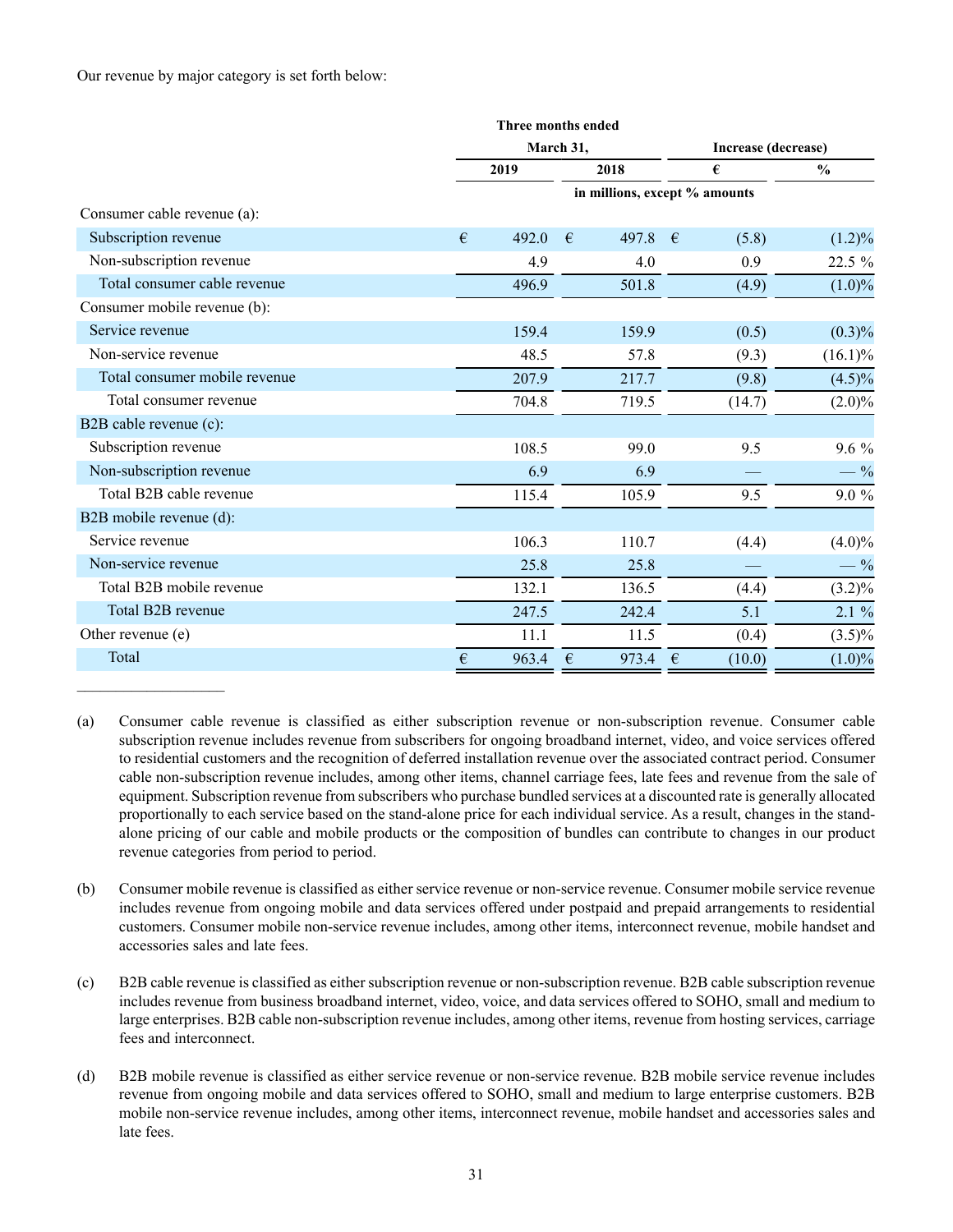Our revenue by major category is set forth below:

| | Three months ended March 31, | | Increase (decrease) | |
|---|---|---|---|---|
| | 2019 | 2018 | € | % |
| | in millions, except % amounts | | | |
| Consumer cable revenue (a): | | | | |
| Subscription revenue | € 492.0 | € 497.8 | € (5.8) | (1.2)% |
| Non-subscription revenue | 4.9 | 4.0 | 0.9 | 22.5 % |
| Total consumer cable revenue | 496.9 | 501.8 | (4.9) | (1.0)% |
| Consumer mobile revenue (b): | | | | |
| Service revenue | 159.4 | 159.9 | (0.5) | (0.3)% |
| Non-service revenue | 48.5 | 57.8 | (9.3) | (16.1)% |
| Total consumer mobile revenue | 207.9 | 217.7 | (9.8) | (4.5)% |
| Total consumer revenue | 704.8 | 719.5 | (14.7) | (2.0)% |
| B2B cable revenue (c): | | | | |
| Subscription revenue | 108.5 | 99.0 | 9.5 | 9.6 % |
| Non-subscription revenue | 6.9 | 6.9 | — | — % |
| Total B2B cable revenue | 115.4 | 105.9 | 9.5 | 9.0 % |
| B2B mobile revenue (d): | | | | |
| Service revenue | 106.3 | 110.7 | (4.4) | (4.0)% |
| Non-service revenue | 25.8 | 25.8 | — | — % |
| Total B2B mobile revenue | 132.1 | 136.5 | (4.4) | (3.2)% |
| Total B2B revenue | 247.5 | 242.4 | 5.1 | 2.1 % |
| Other revenue (e) | 11.1 | 11.5 | (0.4) | (3.5)% |
| Total | € 963.4 | € 973.4 | € (10.0) | (1.0)% |

_______________

(a) Consumer cable revenue is classified as either subscription revenue or non-subscription revenue. Consumer cable subscription revenue includes revenue from subscribers for ongoing broadband internet, video, and voice services offered to residential customers and the recognition of deferred installation revenue over the associated contract period. Consumer cable non-subscription revenue includes, among other items, channel carriage fees, late fees and revenue from the sale of equipment. Subscription revenue from subscribers who purchase bundled services at a discounted rate is generally allocated proportionally to each service based on the stand-alone price for each individual service. As a result, changes in the stand-alone pricing of our cable and mobile products or the composition of bundles can contribute to changes in our product revenue categories from period to period.

(b) Consumer mobile revenue is classified as either service revenue or non-service revenue. Consumer mobile service revenue includes revenue from ongoing mobile and data services offered under postpaid and prepaid arrangements to residential customers. Consumer mobile non-service revenue includes, among other items, interconnect revenue, mobile handset and accessories sales and late fees.

(c) B2B cable revenue is classified as either subscription revenue or non-subscription revenue. B2B cable subscription revenue includes revenue from business broadband internet, video, voice, and data services offered to SOHO, small and medium to large enterprises. B2B cable non-subscription revenue includes, among other items, revenue from hosting services, carriage fees and interconnect.

(d) B2B mobile revenue is classified as either service revenue or non-service revenue. B2B mobile service revenue includes revenue from ongoing mobile and data services offered to SOHO, small and medium to large enterprise customers. B2B mobile non-service revenue includes, among other items, interconnect revenue, mobile handset and accessories sales and late fees.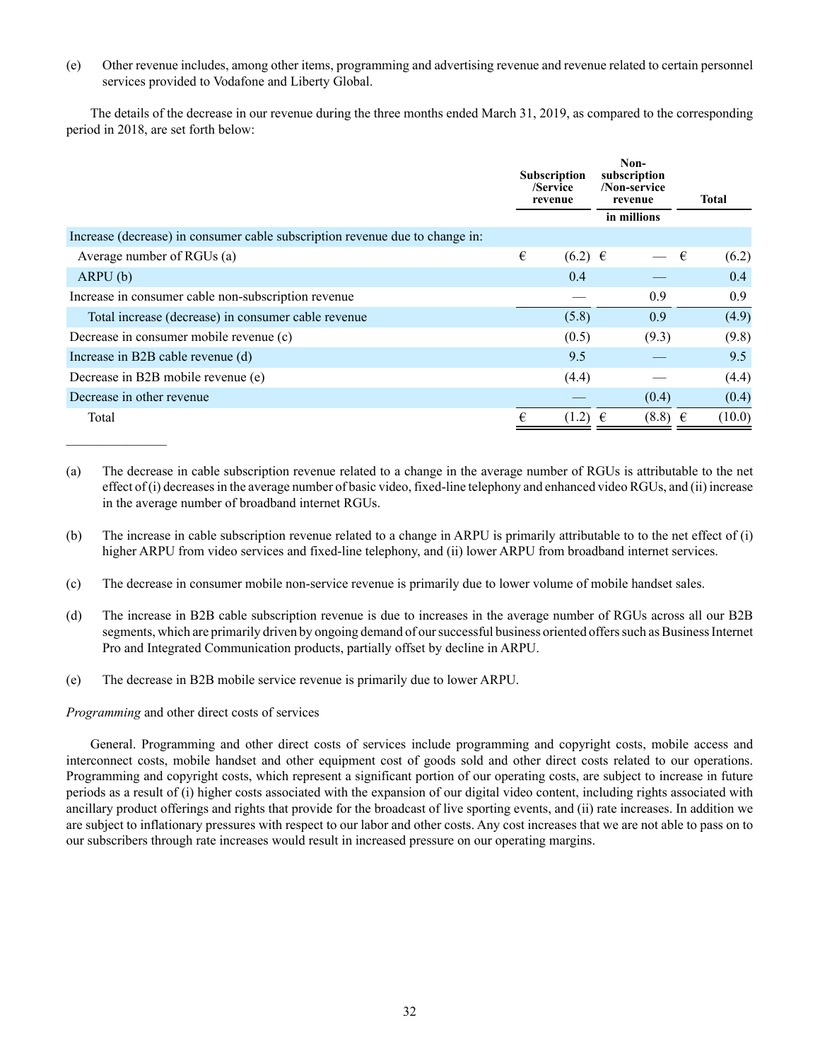(e) Other revenue includes, among other items, programming and advertising revenue and revenue related to certain personnel services provided to Vodafone and Liberty Global.

The details of the decrease in our revenue during the three months ended March 31, 2019, as compared to the corresponding period in 2018, are set forth below:

| | Subscription /Service revenue | Non-subscription /Non-service revenue | Total |
|---|---|---|---|
| | | in millions | |
| Increase (decrease) in consumer cable subscription revenue due to change in: | | | |
| Average number of RGUs (a) | € (6.2) | € — | € (6.2) |
| ARPU (b) | 0.4 | — | 0.4 |
| Increase in consumer cable non-subscription revenue | — | 0.9 | 0.9 |
| Total increase (decrease) in consumer cable revenue | (5.8) | 0.9 | (4.9) |
| Decrease in consumer mobile revenue (c) | (0.5) | (9.3) | (9.8) |
| Increase in B2B cable revenue (d) | 9.5 | — | 9.5 |
| Decrease in B2B mobile revenue (e) | (4.4) | — | (4.4) |
| Decrease in other revenue | — | (0.4) | (0.4) |
| Total | € (1.2) | € (8.8) | € (10.0) |

_______________

(a) The decrease in cable subscription revenue related to a change in the average number of RGUs is attributable to the net effect of (i) decreases in the average number of basic video, fixed-line telephony and enhanced video RGUs, and (ii) increase in the average number of broadband internet RGUs.

(b) The increase in cable subscription revenue related to a change in ARPU is primarily attributable to to the net effect of (i) higher ARPU from video services and fixed-line telephony, and (ii) lower ARPU from broadband internet services.

(c) The decrease in consumer mobile non-service revenue is primarily due to lower volume of mobile handset sales.

(d) The increase in B2B cable subscription revenue is due to increases in the average number of RGUs across all our B2B segments, which are primarily driven by ongoing demand of our successful business oriented offers such as Business Internet Pro and Integrated Communication products, partially offset by decline in ARPU.

(e) The decrease in B2B mobile service revenue is primarily due to lower ARPU.

*Programming* and other direct costs of services

General. Programming and other direct costs of services include programming and copyright costs, mobile access and interconnect costs, mobile handset and other equipment cost of goods sold and other direct costs related to our operations. Programming and copyright costs, which represent a significant portion of our operating costs, are subject to increase in future periods as a result of (i) higher costs associated with the expansion of our digital video content, including rights associated with ancillary product offerings and rights that provide for the broadcast of live sporting events, and (ii) rate increases. In addition we are subject to inflationary pressures with respect to our labor and other costs. Any cost increases that we are not able to pass on to our subscribers through rate increases would result in increased pressure on our operating margins.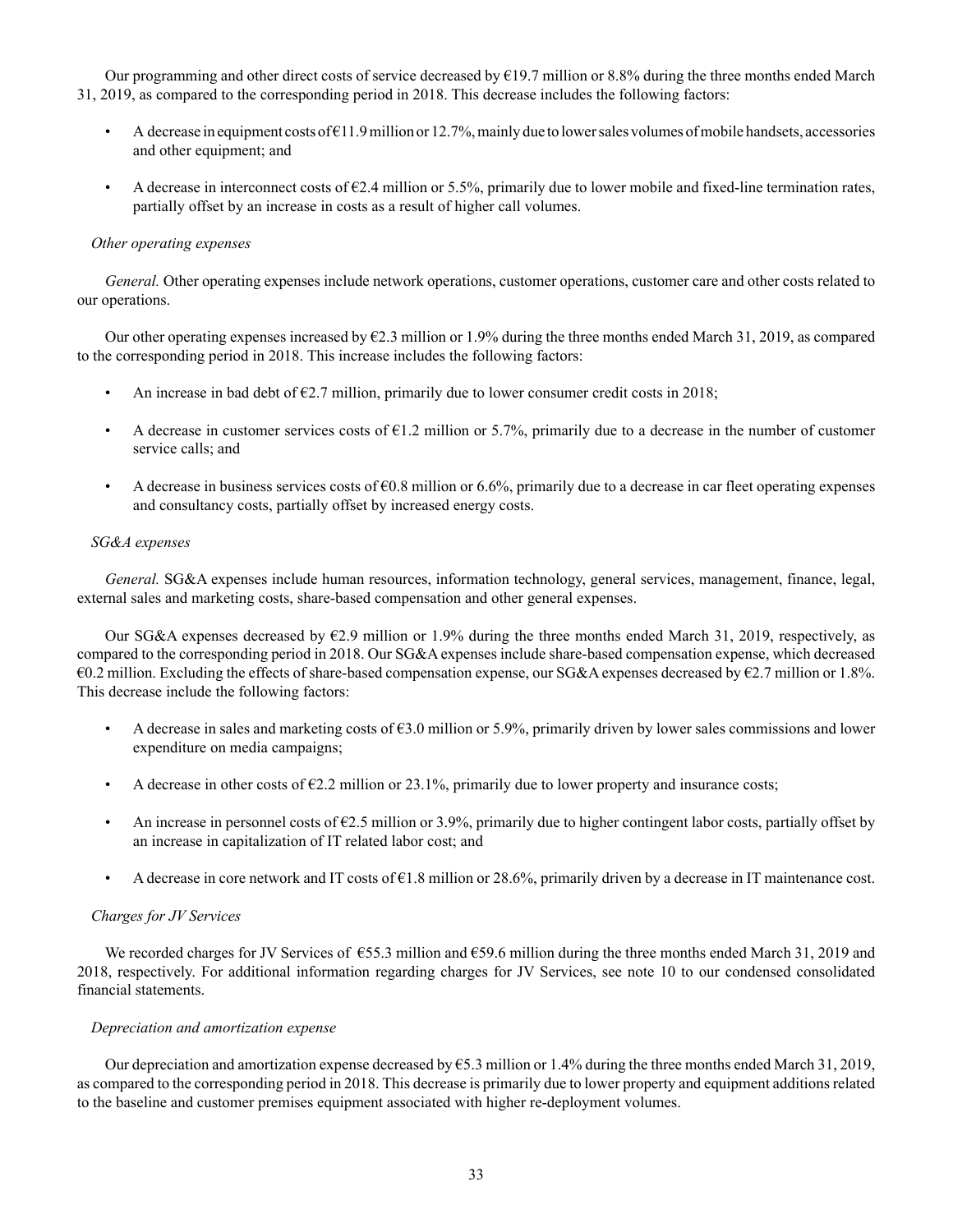Our programming and other direct costs of service decreased by €19.7 million or 8.8% during the three months ended March 31, 2019, as compared to the corresponding period in 2018. This decrease includes the following factors:

- A decrease in equipment costs of €11.9 million or 12.7%, mainly due to lower sales volumes of mobile handsets, accessories and other equipment; and
- A decrease in interconnect costs of €2.4 million or 5.5%, primarily due to lower mobile and fixed-line termination rates, partially offset by an increase in costs as a result of higher call volumes.

*Other operating expenses*

*General.* Other operating expenses include network operations, customer operations, customer care and other costs related to our operations.

Our other operating expenses increased by €2.3 million or 1.9% during the three months ended March 31, 2019, as compared to the corresponding period in 2018. This increase includes the following factors:

- An increase in bad debt of €2.7 million, primarily due to lower consumer credit costs in 2018;
- A decrease in customer services costs of €1.2 million or 5.7%, primarily due to a decrease in the number of customer service calls; and
- A decrease in business services costs of €0.8 million or 6.6%, primarily due to a decrease in car fleet operating expenses and consultancy costs, partially offset by increased energy costs.

*SG&A expenses*

*General.* SG&A expenses include human resources, information technology, general services, management, finance, legal, external sales and marketing costs, share-based compensation and other general expenses.

Our SG&A expenses decreased by €2.9 million or 1.9% during the three months ended March 31, 2019, respectively, as compared to the corresponding period in 2018. Our SG&A expenses include share-based compensation expense, which decreased €0.2 million. Excluding the effects of share-based compensation expense, our SG&A expenses decreased by €2.7 million or 1.8%. This decrease include the following factors:

- A decrease in sales and marketing costs of €3.0 million or 5.9%, primarily driven by lower sales commissions and lower expenditure on media campaigns;
- A decrease in other costs of €2.2 million or 23.1%, primarily due to lower property and insurance costs;
- An increase in personnel costs of €2.5 million or 3.9%, primarily due to higher contingent labor costs, partially offset by an increase in capitalization of IT related labor cost; and
- A decrease in core network and IT costs of €1.8 million or 28.6%, primarily driven by a decrease in IT maintenance cost.

*Charges for JV Services*

We recorded charges for JV Services of €55.3 million and €59.6 million during the three months ended March 31, 2019 and 2018, respectively. For additional information regarding charges for JV Services, see note 10 to our condensed consolidated financial statements.

*Depreciation and amortization expense*

Our depreciation and amortization expense decreased by €5.3 million or 1.4% during the three months ended March 31, 2019, as compared to the corresponding period in 2018. This decrease is primarily due to lower property and equipment additions related to the baseline and customer premises equipment associated with higher re-deployment volumes.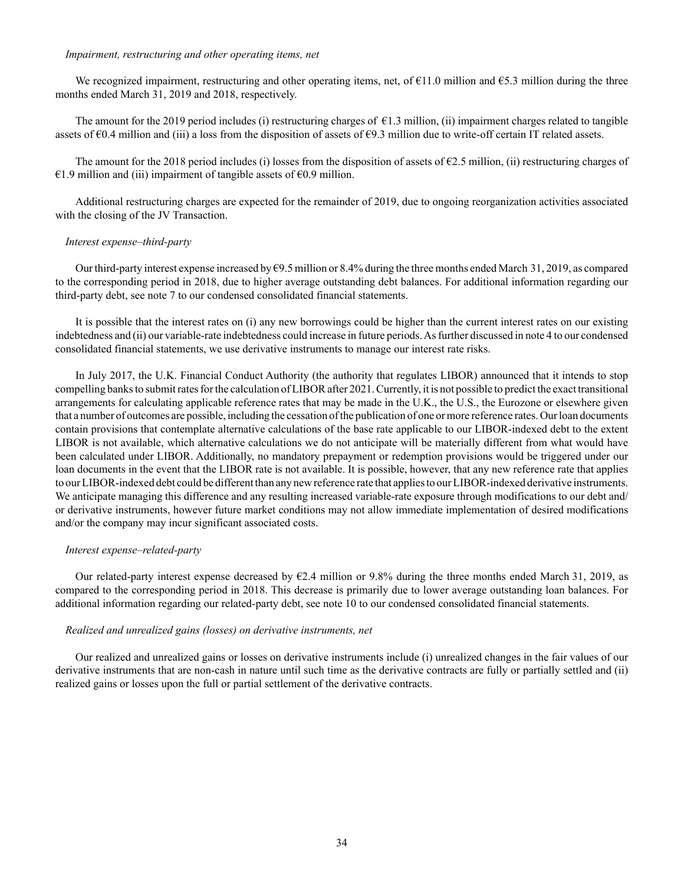*Impairment, restructuring and other operating items, net*

We recognized impairment, restructuring and other operating items, net, of €11.0 million and €5.3 million during the three months ended March 31, 2019 and 2018, respectively.

The amount for the 2019 period includes (i) restructuring charges of €1.3 million, (ii) impairment charges related to tangible assets of €0.4 million and (iii) a loss from the disposition of assets of €9.3 million due to write-off certain IT related assets.

The amount for the 2018 period includes (i) losses from the disposition of assets of €2.5 million, (ii) restructuring charges of €1.9 million and (iii) impairment of tangible assets of €0.9 million.

Additional restructuring charges are expected for the remainder of 2019, due to ongoing reorganization activities associated with the closing of the JV Transaction.

*Interest expense–third-party*

Our third-party interest expense increased by €9.5 million or 8.4% during the three months ended March 31, 2019, as compared to the corresponding period in 2018, due to higher average outstanding debt balances. For additional information regarding our third-party debt, see note 7 to our condensed consolidated financial statements.

It is possible that the interest rates on (i) any new borrowings could be higher than the current interest rates on our existing indebtedness and (ii) our variable-rate indebtedness could increase in future periods. As further discussed in note 4 to our condensed consolidated financial statements, we use derivative instruments to manage our interest rate risks.

In July 2017, the U.K. Financial Conduct Authority (the authority that regulates LIBOR) announced that it intends to stop compelling banks to submit rates for the calculation of LIBOR after 2021. Currently, it is not possible to predict the exact transitional arrangements for calculating applicable reference rates that may be made in the U.K., the U.S., the Eurozone or elsewhere given that a number of outcomes are possible, including the cessation of the publication of one or more reference rates. Our loan documents contain provisions that contemplate alternative calculations of the base rate applicable to our LIBOR-indexed debt to the extent LIBOR is not available, which alternative calculations we do not anticipate will be materially different from what would have been calculated under LIBOR. Additionally, no mandatory prepayment or redemption provisions would be triggered under our loan documents in the event that the LIBOR rate is not available. It is possible, however, that any new reference rate that applies to our LIBOR-indexed debt could be different than any new reference rate that applies to our LIBOR-indexed derivative instruments. We anticipate managing this difference and any resulting increased variable-rate exposure through modifications to our debt and/or derivative instruments, however future market conditions may not allow immediate implementation of desired modifications and/or the company may incur significant associated costs.

*Interest expense–related-party*

Our related-party interest expense decreased by €2.4 million or 9.8% during the three months ended March 31, 2019, as compared to the corresponding period in 2018. This decrease is primarily due to lower average outstanding loan balances. For additional information regarding our related-party debt, see note 10 to our condensed consolidated financial statements.

*Realized and unrealized gains (losses) on derivative instruments, net*

Our realized and unrealized gains or losses on derivative instruments include (i) unrealized changes in the fair values of our derivative instruments that are non-cash in nature until such time as the derivative contracts are fully or partially settled and (ii) realized gains or losses upon the full or partial settlement of the derivative contracts.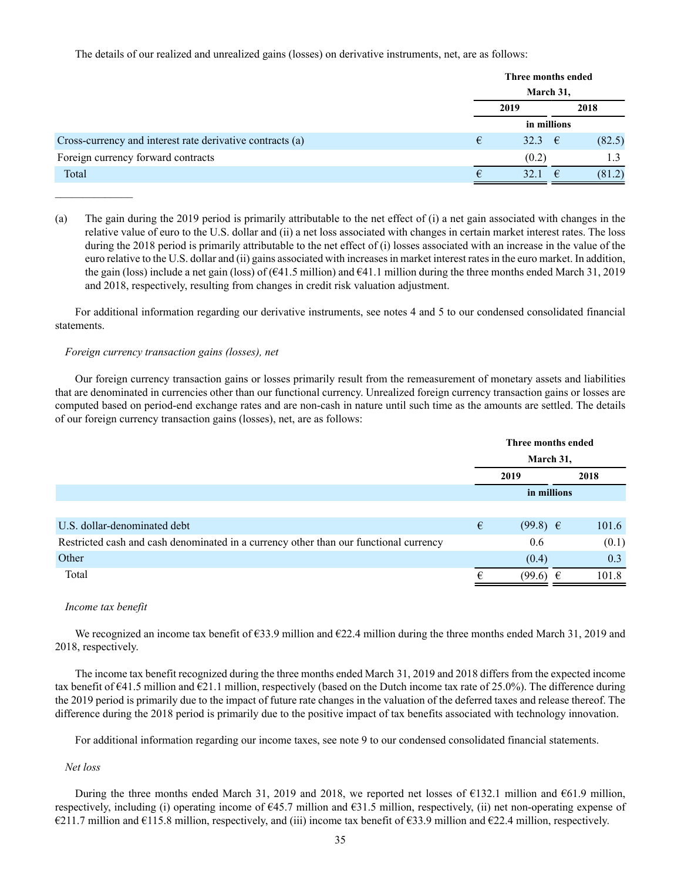The details of our realized and unrealized gains (losses) on derivative instruments, net, are as follows:

| | Three months ended March 31, | |
|---|---|---|
| | 2019 | 2018 |
| | in millions | |
| Cross-currency and interest rate derivative contracts (a) | € 32.3 | € (82.5) |
| Foreign currency forward contracts | (0.2) | 1.3 |
| Total | € 32.1 | € (81.2) |

_______________

(a) The gain during the 2019 period is primarily attributable to the net effect of (i) a net gain associated with changes in the relative value of euro to the U.S. dollar and (ii) a net loss associated with changes in certain market interest rates. The loss during the 2018 period is primarily attributable to the net effect of (i) losses associated with an increase in the value of the euro relative to the U.S. dollar and (ii) gains associated with increases in market interest rates in the euro market. In addition, the gain (loss) include a net gain (loss) of (€41.5 million) and €41.1 million during the three months ended March 31, 2019 and 2018, respectively, resulting from changes in credit risk valuation adjustment.

For additional information regarding our derivative instruments, see notes 4 and 5 to our condensed consolidated financial statements.

*Foreign currency transaction gains (losses), net*

Our foreign currency transaction gains or losses primarily result from the remeasurement of monetary assets and liabilities that are denominated in currencies other than our functional currency. Unrealized foreign currency transaction gains or losses are computed based on period-end exchange rates and are non-cash in nature until such time as the amounts are settled. The details of our foreign currency transaction gains (losses), net, are as follows:

| | Three months ended March 31, | |
|---|---|---|
| | 2019 | 2018 |
| | in millions | |
| U.S. dollar-denominated debt | € (99.8) | € 101.6 |
| Restricted cash and cash denominated in a currency other than our functional currency | 0.6 | (0.1) |
| Other | (0.4) | 0.3 |
| Total | € (99.6) | € 101.8 |

*Income tax benefit*

We recognized an income tax benefit of €33.9 million and €22.4 million during the three months ended March 31, 2019 and 2018, respectively.

The income tax benefit recognized during the three months ended March 31, 2019 and 2018 differs from the expected income tax benefit of €41.5 million and €21.1 million, respectively (based on the Dutch income tax rate of 25.0%). The difference during the 2019 period is primarily due to the impact of future rate changes in the valuation of the deferred taxes and release thereof. The difference during the 2018 period is primarily due to the positive impact of tax benefits associated with technology innovation.

For additional information regarding our income taxes, see note 9 to our condensed consolidated financial statements.

*Net loss*

During the three months ended March 31, 2019 and 2018, we reported net losses of €132.1 million and €61.9 million, respectively, including (i) operating income of €45.7 million and €31.5 million, respectively, (ii) net non-operating expense of €211.7 million and €115.8 million, respectively, and (iii) income tax benefit of €33.9 million and €22.4 million, respectively.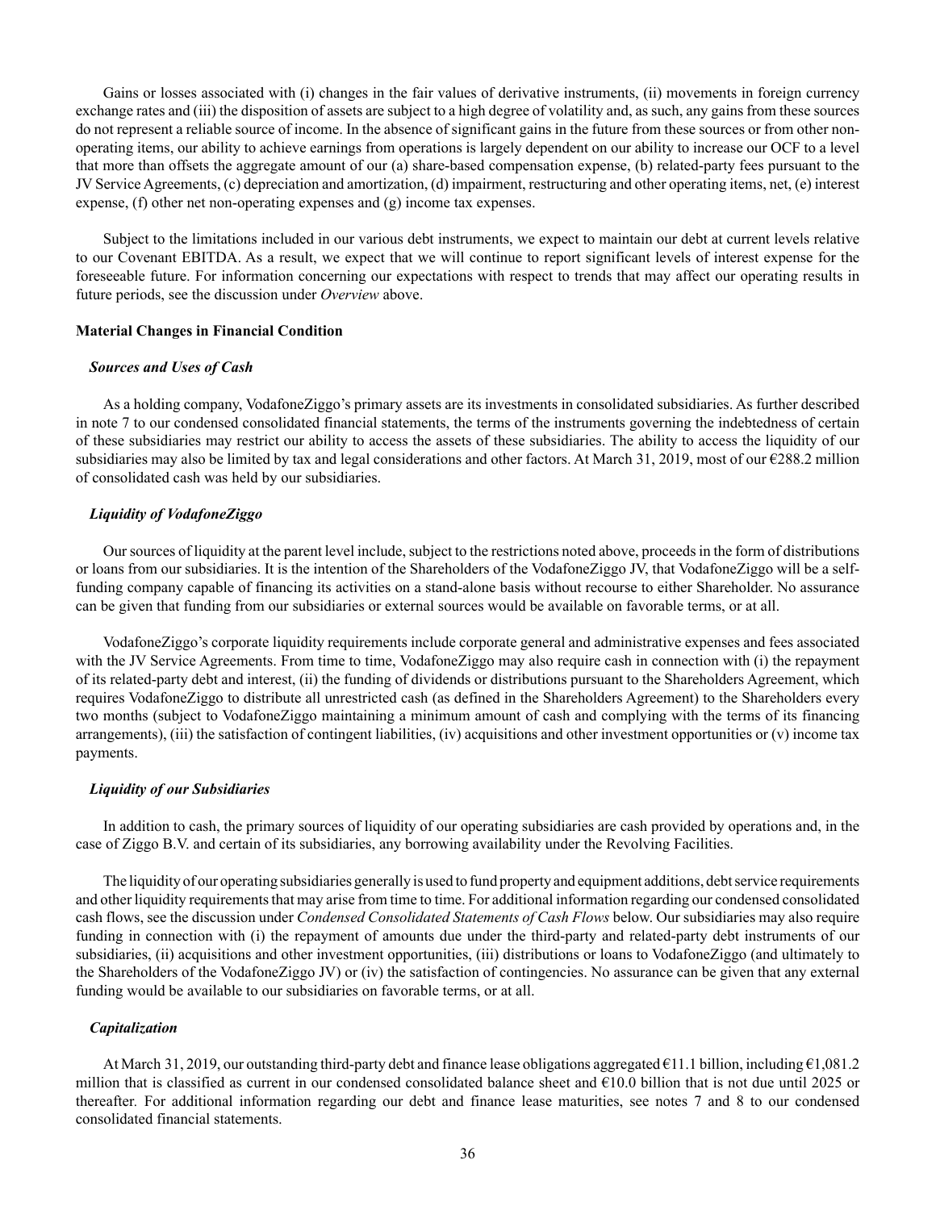Gains or losses associated with (i) changes in the fair values of derivative instruments, (ii) movements in foreign currency exchange rates and (iii) the disposition of assets are subject to a high degree of volatility and, as such, any gains from these sources do not represent a reliable source of income. In the absence of significant gains in the future from these sources or from other non-operating items, our ability to achieve earnings from operations is largely dependent on our ability to increase our OCF to a level that more than offsets the aggregate amount of our (a) share-based compensation expense, (b) related-party fees pursuant to the JV Service Agreements, (c) depreciation and amortization, (d) impairment, restructuring and other operating items, net, (e) interest expense, (f) other net non-operating expenses and (g) income tax expenses.

Subject to the limitations included in our various debt instruments, we expect to maintain our debt at current levels relative to our Covenant EBITDA. As a result, we expect that we will continue to report significant levels of interest expense for the foreseeable future. For information concerning our expectations with respect to trends that may affect our operating results in future periods, see the discussion under *Overview* above.

**Material Changes in Financial Condition**

***Sources and Uses of Cash***

As a holding company, VodafoneZiggo's primary assets are its investments in consolidated subsidiaries. As further described in note 7 to our condensed consolidated financial statements, the terms of the instruments governing the indebtedness of certain of these subsidiaries may restrict our ability to access the assets of these subsidiaries. The ability to access the liquidity of our subsidiaries may also be limited by tax and legal considerations and other factors. At March 31, 2019, most of our €288.2 million of consolidated cash was held by our subsidiaries.

***Liquidity of VodafoneZiggo***

Our sources of liquidity at the parent level include, subject to the restrictions noted above, proceeds in the form of distributions or loans from our subsidiaries. It is the intention of the Shareholders of the VodafoneZiggo JV, that VodafoneZiggo will be a self-funding company capable of financing its activities on a stand-alone basis without recourse to either Shareholder. No assurance can be given that funding from our subsidiaries or external sources would be available on favorable terms, or at all.

VodafoneZiggo's corporate liquidity requirements include corporate general and administrative expenses and fees associated with the JV Service Agreements. From time to time, VodafoneZiggo may also require cash in connection with (i) the repayment of its related-party debt and interest, (ii) the funding of dividends or distributions pursuant to the Shareholders Agreement, which requires VodafoneZiggo to distribute all unrestricted cash (as defined in the Shareholders Agreement) to the Shareholders every two months (subject to VodafoneZiggo maintaining a minimum amount of cash and complying with the terms of its financing arrangements), (iii) the satisfaction of contingent liabilities, (iv) acquisitions and other investment opportunities or (v) income tax payments.

***Liquidity of our Subsidiaries***

In addition to cash, the primary sources of liquidity of our operating subsidiaries are cash provided by operations and, in the case of Ziggo B.V. and certain of its subsidiaries, any borrowing availability under the Revolving Facilities.

The liquidity of our operating subsidiaries generally is used to fund property and equipment additions, debt service requirements and other liquidity requirements that may arise from time to time. For additional information regarding our condensed consolidated cash flows, see the discussion under *Condensed Consolidated Statements of Cash Flows* below. Our subsidiaries may also require funding in connection with (i) the repayment of amounts due under the third-party and related-party debt instruments of our subsidiaries, (ii) acquisitions and other investment opportunities, (iii) distributions or loans to VodafoneZiggo (and ultimately to the Shareholders of the VodafoneZiggo JV) or (iv) the satisfaction of contingencies. No assurance can be given that any external funding would be available to our subsidiaries on favorable terms, or at all.

***Capitalization***

At March 31, 2019, our outstanding third-party debt and finance lease obligations aggregated €11.1 billion, including €1,081.2 million that is classified as current in our condensed consolidated balance sheet and €10.0 billion that is not due until 2025 or thereafter. For additional information regarding our debt and finance lease maturities, see notes 7 and 8 to our condensed consolidated financial statements.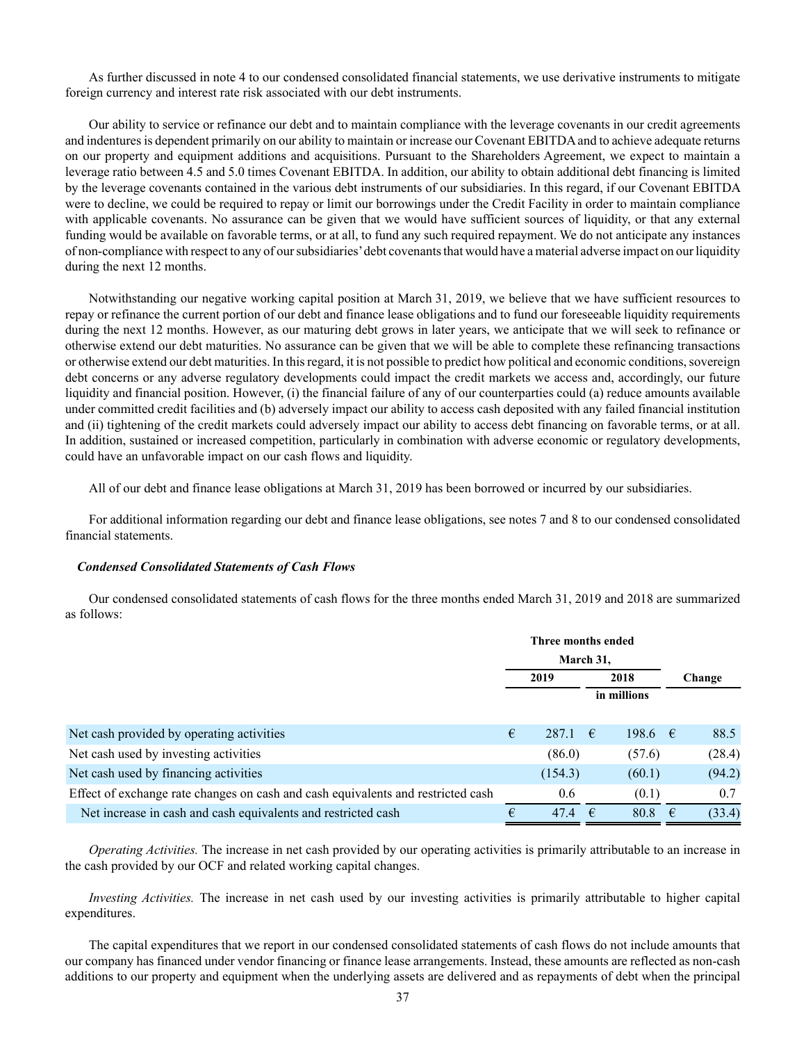As further discussed in note 4 to our condensed consolidated financial statements, we use derivative instruments to mitigate foreign currency and interest rate risk associated with our debt instruments.

Our ability to service or refinance our debt and to maintain compliance with the leverage covenants in our credit agreements and indentures is dependent primarily on our ability to maintain or increase our Covenant EBITDA and to achieve adequate returns on our property and equipment additions and acquisitions. Pursuant to the Shareholders Agreement, we expect to maintain a leverage ratio between 4.5 and 5.0 times Covenant EBITDA. In addition, our ability to obtain additional debt financing is limited by the leverage covenants contained in the various debt instruments of our subsidiaries. In this regard, if our Covenant EBITDA were to decline, we could be required to repay or limit our borrowings under the Credit Facility in order to maintain compliance with applicable covenants. No assurance can be given that we would have sufficient sources of liquidity, or that any external funding would be available on favorable terms, or at all, to fund any such required repayment. We do not anticipate any instances of non-compliance with respect to any of our subsidiaries' debt covenants that would have a material adverse impact on our liquidity during the next 12 months.

Notwithstanding our negative working capital position at March 31, 2019, we believe that we have sufficient resources to repay or refinance the current portion of our debt and finance lease obligations and to fund our foreseeable liquidity requirements during the next 12 months. However, as our maturing debt grows in later years, we anticipate that we will seek to refinance or otherwise extend our debt maturities. No assurance can be given that we will be able to complete these refinancing transactions or otherwise extend our debt maturities. In this regard, it is not possible to predict how political and economic conditions, sovereign debt concerns or any adverse regulatory developments could impact the credit markets we access and, accordingly, our future liquidity and financial position. However, (i) the financial failure of any of our counterparties could (a) reduce amounts available under committed credit facilities and (b) adversely impact our ability to access cash deposited with any failed financial institution and (ii) tightening of the credit markets could adversely impact our ability to access debt financing on favorable terms, or at all. In addition, sustained or increased competition, particularly in combination with adverse economic or regulatory developments, could have an unfavorable impact on our cash flows and liquidity.

All of our debt and finance lease obligations at March 31, 2019 has been borrowed or incurred by our subsidiaries.

For additional information regarding our debt and finance lease obligations, see notes 7 and 8 to our condensed consolidated financial statements.

***Condensed Consolidated Statements of Cash Flows***

Our condensed consolidated statements of cash flows for the three months ended March 31, 2019 and 2018 are summarized as follows:

| | Three months ended March 31, | | |
|---|---|---|---|
| | 2019 | 2018 | Change |
| | in millions | | |
| Net cash provided by operating activities | € 287.1 | € 198.6 | € 88.5 |
| Net cash used by investing activities | (86.0) | (57.6) | (28.4) |
| Net cash used by financing activities | (154.3) | (60.1) | (94.2) |
| Effect of exchange rate changes on cash and cash equivalents and restricted cash | 0.6 | (0.1) | 0.7 |
| Net increase in cash and cash equivalents and restricted cash | € 47.4 | € 80.8 | € (33.4) |

*Operating Activities.* The increase in net cash provided by our operating activities is primarily attributable to an increase in the cash provided by our OCF and related working capital changes.

*Investing Activities.* The increase in net cash used by our investing activities is primarily attributable to higher capital expenditures.

The capital expenditures that we report in our condensed consolidated statements of cash flows do not include amounts that our company has financed under vendor financing or finance lease arrangements. Instead, these amounts are reflected as non-cash additions to our property and equipment when the underlying assets are delivered and as repayments of debt when the principal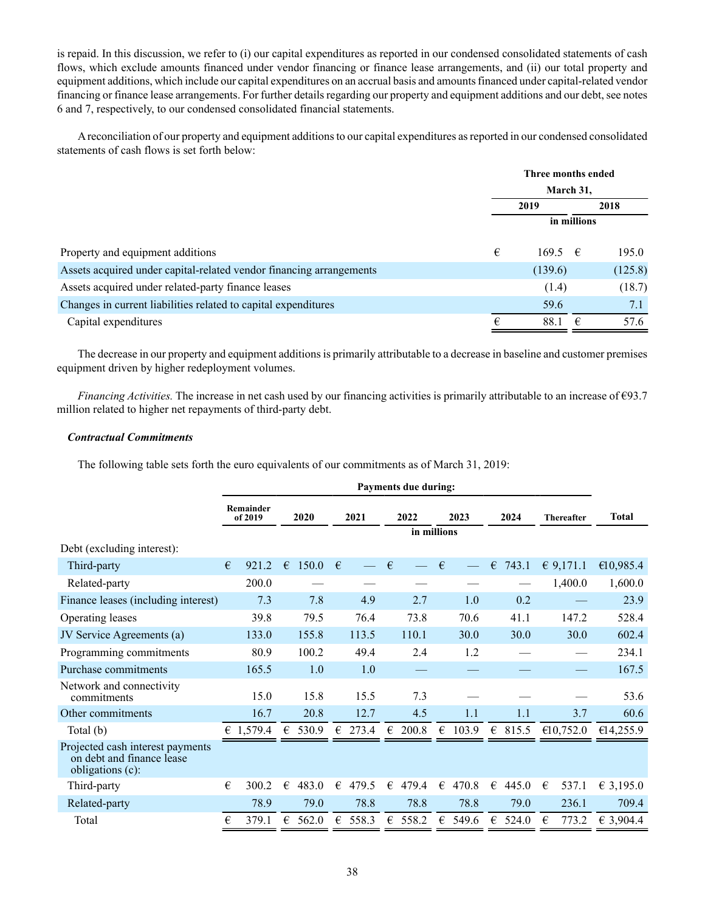is repaid. In this discussion, we refer to (i) our capital expenditures as reported in our condensed consolidated statements of cash flows, which exclude amounts financed under vendor financing or finance lease arrangements, and (ii) our total property and equipment additions, which include our capital expenditures on an accrual basis and amounts financed under capital-related vendor financing or finance lease arrangements. For further details regarding our property and equipment additions and our debt, see notes 6 and 7, respectively, to our condensed consolidated financial statements.

A reconciliation of our property and equipment additions to our capital expenditures as reported in our condensed consolidated statements of cash flows is set forth below:

| | Three months ended March 31, | |
|---|---|---|
| | 2019 | 2018 |
| | in millions | |
| Property and equipment additions | € 169.5 | € 195.0 |
| Assets acquired under capital-related vendor financing arrangements | (139.6) | (125.8) |
| Assets acquired under related-party finance leases | (1.4) | (18.7) |
| Changes in current liabilities related to capital expenditures | 59.6 | 7.1 |
| Capital expenditures | € 88.1 | € 57.6 |

The decrease in our property and equipment additions is primarily attributable to a decrease in baseline and customer premises equipment driven by higher redeployment volumes.

*Financing Activities.* The increase in net cash used by our financing activities is primarily attributable to an increase of €93.7 million related to higher net repayments of third-party debt.

***Contractual Commitments***

The following table sets forth the euro equivalents of our commitments as of March 31, 2019:

| | Payments due during: | | | | | | | |
|---|---|---|---|---|---|---|---|---|
| | Remainder of 2019 | 2020 | 2021 | 2022 | 2023 | 2024 | Thereafter | Total |
| | in millions | | | | | | | |
| Debt (excluding interest): | | | | | | | | |
| Third-party | € 921.2 | € 150.0 | € — | € — | € — | € 743.3 | € 9,171.1 | €10,985.4 |
| Related-party | 200.0 | — | — | — | — | — | 1,400.0 | 1,600.0 |
| Finance leases (including interest) | 7.3 | 7.8 | 4.9 | 2.7 | 1.0 | 0.2 | — | 23.9 |
| Operating leases | 39.8 | 79.5 | 76.4 | 73.8 | 70.6 | 41.1 | 147.2 | 528.4 |
| JV Service Agreements (a) | 133.0 | 155.8 | 113.5 | 110.1 | 30.0 | 30.0 | 30.0 | 602.4 |
| Programming commitments | 80.9 | 100.2 | 49.4 | 2.4 | 1.2 | — | — | 234.1 |
| Purchase commitments | 165.5 | 1.0 | 1.0 | — | — | — | — | 167.5 |
| Network and connectivity commitments | 15.0 | 15.8 | 15.5 | 7.3 | — | — | — | 53.6 |
| Other commitments | 16.7 | 20.8 | 12.7 | 4.5 | 1.1 | 1.1 | 3.7 | 60.6 |
| Total (b) | € 1,579.4 | € 530.9 | € 273.4 | € 200.8 | € 103.9 | € 815.5 | €10,752.0 | €14,255.9 |
| Projected cash interest payments on debt and finance lease obligations (c): | | | | | | | | |
| Third-party | € 300.2 | € 483.0 | € 479.5 | € 479.4 | € 470.8 | € 445.0 | € 537.1 | € 3,195.0 |
| Related-party | 78.9 | 79.0 | 78.8 | 78.8 | 78.8 | 79.0 | 236.1 | 709.4 |
| Total | € 379.1 | € 562.0 | € 558.3 | € 558.2 | € 549.6 | € 524.0 | € 773.2 | € 3,904.4 |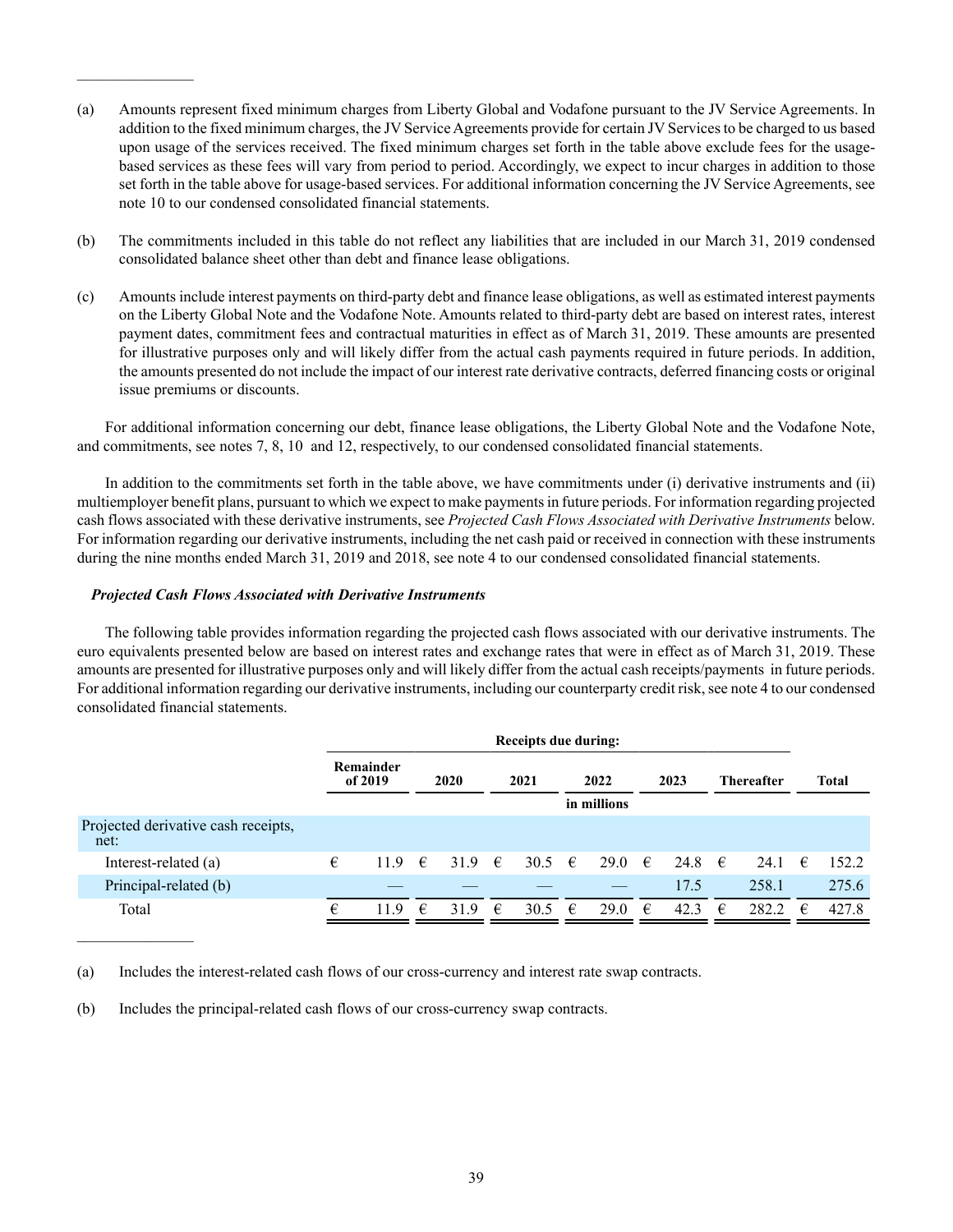---

(a) Amounts represent fixed minimum charges from Liberty Global and Vodafone pursuant to the JV Service Agreements. In addition to the fixed minimum charges, the JV Service Agreements provide for certain JV Services to be charged to us based upon usage of the services received. The fixed minimum charges set forth in the table above exclude fees for the usage-based services as these fees will vary from period to period. Accordingly, we expect to incur charges in addition to those set forth in the table above for usage-based services. For additional information concerning the JV Service Agreements, see note 10 to our condensed consolidated financial statements.

(b) The commitments included in this table do not reflect any liabilities that are included in our March 31, 2019 condensed consolidated balance sheet other than debt and finance lease obligations.

(c) Amounts include interest payments on third-party debt and finance lease obligations, as well as estimated interest payments on the Liberty Global Note and the Vodafone Note. Amounts related to third-party debt are based on interest rates, interest payment dates, commitment fees and contractual maturities in effect as of March 31, 2019. These amounts are presented for illustrative purposes only and will likely differ from the actual cash payments required in future periods. In addition, the amounts presented do not include the impact of our interest rate derivative contracts, deferred financing costs or original issue premiums or discounts.

For additional information concerning our debt, finance lease obligations, the Liberty Global Note and the Vodafone Note, and commitments, see notes 7, 8, 10 and 12, respectively, to our condensed consolidated financial statements.

In addition to the commitments set forth in the table above, we have commitments under (i) derivative instruments and (ii) multiemployer benefit plans, pursuant to which we expect to make payments in future periods. For information regarding projected cash flows associated with these derivative instruments, see *Projected Cash Flows Associated with Derivative Instruments* below. For information regarding our derivative instruments, including the net cash paid or received in connection with these instruments during the nine months ended March 31, 2019 and 2018, see note 4 to our condensed consolidated financial statements.

***Projected Cash Flows Associated with Derivative Instruments***

The following table provides information regarding the projected cash flows associated with our derivative instruments. The euro equivalents presented below are based on interest rates and exchange rates that were in effect as of March 31, 2019. These amounts are presented for illustrative purposes only and will likely differ from the actual cash receipts/payments in future periods. For additional information regarding our derivative instruments, including our counterparty credit risk, see note 4 to our condensed consolidated financial statements.

| | Receipts due during: | | | | | | |
|---|---|---|---|---|---|---|---|
| | Remainder of 2019 | 2020 | 2021 | 2022 | 2023 | Thereafter | Total |
| | | | | in millions | | | |
| Projected derivative cash receipts, net: | | | | | | | |
| Interest-related (a) | € 11.9 | € 31.9 | € 30.5 | € 29.0 | € 24.8 | € 24.1 | € 152.2 |
| Principal-related (b) | — | — | — | — | 17.5 | 258.1 | 275.6 |
| Total | € 11.9 | € 31.9 | € 30.5 | € 29.0 | € 42.3 | € 282.2 | € 427.8 |

---

(a) Includes the interest-related cash flows of our cross-currency and interest rate swap contracts.

(b) Includes the principal-related cash flows of our cross-currency swap contracts.